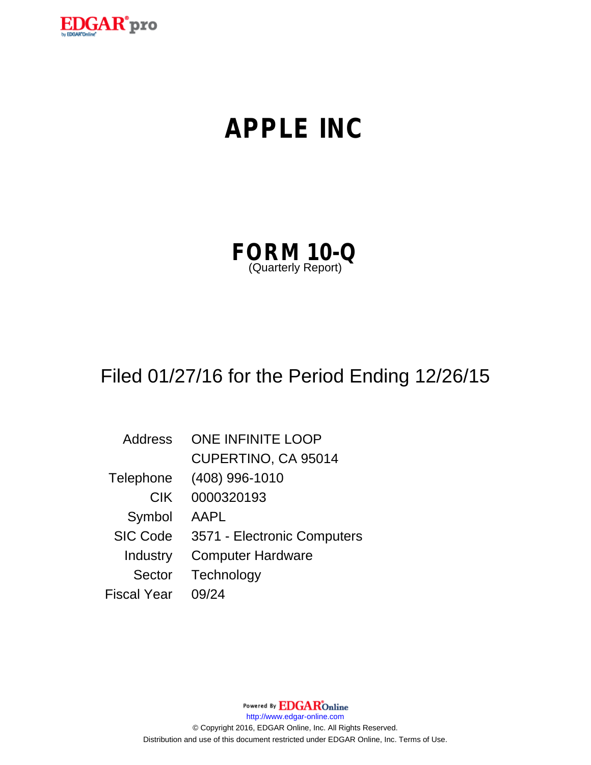# APPLE INC

## FORM 10-Q

(Quarterly Report)

Filed 01/27/16 for the Period Ending 12/26/15

| | |
|---|---|
| Address | ONE INFINITE LOOP |
| | CUPERTINO, CA 95014 |
| Telephone | (408) 996-1010 |
| CIK | 0000320193 |
| Symbol | AAPL |
| SIC Code | 3571 - Electronic Computers |
| Industry | Computer Hardware |
| Sector | Technology |
| Fiscal Year | 09/24 |

Powered By EDGAR Online

http://www.edgar-online.com

© Copyright 2016, EDGAR Online, Inc. All Rights Reserved.

Distribution and use of this document restricted under EDGAR Online, Inc. Terms of Use.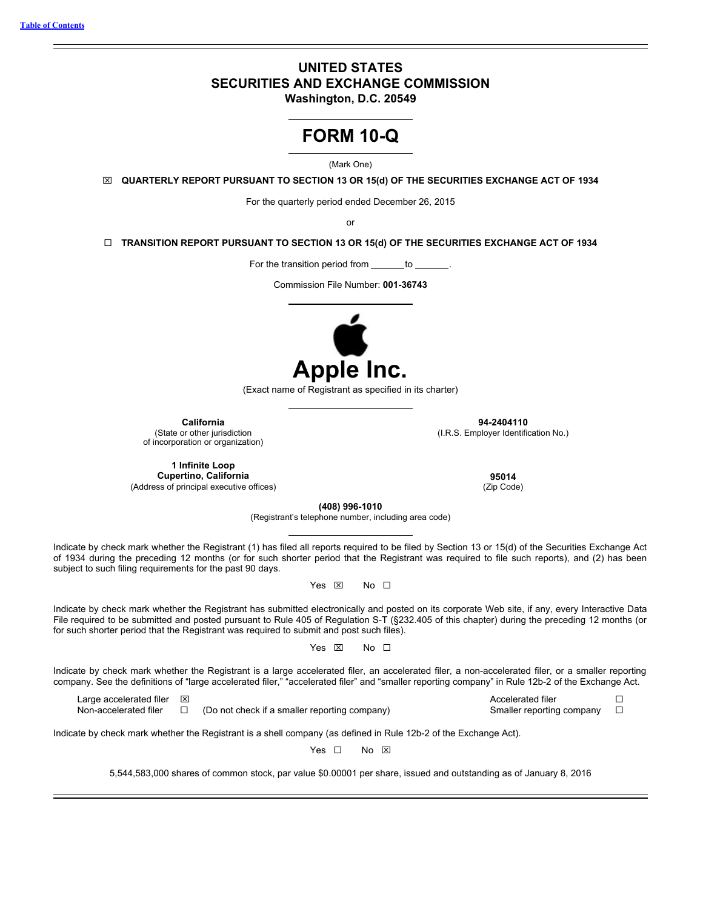# UNITED STATES
# SECURITIES AND EXCHANGE COMMISSION
**Washington, D.C. 20549**

---

# FORM 10-Q

---

(Mark One)

☒ **QUARTERLY REPORT PURSUANT TO SECTION 13 OR 15(d) OF THE SECURITIES EXCHANGE ACT OF 1934**

For the quarterly period ended December 26, 2015

or

☐ **TRANSITION REPORT PURSUANT TO SECTION 13 OR 15(d) OF THE SECURITIES EXCHANGE ACT OF 1934**

For the transition period from _______ to _______.

Commission File Number: **001-36743**

---

# Apple Inc.

(Exact name of Registrant as specified in its charter)

| | |
|---|---|
| **California**<br>(State or other jurisdiction of incorporation or organization) | **94-2404110**<br>(I.R.S. Employer Identification No.) |
| **1 Infinite Loop**<br>**Cupertino, California**<br>(Address of principal executive offices) | **95014**<br>(Zip Code) |

**(408) 996-1010**
(Registrant's telephone number, including area code)

---

Indicate by check mark whether the Registrant (1) has filed all reports required to be filed by Section 13 or 15(d) of the Securities Exchange Act of 1934 during the preceding 12 months (or for such shorter period that the Registrant was required to file such reports), and (2) has been subject to such filing requirements for the past 90 days.

Yes ☒ No ☐

Indicate by check mark whether the Registrant has submitted electronically and posted on its corporate Web site, if any, every Interactive Data File required to be submitted and posted pursuant to Rule 405 of Regulation S-T (§232.405 of this chapter) during the preceding 12 months (or for such shorter period that the Registrant was required to submit and post such files).

Yes ☒ No ☐

Indicate by check mark whether the Registrant is a large accelerated filer, an accelerated filer, a non-accelerated filer, or a smaller reporting company. See the definitions of "large accelerated filer," "accelerated filer" and "smaller reporting company" in Rule 12b-2 of the Exchange Act.

| | | | |
|---|---|---|---|
| Large accelerated filer | ☒ | Accelerated filer | ☐ |
| Non-accelerated filer | ☐ (Do not check if a smaller reporting company) | Smaller reporting company | ☐ |

Indicate by check mark whether the Registrant is a shell company (as defined in Rule 12b-2 of the Exchange Act).

Yes ☐ No ☒

5,544,583,000 shares of common stock, par value $0.00001 per share, issued and outstanding as of January 8, 2016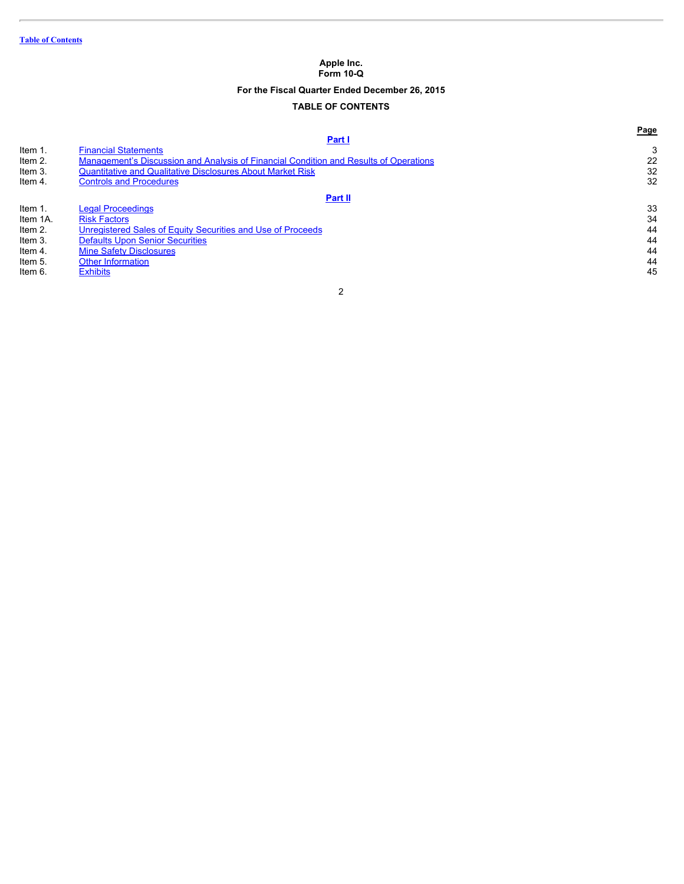Table of Contents

**Apple Inc.**
**Form 10-Q**

**For the Fiscal Quarter Ended December 26, 2015**

**TABLE OF CONTENTS**

| | | Page |
|---|---|---|
| | **Part I** | |
| Item 1. | Financial Statements | 3 |
| Item 2. | Management's Discussion and Analysis of Financial Condition and Results of Operations | 22 |
| Item 3. | Quantitative and Qualitative Disclosures About Market Risk | 32 |
| Item 4. | Controls and Procedures | 32 |
| | **Part II** | |
| Item 1. | Legal Proceedings | 33 |
| Item 1A. | Risk Factors | 34 |
| Item 2. | Unregistered Sales of Equity Securities and Use of Proceeds | 44 |
| Item 3. | Defaults Upon Senior Securities | 44 |
| Item 4. | Mine Safety Disclosures | 44 |
| Item 5. | Other Information | 44 |
| Item 6. | Exhibits | 45 |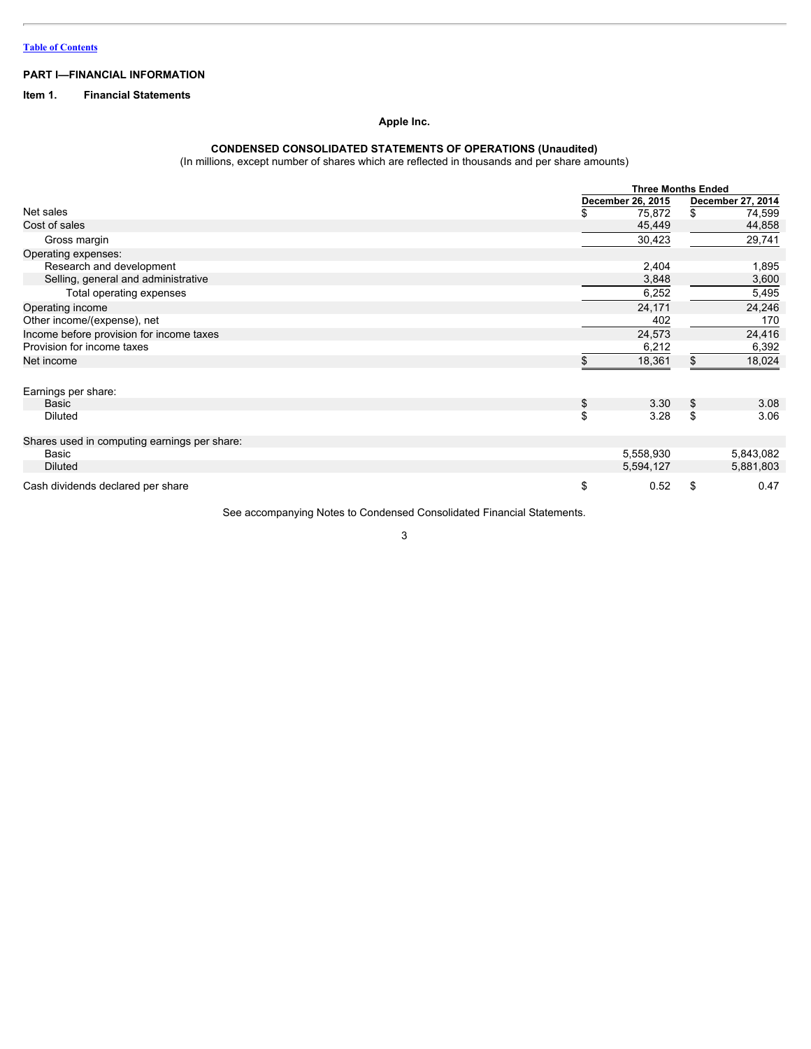[Table of Contents](#)

## PART I—FINANCIAL INFORMATION

### Item 1. Financial Statements

**Apple Inc.**

**CONDENSED CONSOLIDATED STATEMENTS OF OPERATIONS (Unaudited)**
(In millions, except number of shares which are reflected in thousands and per share amounts)

| | Three Months Ended | |
|---|---|---|
| | December 26, 2015 | December 27, 2014 |
| Net sales | $ 75,872 | $ 74,599 |
| Cost of sales | 45,449 | 44,858 |
| Gross margin | 30,423 | 29,741 |
| Operating expenses: | | |
| Research and development | 2,404 | 1,895 |
| Selling, general and administrative | 3,848 | 3,600 |
| Total operating expenses | 6,252 | 5,495 |
| Operating income | 24,171 | 24,246 |
| Other income/(expense), net | 402 | 170 |
| Income before provision for income taxes | 24,573 | 24,416 |
| Provision for income taxes | 6,212 | 6,392 |
| Net income | $ 18,361 | $ 18,024 |
| | | |
| Earnings per share: | | |
| Basic | $ 3.30 | $ 3.08 |
| Diluted | $ 3.28 | $ 3.06 |
| | | |
| Shares used in computing earnings per share: | | |
| Basic | 5,558,930 | 5,843,082 |
| Diluted | 5,594,127 | 5,881,803 |
| | | |
| Cash dividends declared per share | $ 0.52 | $ 0.47 |

See accompanying Notes to Condensed Consolidated Financial Statements.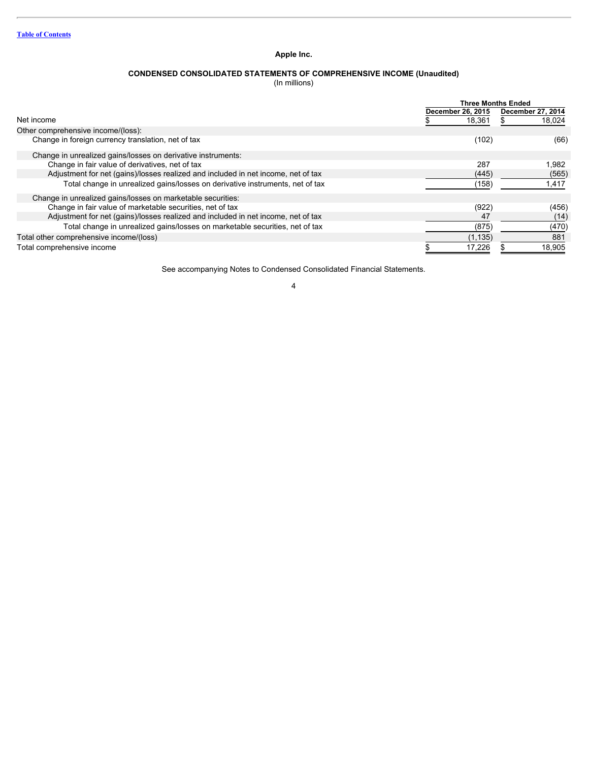[Table of Contents](#)

# Apple Inc.

## CONDENSED CONSOLIDATED STATEMENTS OF COMPREHENSIVE INCOME (Unaudited)

(In millions)

| | Three Months Ended | |
|---|---|---|
| | December 26, 2015 | December 27, 2014 |
| Net income | $ 18,361 | $ 18,024 |
| Other comprehensive income/(loss): | | |
| Change in foreign currency translation, net of tax | (102) | (66) |
| Change in unrealized gains/losses on derivative instruments: | | |
| Change in fair value of derivatives, net of tax | 287 | 1,982 |
| Adjustment for net (gains)/losses realized and included in net income, net of tax | (445) | (565) |
| Total change in unrealized gains/losses on derivative instruments, net of tax | (158) | 1,417 |
| Change in unrealized gains/losses on marketable securities: | | |
| Change in fair value of marketable securities, net of tax | (922) | (456) |
| Adjustment for net (gains)/losses realized and included in net income, net of tax | 47 | (14) |
| Total change in unrealized gains/losses on marketable securities, net of tax | (875) | (470) |
| Total other comprehensive income/(loss) | (1,135) | 881 |
| Total comprehensive income | $ 17,226 | $ 18,905 |

See accompanying Notes to Condensed Consolidated Financial Statements.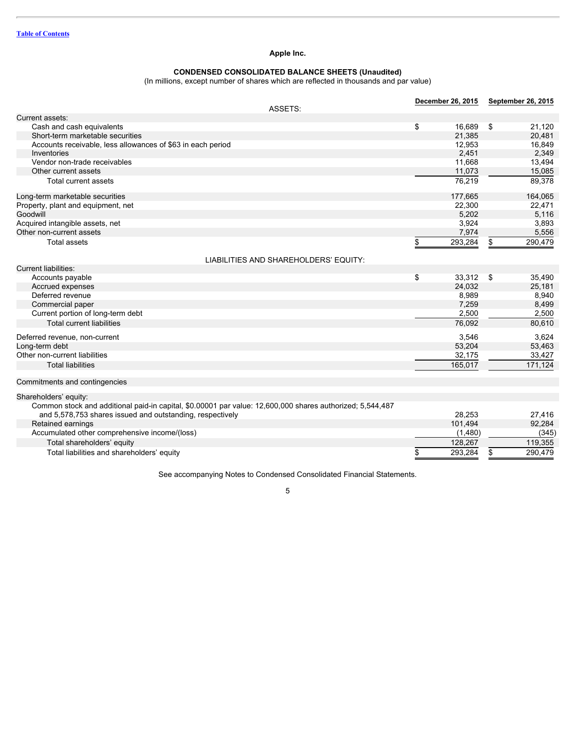Table of Contents

## Apple Inc.

### CONDENSED CONSOLIDATED BALANCE SHEETS (Unaudited)

(In millions, except number of shares which are reflected in thousands and par value)

| | December 26, 2015 | September 26, 2015 |
|---|---|---|
| **ASSETS:** | | |
| Current assets: | | |
| Cash and cash equivalents | $ 16,689 | $ 21,120 |
| Short-term marketable securities | 21,385 | 20,481 |
| Accounts receivable, less allowances of $63 in each period | 12,953 | 16,849 |
| Inventories | 2,451 | 2,349 |
| Vendor non-trade receivables | 11,668 | 13,494 |
| Other current assets | 11,073 | 15,085 |
| Total current assets | 76,219 | 89,378 |
| Long-term marketable securities | 177,665 | 164,065 |
| Property, plant and equipment, net | 22,300 | 22,471 |
| Goodwill | 5,202 | 5,116 |
| Acquired intangible assets, net | 3,924 | 3,893 |
| Other non-current assets | 7,974 | 5,556 |
| Total assets | $ 293,284 | $ 290,479 |
| **LIABILITIES AND SHAREHOLDERS' EQUITY:** | | |
| Current liabilities: | | |
| Accounts payable | $ 33,312 | $ 35,490 |
| Accrued expenses | 24,032 | 25,181 |
| Deferred revenue | 8,989 | 8,940 |
| Commercial paper | 7,259 | 8,499 |
| Current portion of long-term debt | 2,500 | 2,500 |
| Total current liabilities | 76,092 | 80,610 |
| Deferred revenue, non-current | 3,546 | 3,624 |
| Long-term debt | 53,204 | 53,463 |
| Other non-current liabilities | 32,175 | 33,427 |
| Total liabilities | 165,017 | 171,124 |
| Commitments and contingencies | | |
| Shareholders' equity: | | |
| Common stock and additional paid-in capital, $0.00001 par value: 12,600,000 shares authorized; 5,544,487 and 5,578,753 shares issued and outstanding, respectively | 28,253 | 27,416 |
| Retained earnings | 101,494 | 92,284 |
| Accumulated other comprehensive income/(loss) | (1,480) | (345) |
| Total shareholders' equity | 128,267 | 119,355 |
| Total liabilities and shareholders' equity | $ 293,284 | $ 290,479 |

See accompanying Notes to Condensed Consolidated Financial Statements.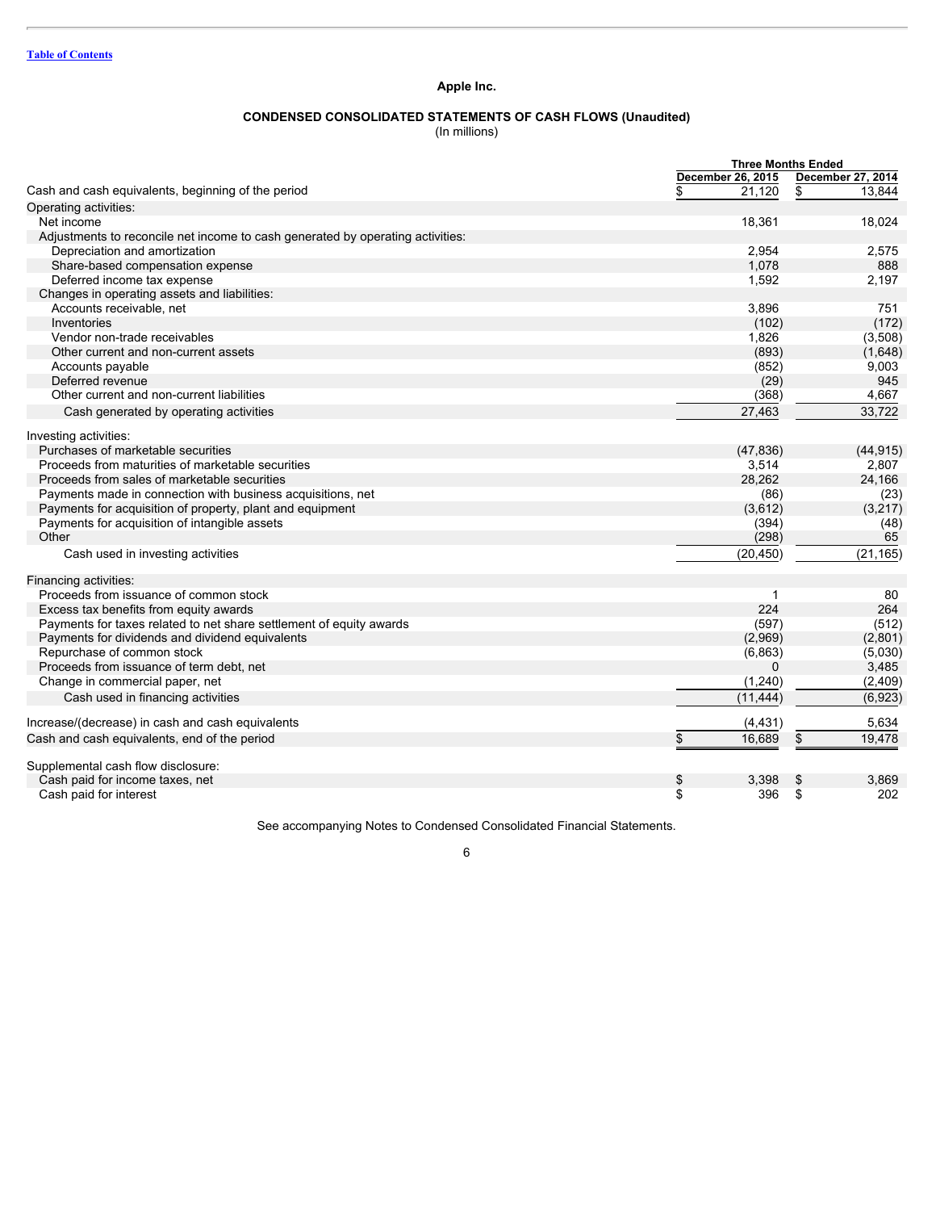Table of Contents

## Apple Inc.

### CONDENSED CONSOLIDATED STATEMENTS OF CASH FLOWS (Unaudited)

(In millions)

| | Three Months Ended | |
|---|---|---|
| | December 26, 2015 | December 27, 2014 |
| Cash and cash equivalents, beginning of the period | $ 21,120 | $ 13,844 |
| Operating activities: | | |
| Net income | 18,361 | 18,024 |
| Adjustments to reconcile net income to cash generated by operating activities: | | |
| Depreciation and amortization | 2,954 | 2,575 |
| Share-based compensation expense | 1,078 | 888 |
| Deferred income tax expense | 1,592 | 2,197 |
| Changes in operating assets and liabilities: | | |
| Accounts receivable, net | 3,896 | 751 |
| Inventories | (102) | (172) |
| Vendor non-trade receivables | 1,826 | (3,508) |
| Other current and non-current assets | (893) | (1,648) |
| Accounts payable | (852) | 9,003 |
| Deferred revenue | (29) | 945 |
| Other current and non-current liabilities | (368) | 4,667 |
| Cash generated by operating activities | 27,463 | 33,722 |
| Investing activities: | | |
| Purchases of marketable securities | (47,836) | (44,915) |
| Proceeds from maturities of marketable securities | 3,514 | 2,807 |
| Proceeds from sales of marketable securities | 28,262 | 24,166 |
| Payments made in connection with business acquisitions, net | (86) | (23) |
| Payments for acquisition of property, plant and equipment | (3,612) | (3,217) |
| Payments for acquisition of intangible assets | (394) | (48) |
| Other | (298) | 65 |
| Cash used in investing activities | (20,450) | (21,165) |
| Financing activities: | | |
| Proceeds from issuance of common stock | 1 | 80 |
| Excess tax benefits from equity awards | 224 | 264 |
| Payments for taxes related to net share settlement of equity awards | (597) | (512) |
| Payments for dividends and dividend equivalents | (2,969) | (2,801) |
| Repurchase of common stock | (6,863) | (5,030) |
| Proceeds from issuance of term debt, net | 0 | 3,485 |
| Change in commercial paper, net | (1,240) | (2,409) |
| Cash used in financing activities | (11,444) | (6,923) |
| Increase/(decrease) in cash and cash equivalents | (4,431) | 5,634 |
| Cash and cash equivalents, end of the period | $ 16,689 | $ 19,478 |
| Supplemental cash flow disclosure: | | |
| Cash paid for income taxes, net | $ 3,398 | $ 3,869 |
| Cash paid for interest | $ 396 | $ 202 |

See accompanying Notes to Condensed Consolidated Financial Statements.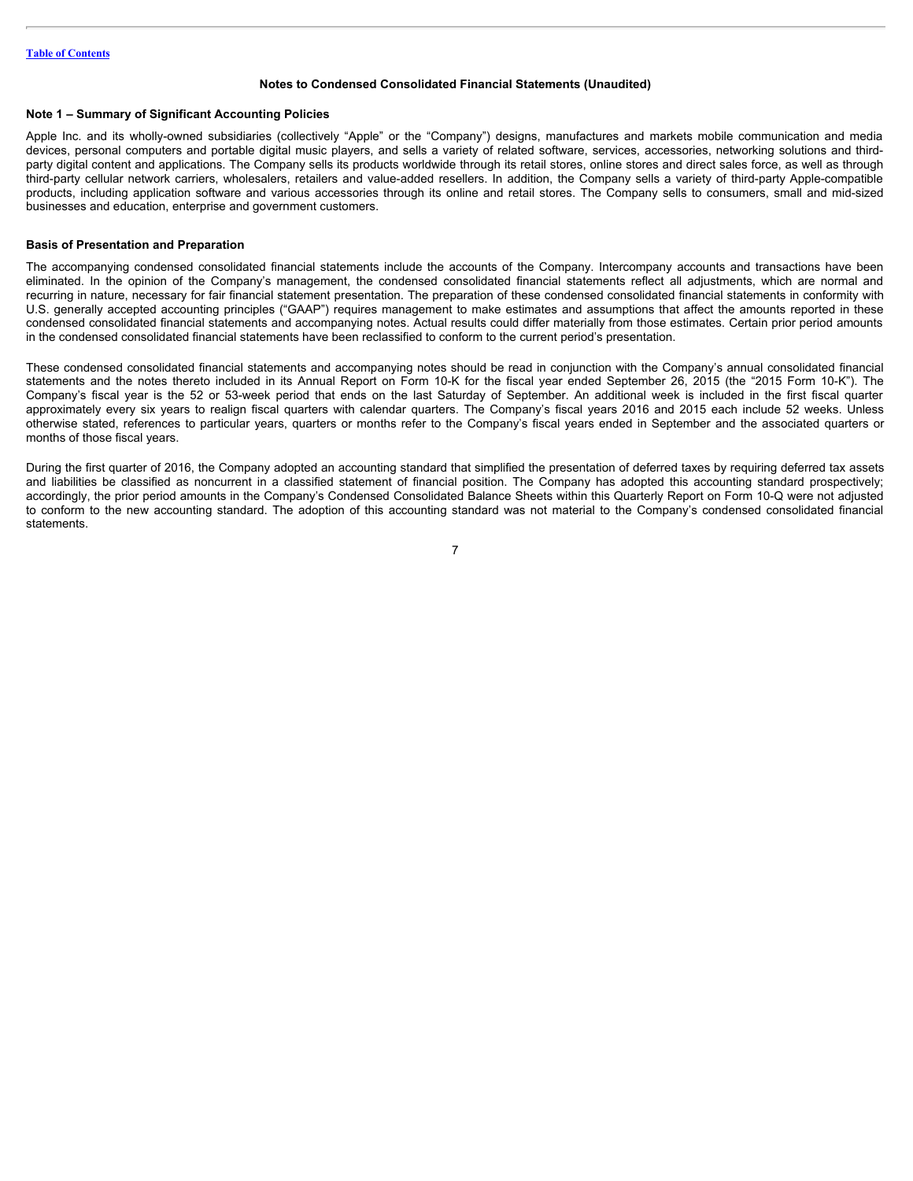## Notes to Condensed Consolidated Financial Statements (Unaudited)

### Note 1 – Summary of Significant Accounting Policies

Apple Inc. and its wholly-owned subsidiaries (collectively "Apple" or the "Company") designs, manufactures and markets mobile communication and media devices, personal computers and portable digital music players, and sells a variety of related software, services, accessories, networking solutions and third-party digital content and applications. The Company sells its products worldwide through its retail stores, online stores and direct sales force, as well as through third-party cellular network carriers, wholesalers, retailers and value-added resellers. In addition, the Company sells a variety of third-party Apple-compatible products, including application software and various accessories through its online and retail stores. The Company sells to consumers, small and mid-sized businesses and education, enterprise and government customers.

### Basis of Presentation and Preparation

The accompanying condensed consolidated financial statements include the accounts of the Company. Intercompany accounts and transactions have been eliminated. In the opinion of the Company's management, the condensed consolidated financial statements reflect all adjustments, which are normal and recurring in nature, necessary for fair financial statement presentation. The preparation of these condensed consolidated financial statements in conformity with U.S. generally accepted accounting principles ("GAAP") requires management to make estimates and assumptions that affect the amounts reported in these condensed consolidated financial statements and accompanying notes. Actual results could differ materially from those estimates. Certain prior period amounts in the condensed consolidated financial statements have been reclassified to conform to the current period's presentation.

These condensed consolidated financial statements and accompanying notes should be read in conjunction with the Company's annual consolidated financial statements and the notes thereto included in its Annual Report on Form 10-K for the fiscal year ended September 26, 2015 (the "2015 Form 10-K"). The Company's fiscal year is the 52 or 53-week period that ends on the last Saturday of September. An additional week is included in the first fiscal quarter approximately every six years to realign fiscal quarters with calendar quarters. The Company's fiscal years 2016 and 2015 each include 52 weeks. Unless otherwise stated, references to particular years, quarters or months refer to the Company's fiscal years ended in September and the associated quarters or months of those fiscal years.

During the first quarter of 2016, the Company adopted an accounting standard that simplified the presentation of deferred taxes by requiring deferred tax assets and liabilities be classified as noncurrent in a classified statement of financial position. The Company has adopted this accounting standard prospectively; accordingly, the prior period amounts in the Company's Condensed Consolidated Balance Sheets within this Quarterly Report on Form 10-Q were not adjusted to conform to the new accounting standard. The adoption of this accounting standard was not material to the Company's condensed consolidated financial statements.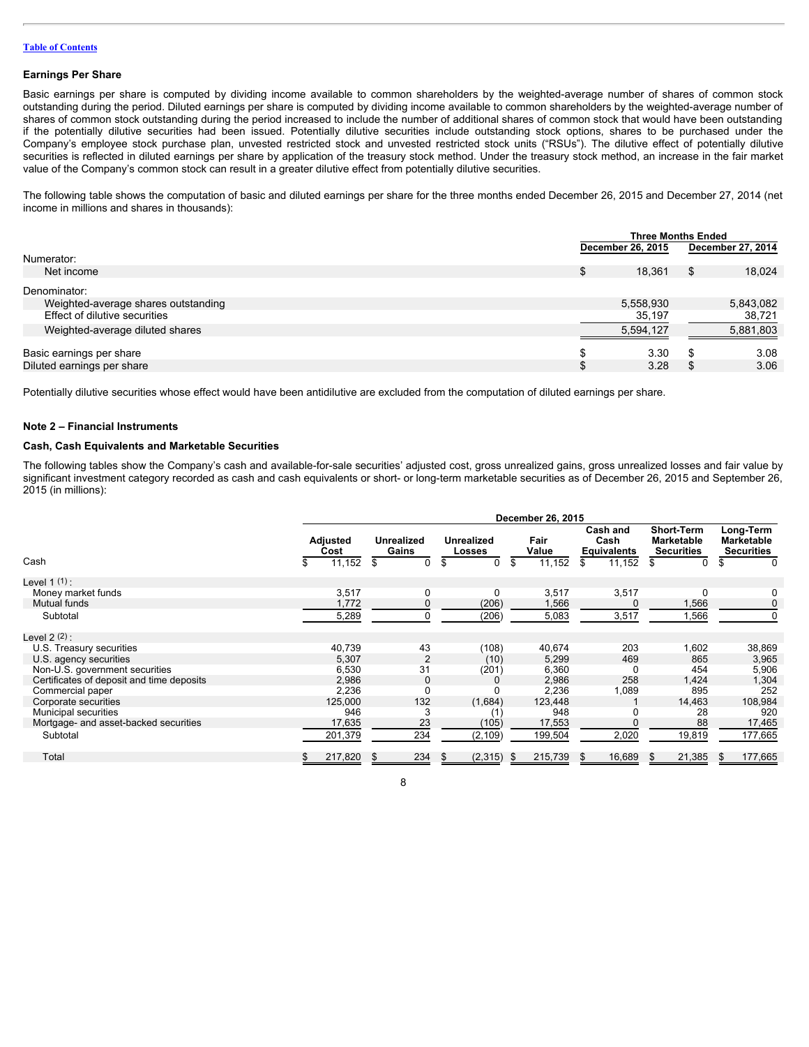[Table of Contents](#)

### Earnings Per Share

Basic earnings per share is computed by dividing income available to common shareholders by the weighted-average number of shares of common stock outstanding during the period. Diluted earnings per share is computed by dividing income available to common shareholders by the weighted-average number of shares of common stock outstanding during the period increased to include the number of additional shares of common stock that would have been outstanding if the potentially dilutive securities had been issued. Potentially dilutive securities include outstanding stock options, shares to be purchased under the Company's employee stock purchase plan, unvested restricted stock and unvested restricted stock units ("RSUs"). The dilutive effect of potentially dilutive securities is reflected in diluted earnings per share by application of the treasury stock method. Under the treasury stock method, an increase in the fair market value of the Company's common stock can result in a greater dilutive effect from potentially dilutive securities.

The following table shows the computation of basic and diluted earnings per share for the three months ended December 26, 2015 and December 27, 2014 (net income in millions and shares in thousands):

| | Three Months Ended | |
|---|---|---|
| | December 26, 2015 | December 27, 2014 |
| Numerator: | | |
| Net income | $ 18,361 | $ 18,024 |
| Denominator: | | |
| Weighted-average shares outstanding | 5,558,930 | 5,843,082 |
| Effect of dilutive securities | 35,197 | 38,721 |
| Weighted-average diluted shares | 5,594,127 | 5,881,803 |
| Basic earnings per share | $ 3.30 | $ 3.08 |
| Diluted earnings per share | $ 3.28 | $ 3.06 |

Potentially dilutive securities whose effect would have been antidilutive are excluded from the computation of diluted earnings per share.

### Note 2 – Financial Instruments

### Cash, Cash Equivalents and Marketable Securities

The following tables show the Company's cash and available-for-sale securities' adjusted cost, gross unrealized gains, gross unrealized losses and fair value by significant investment category recorded as cash and cash equivalents or short- or long-term marketable securities as of December 26, 2015 and September 26, 2015 (in millions):

| | December 26, 2015 | | | | | | |
|---|---|---|---|---|---|---|---|
| | Adjusted Cost | Unrealized Gains | Unrealized Losses | Fair Value | Cash and Cash Equivalents | Short-Term Marketable Securities | Long-Term Marketable Securities |
| Cash | $ 11,152 | $ 0 | $ 0 | $ 11,152 | $ 11,152 | $ 0 | $ 0 |
| Level 1 [1]: | | | | | | | |
| Money market funds | 3,517 | 0 | 0 | 3,517 | 3,517 | 0 | 0 |
| Mutual funds | 1,772 | 0 | (206) | 1,566 | 0 | 1,566 | 0 |
| Subtotal | 5,289 | 0 | (206) | 5,083 | 3,517 | 1,566 | 0 |
| Level 2 [2]: | | | | | | | |
| U.S. Treasury securities | 40,739 | 43 | (108) | 40,674 | 203 | 1,602 | 38,869 |
| U.S. agency securities | 5,307 | 2 | (10) | 5,299 | 469 | 865 | 3,965 |
| Non-U.S. government securities | 6,530 | 31 | (201) | 6,360 | 0 | 454 | 5,906 |
| Certificates of deposit and time deposits | 2,986 | 0 | 0 | 2,986 | 258 | 1,424 | 1,304 |
| Commercial paper | 2,236 | 0 | 0 | 2,236 | 1,089 | 895 | 252 |
| Corporate securities | 125,000 | 132 | (1,684) | 123,448 | 1 | 14,463 | 108,984 |
| Municipal securities | 946 | 3 | (1) | 948 | 0 | 28 | 920 |
| Mortgage- and asset-backed securities | 17,635 | 23 | (105) | 17,553 | 0 | 88 | 17,465 |
| Subtotal | 201,379 | 234 | (2,109) | 199,504 | 2,020 | 19,819 | 177,665 |
| Total | $ 217,820 | $ 234 | $ (2,315) | $ 215,739 | $ 16,689 | $ 21,385 | $ 177,665 |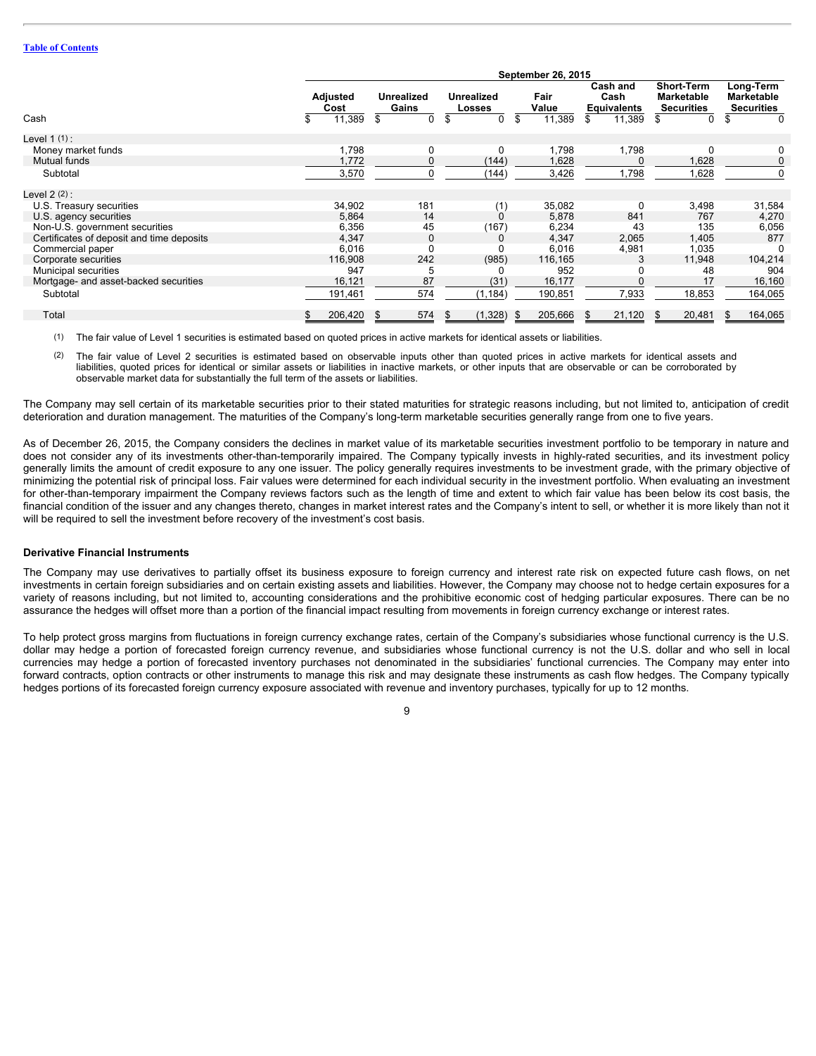| | September 26, 2015 | | | | | | |
|---|---|---|---|---|---|---|---|
| | Adjusted Cost | Unrealized Gains | Unrealized Losses | Fair Value | Cash and Cash Equivalents | Short-Term Marketable Securities | Long-Term Marketable Securities |
| Cash | $ 11,389 | $ 0 | $ 0 | $ 11,389 | $ 11,389 | $ 0 | $ 0 |
| Level 1 (1) : | | | | | | | |
| Money market funds | 1,798 | 0 | 0 | 1,798 | 1,798 | 0 | 0 |
| Mutual funds | 1,772 | 0 | (144) | 1,628 | 0 | 1,628 | 0 |
| Subtotal | 3,570 | 0 | (144) | 3,426 | 1,798 | 1,628 | 0 |
| Level 2 (2) : | | | | | | | |
| U.S. Treasury securities | 34,902 | 181 | (1) | 35,082 | 0 | 3,498 | 31,584 |
| U.S. agency securities | 5,864 | 14 | 0 | 5,878 | 841 | 767 | 4,270 |
| Non-U.S. government securities | 6,356 | 45 | (167) | 6,234 | 43 | 135 | 6,056 |
| Certificates of deposit and time deposits | 4,347 | 0 | 0 | 4,347 | 2,065 | 1,405 | 877 |
| Commercial paper | 6,016 | 0 | 0 | 6,016 | 4,981 | 1,035 | 0 |
| Corporate securities | 116,908 | 242 | (985) | 116,165 | 3 | 11,948 | 104,214 |
| Municipal securities | 947 | 5 | 0 | 952 | 0 | 48 | 904 |
| Mortgage- and asset-backed securities | 16,121 | 87 | (31) | 16,177 | 0 | 17 | 16,160 |
| Subtotal | 191,461 | 574 | (1,184) | 190,851 | 7,933 | 18,853 | 164,065 |
| Total | $ 206,420 | $ 574 | $ (1,328) | $ 205,666 | $ 21,120 | $ 20,481 | $ 164,065 |

(1) The fair value of Level 1 securities is estimated based on quoted prices in active markets for identical assets or liabilities.

(2) The fair value of Level 2 securities is estimated based on observable inputs other than quoted prices in active markets for identical assets and liabilities, quoted prices for identical or similar assets or liabilities in inactive markets, or other inputs that are observable or can be corroborated by observable market data for substantially the full term of the assets or liabilities.

The Company may sell certain of its marketable securities prior to their stated maturities for strategic reasons including, but not limited to, anticipation of credit deterioration and duration management. The maturities of the Company's long-term marketable securities generally range from one to five years.

As of December 26, 2015, the Company considers the declines in market value of its marketable securities investment portfolio to be temporary in nature and does not consider any of its investments other-than-temporarily impaired. The Company typically invests in highly-rated securities, and its investment policy generally limits the amount of credit exposure to any one issuer. The policy generally requires investments to be investment grade, with the primary objective of minimizing the potential risk of principal loss. Fair values were determined for each individual security in the investment portfolio. When evaluating an investment for other-than-temporary impairment the Company reviews factors such as the length of time and extent to which fair value has been below its cost basis, the financial condition of the issuer and any changes thereto, changes in market interest rates and the Company's intent to sell, or whether it is more likely than not it will be required to sell the investment before recovery of the investment's cost basis.

**Derivative Financial Instruments**

The Company may use derivatives to partially offset its business exposure to foreign currency and interest rate risk on expected future cash flows, on net investments in certain foreign subsidiaries and on certain existing assets and liabilities. However, the Company may choose not to hedge certain exposures for a variety of reasons including, but not limited to, accounting considerations and the prohibitive economic cost of hedging particular exposures. There can be no assurance the hedges will offset more than a portion of the financial impact resulting from movements in foreign currency exchange or interest rates.

To help protect gross margins from fluctuations in foreign currency exchange rates, certain of the Company's subsidiaries whose functional currency is the U.S. dollar may hedge a portion of forecasted foreign currency revenue, and subsidiaries whose functional currency is not the U.S. dollar and who sell in local currencies may hedge a portion of forecasted inventory purchases not denominated in the subsidiaries' functional currencies. The Company may enter into forward contracts, option contracts or other instruments to manage this risk and may designate these instruments as cash flow hedges. The Company typically hedges portions of its forecasted foreign currency exposure associated with revenue and inventory purchases, typically for up to 12 months.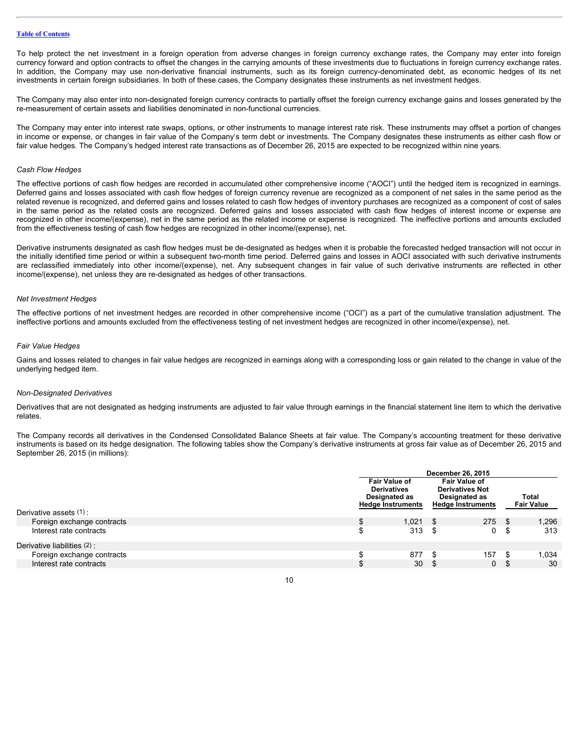[Table of Contents](#)

To help protect the net investment in a foreign operation from adverse changes in foreign currency exchange rates, the Company may enter into foreign currency forward and option contracts to offset the changes in the carrying amounts of these investments due to fluctuations in foreign currency exchange rates. In addition, the Company may use non-derivative financial instruments, such as its foreign currency-denominated debt, as economic hedges of its net investments in certain foreign subsidiaries. In both of these cases, the Company designates these instruments as net investment hedges.

The Company may also enter into non-designated foreign currency contracts to partially offset the foreign currency exchange gains and losses generated by the re-measurement of certain assets and liabilities denominated in non-functional currencies.

The Company may enter into interest rate swaps, options, or other instruments to manage interest rate risk. These instruments may offset a portion of changes in income or expense, or changes in fair value of the Company's term debt or investments. The Company designates these instruments as either cash flow or fair value hedges. The Company's hedged interest rate transactions as of December 26, 2015 are expected to be recognized within nine years.

*Cash Flow Hedges*

The effective portions of cash flow hedges are recorded in accumulated other comprehensive income ("AOCI") until the hedged item is recognized in earnings. Deferred gains and losses associated with cash flow hedges of foreign currency revenue are recognized as a component of net sales in the same period as the related revenue is recognized, and deferred gains and losses related to cash flow hedges of inventory purchases are recognized as a component of cost of sales in the same period as the related costs are recognized. Deferred gains and losses associated with cash flow hedges of interest income or expense are recognized in other income/(expense), net in the same period as the related income or expense is recognized. The ineffective portions and amounts excluded from the effectiveness testing of cash flow hedges are recognized in other income/(expense), net.

Derivative instruments designated as cash flow hedges must be de-designated as hedges when it is probable the forecasted hedged transaction will not occur in the initially identified time period or within a subsequent two-month time period. Deferred gains and losses in AOCI associated with such derivative instruments are reclassified immediately into other income/(expense), net. Any subsequent changes in fair value of such derivative instruments are reflected in other income/(expense), net unless they are re-designated as hedges of other transactions.

*Net Investment Hedges*

The effective portions of net investment hedges are recorded in other comprehensive income ("OCI") as a part of the cumulative translation adjustment. The ineffective portions and amounts excluded from the effectiveness testing of net investment hedges are recognized in other income/(expense), net.

*Fair Value Hedges*

Gains and losses related to changes in fair value hedges are recognized in earnings along with a corresponding loss or gain related to the change in value of the underlying hedged item.

*Non-Designated Derivatives*

Derivatives that are not designated as hedging instruments are adjusted to fair value through earnings in the financial statement line item to which the derivative relates.

The Company records all derivatives in the Condensed Consolidated Balance Sheets at fair value. The Company's accounting treatment for these derivative instruments is based on its hedge designation. The following tables show the Company's derivative instruments at gross fair value as of December 26, 2015 and September 26, 2015 (in millions):

| | December 26, 2015 | | |
|---|---|---|---|
| | Fair Value of Derivatives Designated as Hedge Instruments | Fair Value of Derivatives Not Designated as Hedge Instruments | Total Fair Value |
| Derivative assets (1): | | | |
| Foreign exchange contracts | $ 1,021 | $ 275 | $ 1,296 |
| Interest rate contracts | $ 313 | $ 0 | $ 313 |
| Derivative liabilities (2): | | | |
| Foreign exchange contracts | $ 877 | $ 157 | $ 1,034 |
| Interest rate contracts | $ 30 | $ 0 | $ 30 |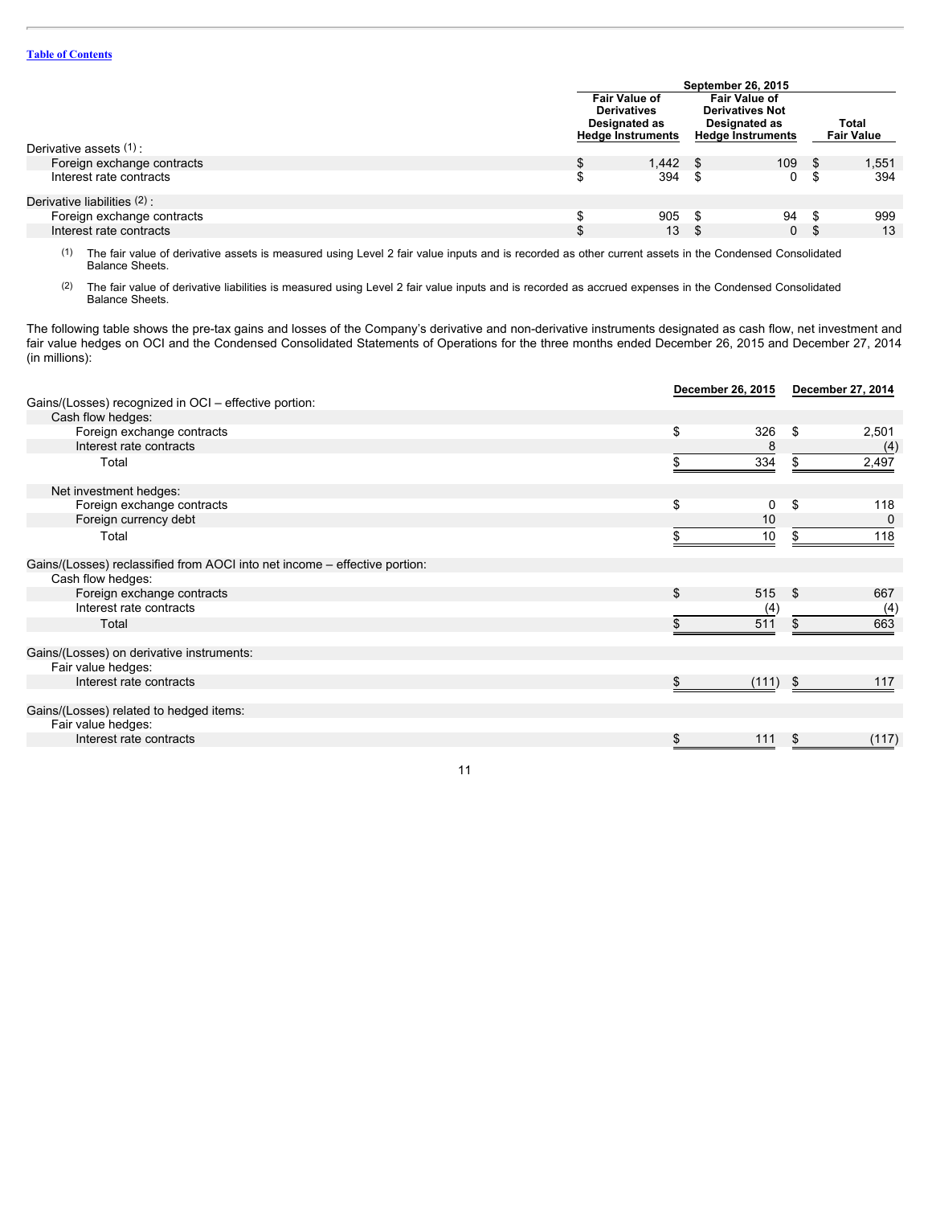| | September 26, 2015 | | |
|---|---|---|---|
| | Fair Value of Derivatives Designated as Hedge Instruments | Fair Value of Derivatives Not Designated as Hedge Instruments | Total Fair Value |
| Derivative assets [(1)]: | | | |
| Foreign exchange contracts | $ 1,442 | $ 109 | $ 1,551 |
| Interest rate contracts | $ 394 | $ 0 | $ 394 |
| Derivative liabilities [(2)]: | | | |
| Foreign exchange contracts | $ 905 | $ 94 | $ 999 |
| Interest rate contracts | $ 13 | $ 0 | $ 13 |

(1) The fair value of derivative assets is measured using Level 2 fair value inputs and is recorded as other current assets in the Condensed Consolidated Balance Sheets.

(2) The fair value of derivative liabilities is measured using Level 2 fair value inputs and is recorded as accrued expenses in the Condensed Consolidated Balance Sheets.

The following table shows the pre-tax gains and losses of the Company's derivative and non-derivative instruments designated as cash flow, net investment and fair value hedges on OCI and the Condensed Consolidated Statements of Operations for the three months ended December 26, 2015 and December 27, 2014 (in millions):

| | December 26, 2015 | December 27, 2014 |
|---|---|---|
| Gains/(Losses) recognized in OCI – effective portion: | | |
| Cash flow hedges: | | |
| Foreign exchange contracts | $ 326 | $ 2,501 |
| Interest rate contracts | 8 | (4) |
| Total | $ 334 | $ 2,497 |
| Net investment hedges: | | |
| Foreign exchange contracts | $ 0 | $ 118 |
| Foreign currency debt | 10 | 0 |
| Total | $ 10 | $ 118 |
| Gains/(Losses) reclassified from AOCI into net income – effective portion: | | |
| Cash flow hedges: | | |
| Foreign exchange contracts | $ 515 | $ 667 |
| Interest rate contracts | (4) | (4) |
| Total | $ 511 | $ 663 |
| Gains/(Losses) on derivative instruments: | | |
| Fair value hedges: | | |
| Interest rate contracts | $ (111) | $ 117 |
| Gains/(Losses) related to hedged items: | | |
| Fair value hedges: | | |
| Interest rate contracts | $ 111 | $ (117) |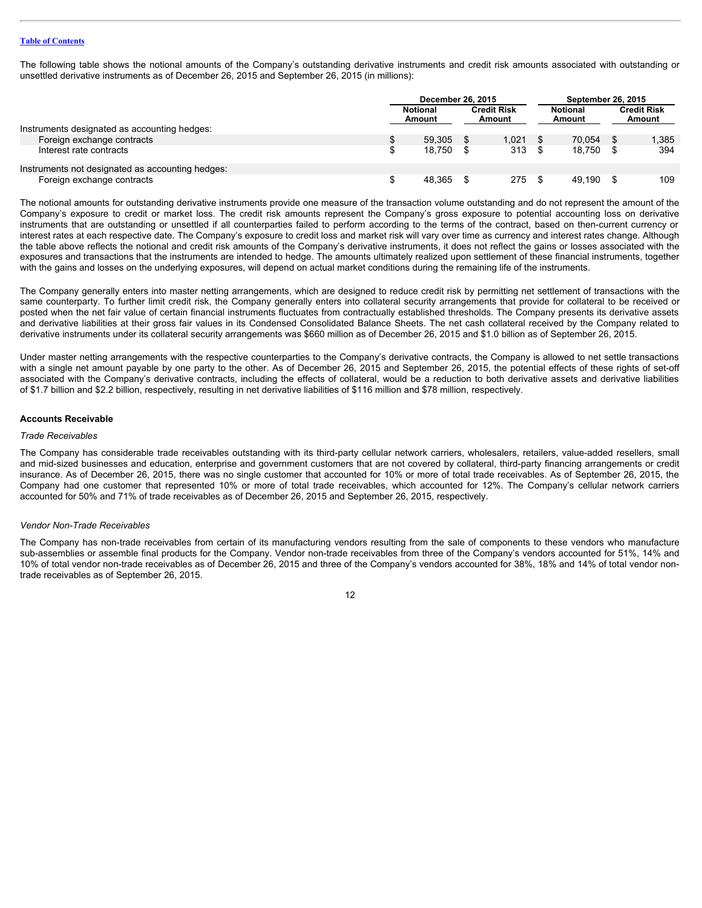The following table shows the notional amounts of the Company's outstanding derivative instruments and credit risk amounts associated with outstanding or unsettled derivative instruments as of December 26, 2015 and September 26, 2015 (in millions):

| | December 26, 2015 | | September 26, 2015 | |
|---|---|---|---|---|
| | Notional Amount | Credit Risk Amount | Notional Amount | Credit Risk Amount |
| Instruments designated as accounting hedges: | | | | |
| Foreign exchange contracts | $ 59,305 | $ 1,021 | $ 70,054 | $ 1,385 |
| Interest rate contracts | $ 18,750 | $ 313 | $ 18,750 | $ 394 |
| Instruments not designated as accounting hedges: | | | | |
| Foreign exchange contracts | $ 48,365 | $ 275 | $ 49,190 | $ 109 |

The notional amounts for outstanding derivative instruments provide one measure of the transaction volume outstanding and do not represent the amount of the Company's exposure to credit or market loss. The credit risk amounts represent the Company's gross exposure to potential accounting loss on derivative instruments that are outstanding or unsettled if all counterparties failed to perform according to the terms of the contract, based on then-current currency or interest rates at each respective date. The Company's exposure to credit loss and market risk will vary over time as currency and interest rates change. Although the table above reflects the notional and credit risk amounts of the Company's derivative instruments, it does not reflect the gains or losses associated with the exposures and transactions that the instruments are intended to hedge. The amounts ultimately realized upon settlement of these financial instruments, together with the gains and losses on the underlying exposures, will depend on actual market conditions during the remaining life of the instruments.

The Company generally enters into master netting arrangements, which are designed to reduce credit risk by permitting net settlement of transactions with the same counterparty. To further limit credit risk, the Company generally enters into collateral security arrangements that provide for collateral to be received or posted when the net fair value of certain financial instruments fluctuates from contractually established thresholds. The Company presents its derivative assets and derivative liabilities at their gross fair values in its Condensed Consolidated Balance Sheets. The net cash collateral received by the Company related to derivative instruments under its collateral security arrangements was $660 million as of December 26, 2015 and $1.0 billion as of September 26, 2015.

Under master netting arrangements with the respective counterparties to the Company's derivative contracts, the Company is allowed to net settle transactions with a single net amount payable by one party to the other. As of December 26, 2015 and September 26, 2015, the potential effects of these rights of set-off associated with the Company's derivative contracts, including the effects of collateral, would be a reduction to both derivative assets and derivative liabilities of $1.7 billion and $2.2 billion, respectively, resulting in net derivative liabilities of $116 million and $78 million, respectively.

### Accounts Receivable

*Trade Receivables*

The Company has considerable trade receivables outstanding with its third-party cellular network carriers, wholesalers, retailers, value-added resellers, small and mid-sized businesses and education, enterprise and government customers that are not covered by collateral, third-party financing arrangements or credit insurance. As of December 26, 2015, there was no single customer that accounted for 10% or more of total trade receivables. As of September 26, 2015, the Company had one customer that represented 10% or more of total trade receivables, which accounted for 12%. The Company's cellular network carriers accounted for 50% and 71% of trade receivables as of December 26, 2015 and September 26, 2015, respectively.

*Vendor Non-Trade Receivables*

The Company has non-trade receivables from certain of its manufacturing vendors resulting from the sale of components to these vendors who manufacture sub-assemblies or assemble final products for the Company. Vendor non-trade receivables from three of the Company's vendors accounted for 51%, 14% and 10% of total vendor non-trade receivables as of December 26, 2015 and three of the Company's vendors accounted for 38%, 18% and 14% of total vendor non-trade receivables as of September 26, 2015.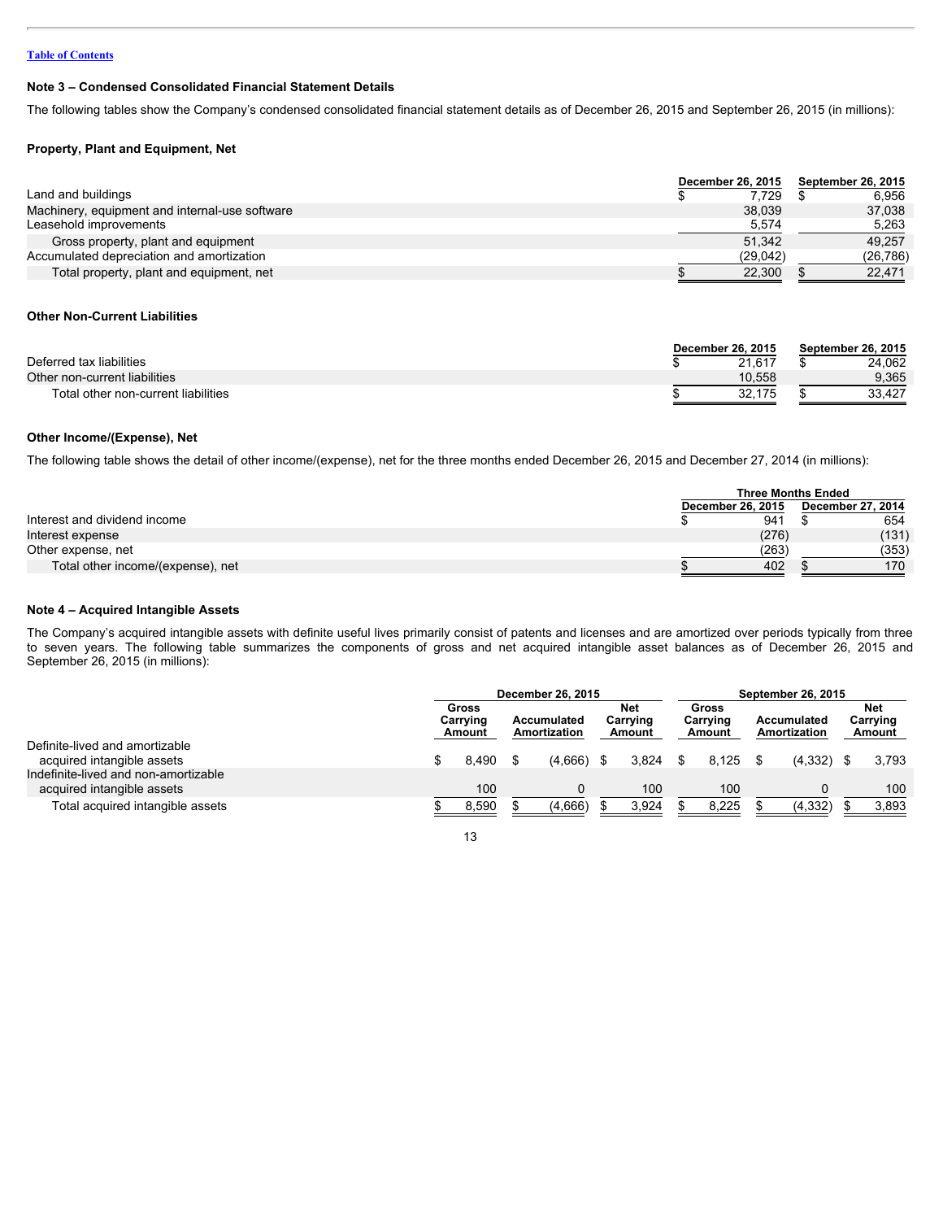[Table of Contents](#)

### Note 3 – Condensed Consolidated Financial Statement Details

The following tables show the Company's condensed consolidated financial statement details as of December 26, 2015 and September 26, 2015 (in millions):

#### Property, Plant and Equipment, Net

| | December 26, 2015 | September 26, 2015 |
|---|---|---|
| Land and buildings | $ 7,729 | $ 6,956 |
| Machinery, equipment and internal-use software | 38,039 | 37,038 |
| Leasehold improvements | 5,574 | 5,263 |
| Gross property, plant and equipment | 51,342 | 49,257 |
| Accumulated depreciation and amortization | (29,042) | (26,786) |
| Total property, plant and equipment, net | $ 22,300 | $ 22,471 |

#### Other Non-Current Liabilities

| | December 26, 2015 | September 26, 2015 |
|---|---|---|
| Deferred tax liabilities | $ 21,617 | $ 24,062 |
| Other non-current liabilities | 10,558 | 9,365 |
| Total other non-current liabilities | $ 32,175 | $ 33,427 |

#### Other Income/(Expense), Net

The following table shows the detail of other income/(expense), net for the three months ended December 26, 2015 and December 27, 2014 (in millions):

| | Three Months Ended | |
|---|---|---|
| | December 26, 2015 | December 27, 2014 |
| Interest and dividend income | $ 941 | $ 654 |
| Interest expense | (276) | (131) |
| Other expense, net | (263) | (353) |
| Total other income/(expense), net | $ 402 | $ 170 |

### Note 4 – Acquired Intangible Assets

The Company's acquired intangible assets with definite useful lives primarily consist of patents and licenses and are amortized over periods typically from three to seven years. The following table summarizes the components of gross and net acquired intangible asset balances as of December 26, 2015 and September 26, 2015 (in millions):

| | December 26, 2015 | | | September 26, 2015 | | |
|---|---|---|---|---|---|---|
| | Gross Carrying Amount | Accumulated Amortization | Net Carrying Amount | Gross Carrying Amount | Accumulated Amortization | Net Carrying Amount |
| Definite-lived and amortizable acquired intangible assets | $ 8,490 | $ (4,666) | $ 3,824 | $ 8,125 | $ (4,332) | $ 3,793 |
| Indefinite-lived and non-amortizable acquired intangible assets | 100 | 0 | 100 | 100 | 0 | 100 |
| Total acquired intangible assets | $ 8,590 | $ (4,666) | $ 3,924 | $ 8,225 | $ (4,332) | $ 3,893 |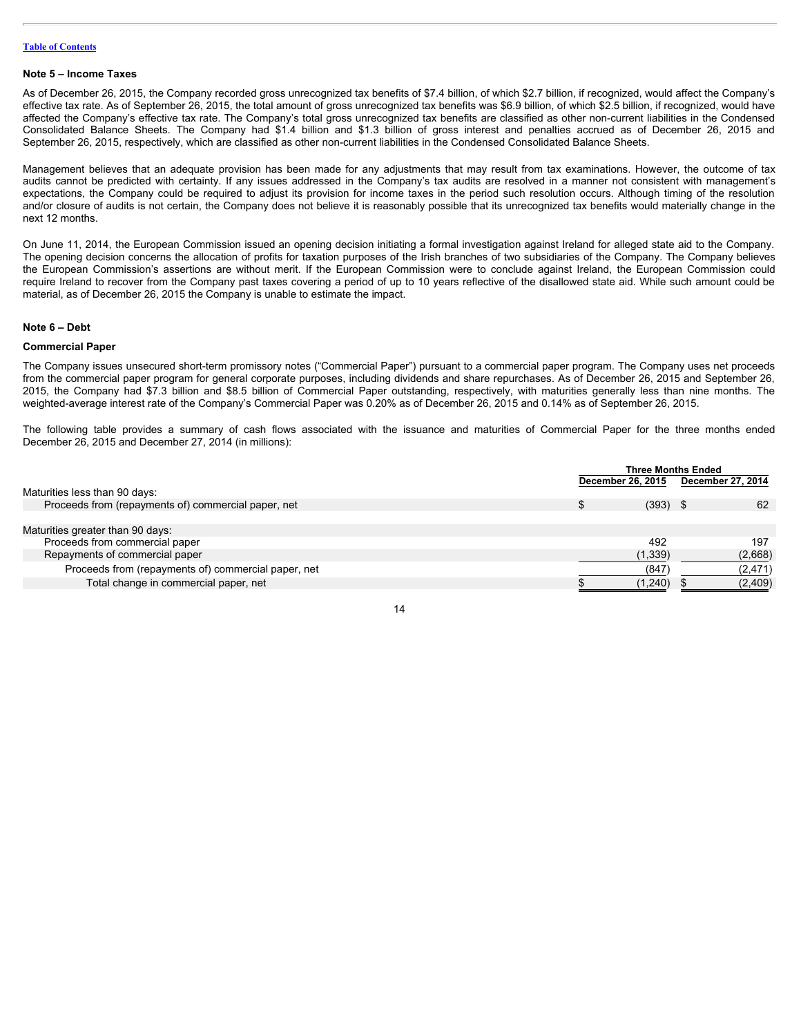Table of Contents

## Note 5 – Income Taxes

As of December 26, 2015, the Company recorded gross unrecognized tax benefits of $7.4 billion, of which $2.7 billion, if recognized, would affect the Company's effective tax rate. As of September 26, 2015, the total amount of gross unrecognized tax benefits was $6.9 billion, of which $2.5 billion, if recognized, would have affected the Company's effective tax rate. The Company's total gross unrecognized tax benefits are classified as other non-current liabilities in the Condensed Consolidated Balance Sheets. The Company had $1.4 billion and $1.3 billion of gross interest and penalties accrued as of December 26, 2015 and September 26, 2015, respectively, which are classified as other non-current liabilities in the Condensed Consolidated Balance Sheets.

Management believes that an adequate provision has been made for any adjustments that may result from tax examinations. However, the outcome of tax audits cannot be predicted with certainty. If any issues addressed in the Company's tax audits are resolved in a manner not consistent with management's expectations, the Company could be required to adjust its provision for income taxes in the period such resolution occurs. Although timing of the resolution and/or closure of audits is not certain, the Company does not believe it is reasonably possible that its unrecognized tax benefits would materially change in the next 12 months.

On June 11, 2014, the European Commission issued an opening decision initiating a formal investigation against Ireland for alleged state aid to the Company. The opening decision concerns the allocation of profits for taxation purposes of the Irish branches of two subsidiaries of the Company. The Company believes the European Commission's assertions are without merit. If the European Commission were to conclude against Ireland, the European Commission could require Ireland to recover from the Company past taxes covering a period of up to 10 years reflective of the disallowed state aid. While such amount could be material, as of December 26, 2015 the Company is unable to estimate the impact.

## Note 6 – Debt

### Commercial Paper

The Company issues unsecured short-term promissory notes ("Commercial Paper") pursuant to a commercial paper program. The Company uses net proceeds from the commercial paper program for general corporate purposes, including dividends and share repurchases. As of December 26, 2015 and September 26, 2015, the Company had $7.3 billion and $8.5 billion of Commercial Paper outstanding, respectively, with maturities generally less than nine months. The weighted-average interest rate of the Company's Commercial Paper was 0.20% as of December 26, 2015 and 0.14% as of September 26, 2015.

The following table provides a summary of cash flows associated with the issuance and maturities of Commercial Paper for the three months ended December 26, 2015 and December 27, 2014 (in millions):

| | Three Months Ended | |
|---|---|---|
| | December 26, 2015 | December 27, 2014 |
| Maturities less than 90 days: | | |
| Proceeds from (repayments of) commercial paper, net | $ (393) | $ 62 |
| | | |
| Maturities greater than 90 days: | | |
| Proceeds from commercial paper | 492 | 197 |
| Repayments of commercial paper | (1,339) | (2,668) |
| Proceeds from (repayments of) commercial paper, net | (847) | (2,471) |
| Total change in commercial paper, net | $ (1,240) | $ (2,409) |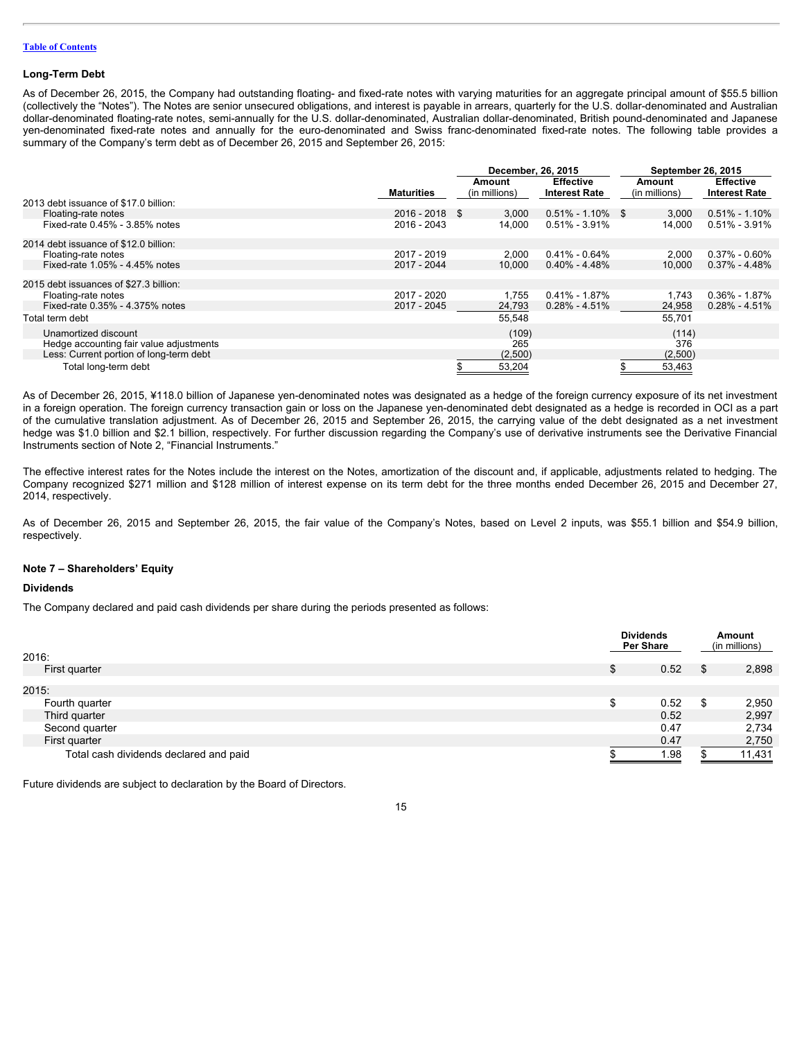[Table of Contents](#)

## Long-Term Debt

As of December 26, 2015, the Company had outstanding floating- and fixed-rate notes with varying maturities for an aggregate principal amount of $55.5 billion (collectively the "Notes"). The Notes are senior unsecured obligations, and interest is payable in arrears, quarterly for the U.S. dollar-denominated and Australian dollar-denominated floating-rate notes, semi-annually for the U.S. dollar-denominated, Australian dollar-denominated, British pound-denominated and Japanese yen-denominated fixed-rate notes and annually for the euro-denominated and Swiss franc-denominated fixed-rate notes. The following table provides a summary of the Company's term debt as of December 26, 2015 and September 26, 2015:

| | | December, 26, 2015 | | September 26, 2015 | |
|---|---|---|---|---|---|
| | Maturities | Amount (in millions) | Effective Interest Rate | Amount (in millions) | Effective Interest Rate |
| 2013 debt issuance of $17.0 billion: | | | | | |
| Floating-rate notes | 2016 - 2018 | $ 3,000 | 0.51% - 1.10% | $ 3,000 | 0.51% - 1.10% |
| Fixed-rate 0.45% - 3.85% notes | 2016 - 2043 | 14,000 | 0.51% - 3.91% | 14,000 | 0.51% - 3.91% |
| 2014 debt issuance of $12.0 billion: | | | | | |
| Floating-rate notes | 2017 - 2019 | 2,000 | 0.41% - 0.64% | 2,000 | 0.37% - 0.60% |
| Fixed-rate 1.05% - 4.45% notes | 2017 - 2044 | 10,000 | 0.40% - 4.48% | 10,000 | 0.37% - 4.48% |
| 2015 debt issuances of $27.3 billion: | | | | | |
| Floating-rate notes | 2017 - 2020 | 1,755 | 0.41% - 1.87% | 1,743 | 0.36% - 1.87% |
| Fixed-rate 0.35% - 4.375% notes | 2017 - 2045 | 24,793 | 0.28% - 4.51% | 24,958 | 0.28% - 4.51% |
| Total term debt | | 55,548 | | 55,701 | |
| Unamortized discount | | (109) | | (114) | |
| Hedge accounting fair value adjustments | | 265 | | 376 | |
| Less: Current portion of long-term debt | | (2,500) | | (2,500) | |
| Total long-term debt | | $ 53,204 | | $ 53,463 | |

As of December 26, 2015, ¥118.0 billion of Japanese yen-denominated notes was designated as a hedge of the foreign currency exposure of its net investment in a foreign operation. The foreign currency transaction gain or loss on the Japanese yen-denominated debt designated as a hedge is recorded in OCI as a part of the cumulative translation adjustment. As of December 26, 2015 and September 26, 2015, the carrying value of the debt designated as a net investment hedge was $1.0 billion and $2.1 billion, respectively. For further discussion regarding the Company's use of derivative instruments see the Derivative Financial Instruments section of Note 2, "Financial Instruments."

The effective interest rates for the Notes include the interest on the Notes, amortization of the discount and, if applicable, adjustments related to hedging. The Company recognized $271 million and $128 million of interest expense on its term debt for the three months ended December 26, 2015 and December 27, 2014, respectively.

As of December 26, 2015 and September 26, 2015, the fair value of the Company's Notes, based on Level 2 inputs, was $55.1 billion and $54.9 billion, respectively.

## Note 7 – Shareholders' Equity

### Dividends

The Company declared and paid cash dividends per share during the periods presented as follows:

| | Dividends Per Share | Amount (in millions) |
|---|---|---|
| 2016: | | |
| First quarter | $ 0.52 | $ 2,898 |
| 2015: | | |
| Fourth quarter | $ 0.52 | $ 2,950 |
| Third quarter | 0.52 | 2,997 |
| Second quarter | 0.47 | 2,734 |
| First quarter | 0.47 | 2,750 |
| Total cash dividends declared and paid | $ 1.98 | $ 11,431 |

Future dividends are subject to declaration by the Board of Directors.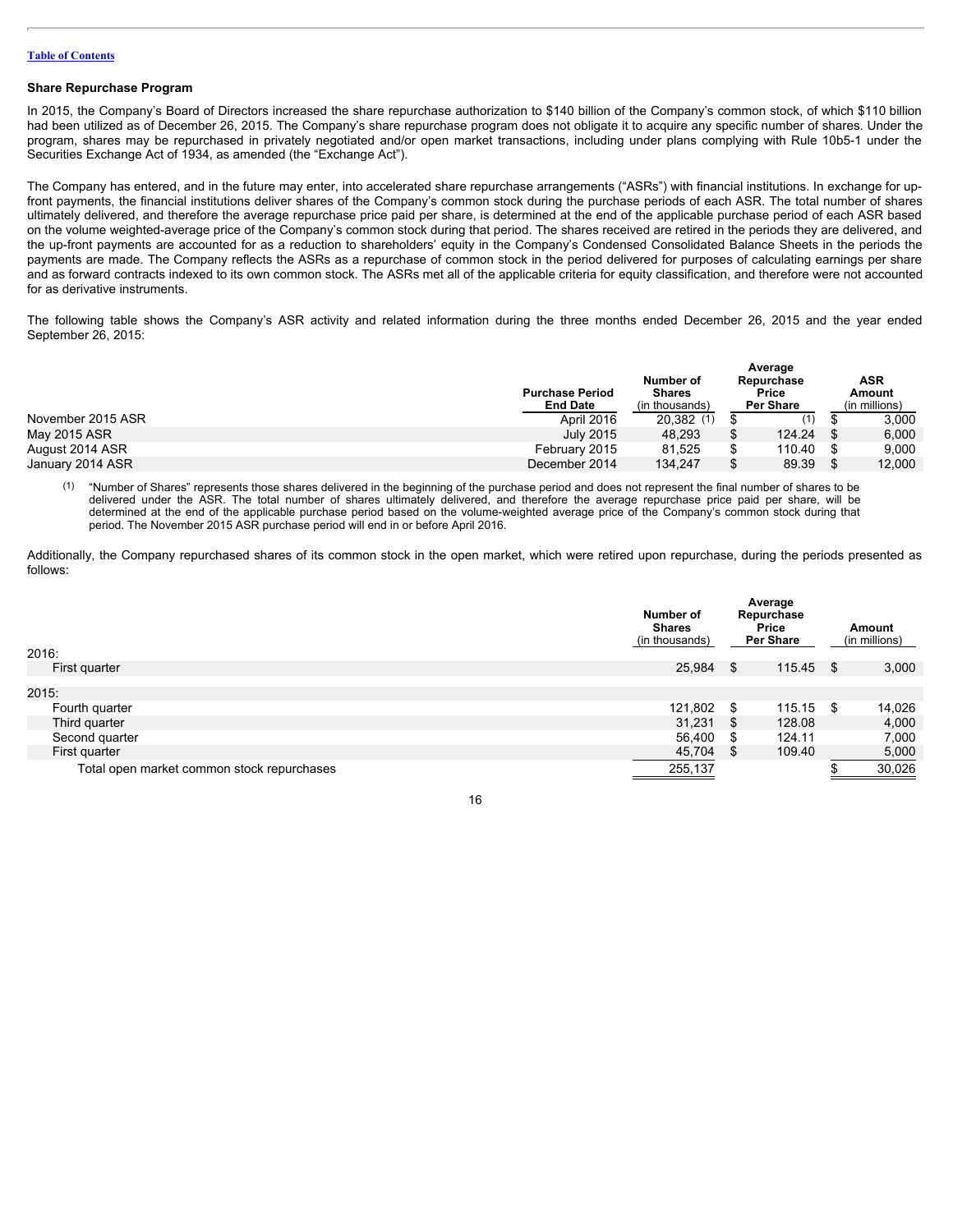Table of Contents

### Share Repurchase Program

In 2015, the Company's Board of Directors increased the share repurchase authorization to $140 billion of the Company's common stock, of which $110 billion had been utilized as of December 26, 2015. The Company's share repurchase program does not obligate it to acquire any specific number of shares. Under the program, shares may be repurchased in privately negotiated and/or open market transactions, including under plans complying with Rule 10b5-1 under the Securities Exchange Act of 1934, as amended (the "Exchange Act").

The Company has entered, and in the future may enter, into accelerated share repurchase arrangements ("ASRs") with financial institutions. In exchange for up-front payments, the financial institutions deliver shares of the Company's common stock during the purchase periods of each ASR. The total number of shares ultimately delivered, and therefore the average repurchase price paid per share, is determined at the end of the applicable purchase period of each ASR based on the volume weighted-average price of the Company's common stock during that period. The shares received are retired in the periods they are delivered, and the up-front payments are accounted for as a reduction to shareholders' equity in the Company's Condensed Consolidated Balance Sheets in the periods the payments are made. The Company reflects the ASRs as a repurchase of common stock in the period delivered for purposes of calculating earnings per share and as forward contracts indexed to its own common stock. The ASRs met all of the applicable criteria for equity classification, and therefore were not accounted for as derivative instruments.

The following table shows the Company's ASR activity and related information during the three months ended December 26, 2015 and the year ended September 26, 2015:

| | Purchase Period End Date | Number of Shares (in thousands) | Average Repurchase Price Per Share | ASR Amount (in millions) |
|---|---|---|---|---|
| November 2015 ASR | April 2016 | 20,382 (1) | $ (1) | $ 3,000 |
| May 2015 ASR | July 2015 | 48,293 | $ 124.24 | $ 6,000 |
| August 2014 ASR | February 2015 | 81,525 | $ 110.40 | $ 9,000 |
| January 2014 ASR | December 2014 | 134,247 | $ 89.39 | $ 12,000 |

(1) "Number of Shares" represents those shares delivered in the beginning of the purchase period and does not represent the final number of shares to be delivered under the ASR. The total number of shares ultimately delivered, and therefore the average repurchase price paid per share, will be determined at the end of the applicable purchase period based on the volume-weighted average price of the Company's common stock during that period. The November 2015 ASR purchase period will end in or before April 2016.

Additionally, the Company repurchased shares of its common stock in the open market, which were retired upon repurchase, during the periods presented as follows:

| | Number of Shares (in thousands) | Average Repurchase Price Per Share | Amount (in millions) |
|---|---|---|---|
| 2016: | | | |
| First quarter | 25,984 | $ 115.45 | $ 3,000 |
| 2015: | | | |
| Fourth quarter | 121,802 | $ 115.15 | $ 14,026 |
| Third quarter | 31,231 | $ 128.08 | 4,000 |
| Second quarter | 56,400 | $ 124.11 | 7,000 |
| First quarter | 45,704 | $ 109.40 | 5,000 |
| Total open market common stock repurchases | 255,137 | | $ 30,026 |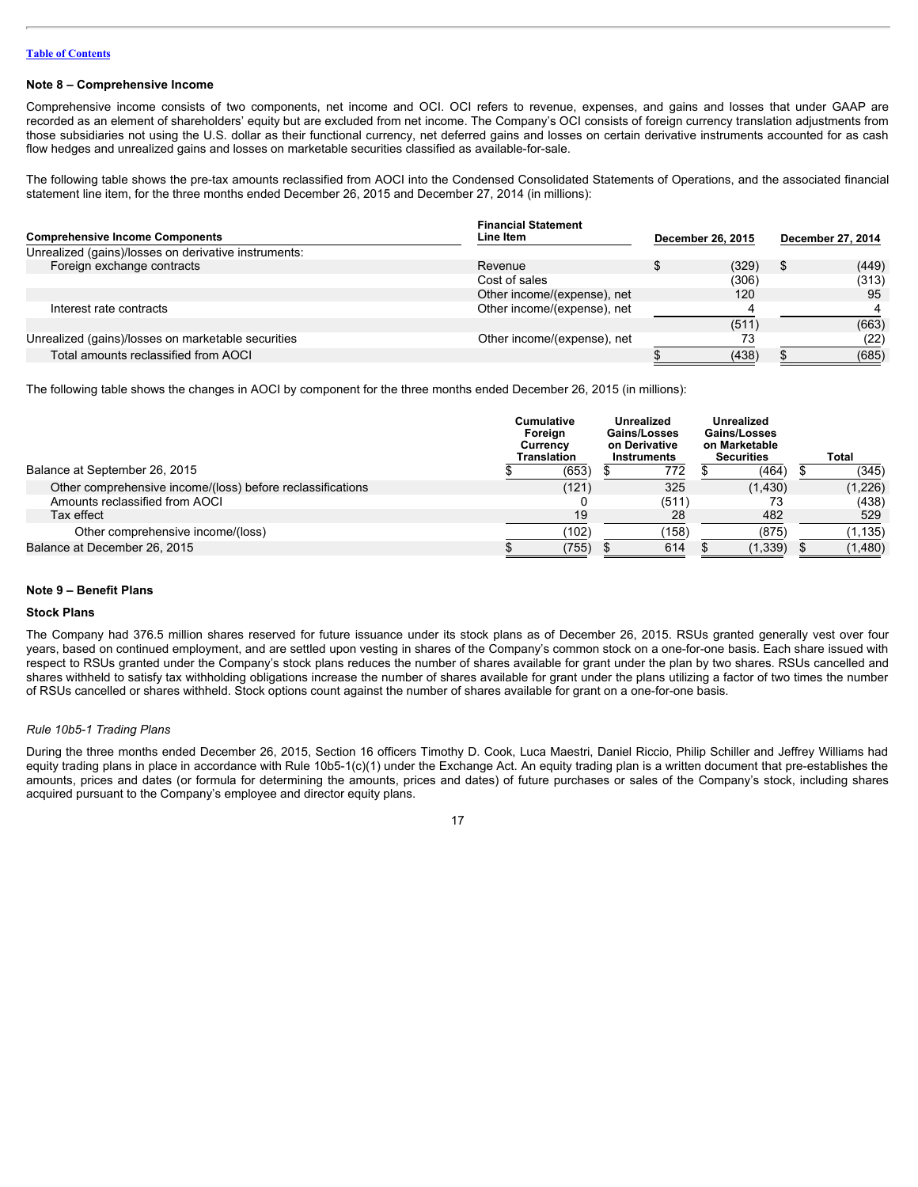Table of Contents

## Note 8 – Comprehensive Income

Comprehensive income consists of two components, net income and OCI. OCI refers to revenue, expenses, and gains and losses that under GAAP are recorded as an element of shareholders' equity but are excluded from net income. The Company's OCI consists of foreign currency translation adjustments from those subsidiaries not using the U.S. dollar as their functional currency, net deferred gains and losses on certain derivative instruments accounted for as cash flow hedges and unrealized gains and losses on marketable securities classified as available-for-sale.

The following table shows the pre-tax amounts reclassified from AOCI into the Condensed Consolidated Statements of Operations, and the associated financial statement line item, for the three months ended December 26, 2015 and December 27, 2014 (in millions):

| Comprehensive Income Components | Financial Statement Line Item | December 26, 2015 | December 27, 2014 |
|---|---|---|---|
| Unrealized (gains)/losses on derivative instruments: | | | |
| Foreign exchange contracts | Revenue | $ (329) | $ (449) |
| | Cost of sales | (306) | (313) |
| | Other income/(expense), net | 120 | 95 |
| Interest rate contracts | Other income/(expense), net | 4 | 4 |
| | | (511) | (663) |
| Unrealized (gains)/losses on marketable securities | Other income/(expense), net | 73 | (22) |
| Total amounts reclassified from AOCI | | $ (438) | $ (685) |

The following table shows the changes in AOCI by component for the three months ended December 26, 2015 (in millions):

| | Cumulative Foreign Currency Translation | Unrealized Gains/Losses on Derivative Instruments | Unrealized Gains/Losses on Marketable Securities | Total |
|---|---|---|---|---|
| Balance at September 26, 2015 | $ (653) | $ 772 | $ (464) | $ (345) |
| Other comprehensive income/(loss) before reclassifications | (121) | 325 | (1,430) | (1,226) |
| Amounts reclassified from AOCI | 0 | (511) | 73 | (438) |
| Tax effect | 19 | 28 | 482 | 529 |
| Other comprehensive income/(loss) | (102) | (158) | (875) | (1,135) |
| Balance at December 26, 2015 | $ (755) | $ 614 | $ (1,339) | $ (1,480) |

## Note 9 – Benefit Plans

### Stock Plans

The Company had 376.5 million shares reserved for future issuance under its stock plans as of December 26, 2015. RSUs granted generally vest over four years, based on continued employment, and are settled upon vesting in shares of the Company's common stock on a one-for-one basis. Each share issued with respect to RSUs granted under the Company's stock plans reduces the number of shares available for grant under the plan by two shares. RSUs cancelled and shares withheld to satisfy tax withholding obligations increase the number of shares available for grant under the plans utilizing a factor of two times the number of RSUs cancelled or shares withheld. Stock options count against the number of shares available for grant on a one-for-one basis.

*Rule 10b5-1 Trading Plans*

During the three months ended December 26, 2015, Section 16 officers Timothy D. Cook, Luca Maestri, Daniel Riccio, Philip Schiller and Jeffrey Williams had equity trading plans in place in accordance with Rule 10b5-1(c)(1) under the Exchange Act. An equity trading plan is a written document that pre-establishes the amounts, prices and dates (or formula for determining the amounts, prices and dates) of future purchases or sales of the Company's stock, including shares acquired pursuant to the Company's employee and director equity plans.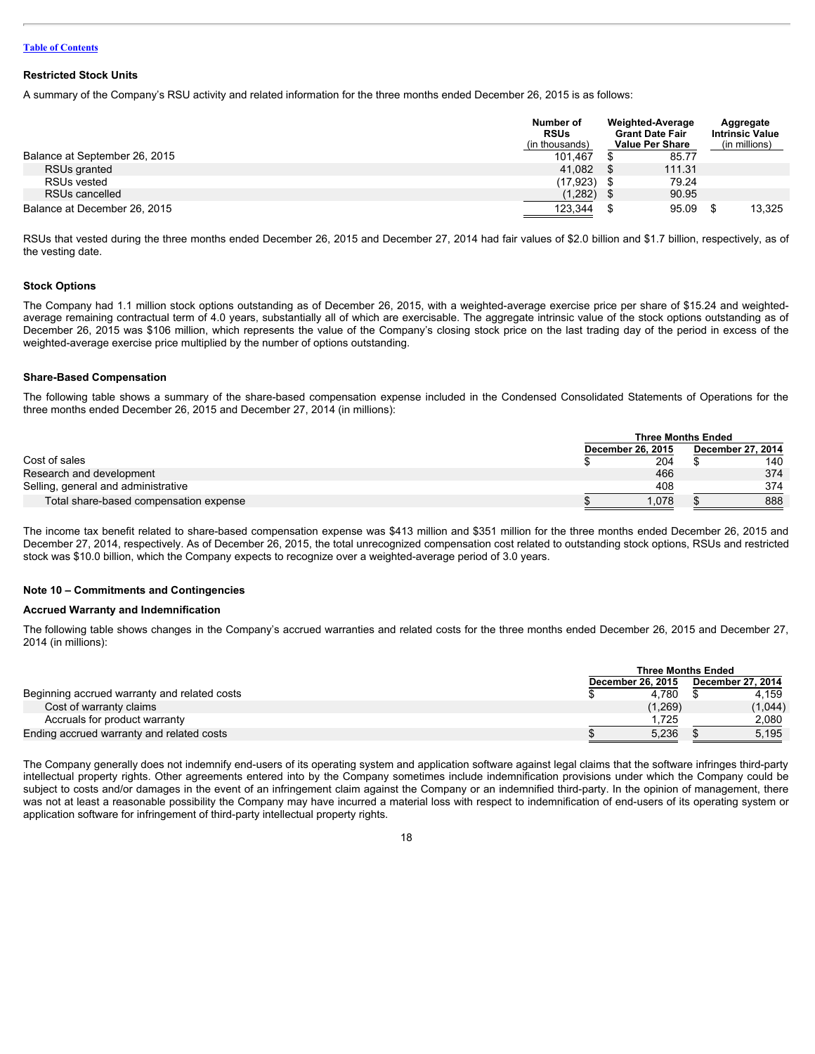### Restricted Stock Units

A summary of the Company's RSU activity and related information for the three months ended December 26, 2015 is as follows:

| | Number of RSUs (in thousands) | Weighted-Average Grant Date Fair Value Per Share | Aggregate Intrinsic Value (in millions) |
|---|---|---|---|
| Balance at September 26, 2015 | 101,467 | $ 85.77 | |
| RSUs granted | 41,082 | $ 111.31 | |
| RSUs vested | (17,923) | $ 79.24 | |
| RSUs cancelled | (1,282) | $ 90.95 | |
| Balance at December 26, 2015 | 123,344 | $ 95.09 | $ 13,325 |

RSUs that vested during the three months ended December 26, 2015 and December 27, 2014 had fair values of $2.0 billion and $1.7 billion, respectively, as of the vesting date.

### Stock Options

The Company had 1.1 million stock options outstanding as of December 26, 2015, with a weighted-average exercise price per share of $15.24 and weighted-average remaining contractual term of 4.0 years, substantially all of which are exercisable. The aggregate intrinsic value of the stock options outstanding as of December 26, 2015 was $106 million, which represents the value of the Company's closing stock price on the last trading day of the period in excess of the weighted-average exercise price multiplied by the number of options outstanding.

### Share-Based Compensation

The following table shows a summary of the share-based compensation expense included in the Condensed Consolidated Statements of Operations for the three months ended December 26, 2015 and December 27, 2014 (in millions):

| | Three Months Ended | |
|---|---|---|
| | December 26, 2015 | December 27, 2014 |
| Cost of sales | $ 204 | $ 140 |
| Research and development | 466 | 374 |
| Selling, general and administrative | 408 | 374 |
| Total share-based compensation expense | $ 1,078 | $ 888 |

The income tax benefit related to share-based compensation expense was $413 million and $351 million for the three months ended December 26, 2015 and December 27, 2014, respectively. As of December 26, 2015, the total unrecognized compensation cost related to outstanding stock options, RSUs and restricted stock was $10.0 billion, which the Company expects to recognize over a weighted-average period of 3.0 years.

## Note 10 – Commitments and Contingencies

### Accrued Warranty and Indemnification

The following table shows changes in the Company's accrued warranties and related costs for the three months ended December 26, 2015 and December 27, 2014 (in millions):

| | Three Months Ended | |
|---|---|---|
| | December 26, 2015 | December 27, 2014 |
| Beginning accrued warranty and related costs | $ 4,780 | $ 4,159 |
| Cost of warranty claims | (1,269) | (1,044) |
| Accruals for product warranty | 1,725 | 2,080 |
| Ending accrued warranty and related costs | $ 5,236 | $ 5,195 |

The Company generally does not indemnify end-users of its operating system and application software against legal claims that the software infringes third-party intellectual property rights. Other agreements entered into by the Company sometimes include indemnification provisions under which the Company could be subject to costs and/or damages in the event of an infringement claim against the Company or an indemnified third-party. In the opinion of management, there was not at least a reasonable possibility the Company may have incurred a material loss with respect to indemnification of end-users of its operating system or application software for infringement of third-party intellectual property rights.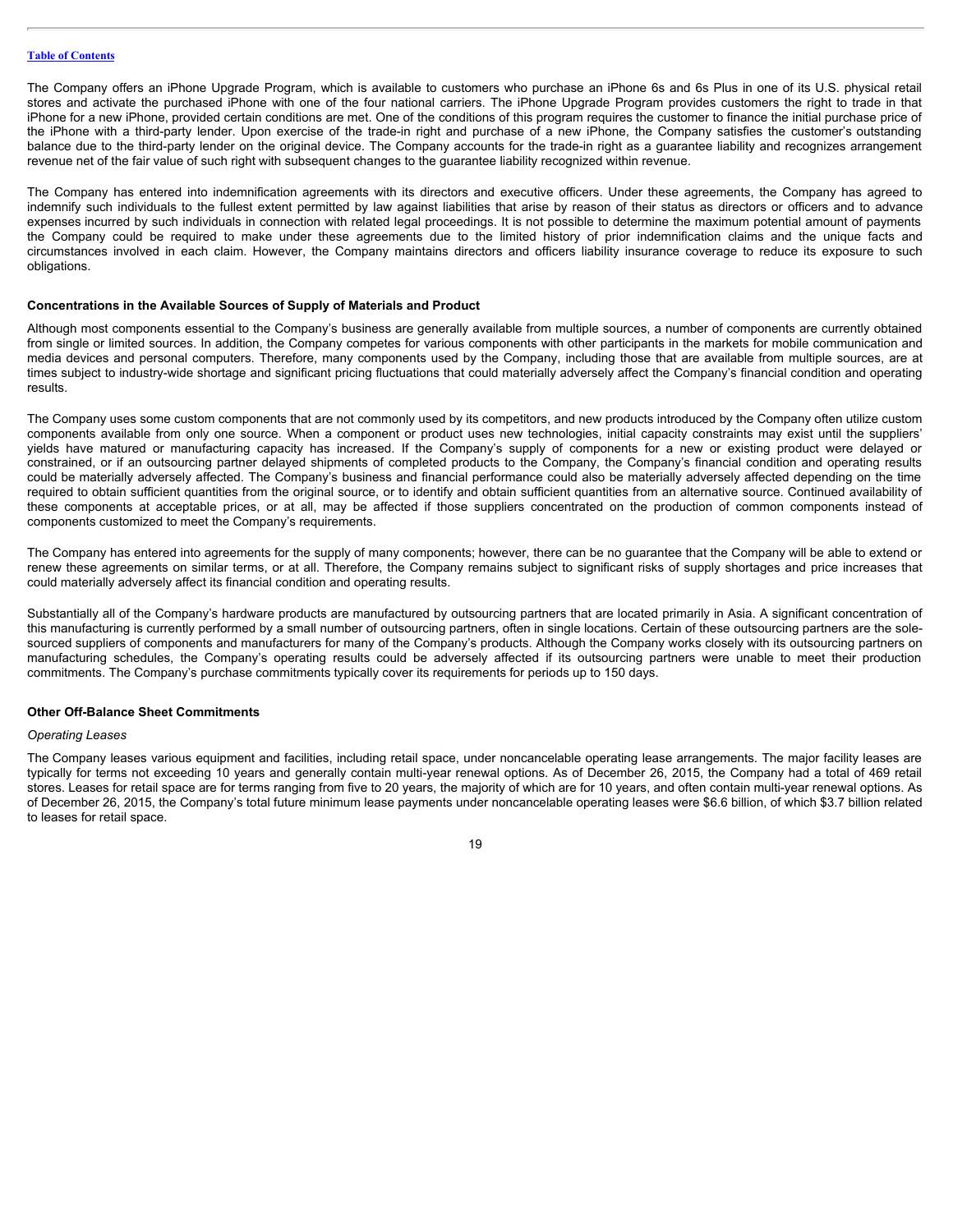The Company offers an iPhone Upgrade Program, which is available to customers who purchase an iPhone 6s and 6s Plus in one of its U.S. physical retail stores and activate the purchased iPhone with one of the four national carriers. The iPhone Upgrade Program provides customers the right to trade in that iPhone for a new iPhone, provided certain conditions are met. One of the conditions of this program requires the customer to finance the initial purchase price of the iPhone with a third-party lender. Upon exercise of the trade-in right and purchase of a new iPhone, the Company satisfies the customer's outstanding balance due to the third-party lender on the original device. The Company accounts for the trade-in right as a guarantee liability and recognizes arrangement revenue net of the fair value of such right with subsequent changes to the guarantee liability recognized within revenue.

The Company has entered into indemnification agreements with its directors and executive officers. Under these agreements, the Company has agreed to indemnify such individuals to the fullest extent permitted by law against liabilities that arise by reason of their status as directors or officers and to advance expenses incurred by such individuals in connection with related legal proceedings. It is not possible to determine the maximum potential amount of payments the Company could be required to make under these agreements due to the limited history of prior indemnification claims and the unique facts and circumstances involved in each claim. However, the Company maintains directors and officers liability insurance coverage to reduce its exposure to such obligations.

**Concentrations in the Available Sources of Supply of Materials and Product**

Although most components essential to the Company's business are generally available from multiple sources, a number of components are currently obtained from single or limited sources. In addition, the Company competes for various components with other participants in the markets for mobile communication and media devices and personal computers. Therefore, many components used by the Company, including those that are available from multiple sources, are at times subject to industry-wide shortage and significant pricing fluctuations that could materially adversely affect the Company's financial condition and operating results.

The Company uses some custom components that are not commonly used by its competitors, and new products introduced by the Company often utilize custom components available from only one source. When a component or product uses new technologies, initial capacity constraints may exist until the suppliers' yields have matured or manufacturing capacity has increased. If the Company's supply of components for a new or existing product were delayed or constrained, or if an outsourcing partner delayed shipments of completed products to the Company, the Company's financial condition and operating results could be materially adversely affected. The Company's business and financial performance could also be materially adversely affected depending on the time required to obtain sufficient quantities from the original source, or to identify and obtain sufficient quantities from an alternative source. Continued availability of these components at acceptable prices, or at all, may be affected if those suppliers concentrated on the production of common components instead of components customized to meet the Company's requirements.

The Company has entered into agreements for the supply of many components; however, there can be no guarantee that the Company will be able to extend or renew these agreements on similar terms, or at all. Therefore, the Company remains subject to significant risks of supply shortages and price increases that could materially adversely affect its financial condition and operating results.

Substantially all of the Company's hardware products are manufactured by outsourcing partners that are located primarily in Asia. A significant concentration of this manufacturing is currently performed by a small number of outsourcing partners, often in single locations. Certain of these outsourcing partners are the sole-sourced suppliers of components and manufacturers for many of the Company's products. Although the Company works closely with its outsourcing partners on manufacturing schedules, the Company's operating results could be adversely affected if its outsourcing partners were unable to meet their production commitments. The Company's purchase commitments typically cover its requirements for periods up to 150 days.

**Other Off-Balance Sheet Commitments**

*Operating Leases*

The Company leases various equipment and facilities, including retail space, under noncancelable operating lease arrangements. The major facility leases are typically for terms not exceeding 10 years and generally contain multi-year renewal options. As of December 26, 2015, the Company had a total of 469 retail stores. Leases for retail space are for terms ranging from five to 20 years, the majority of which are for 10 years, and often contain multi-year renewal options. As of December 26, 2015, the Company's total future minimum lease payments under noncancelable operating leases were $6.6 billion, of which $3.7 billion related to leases for retail space.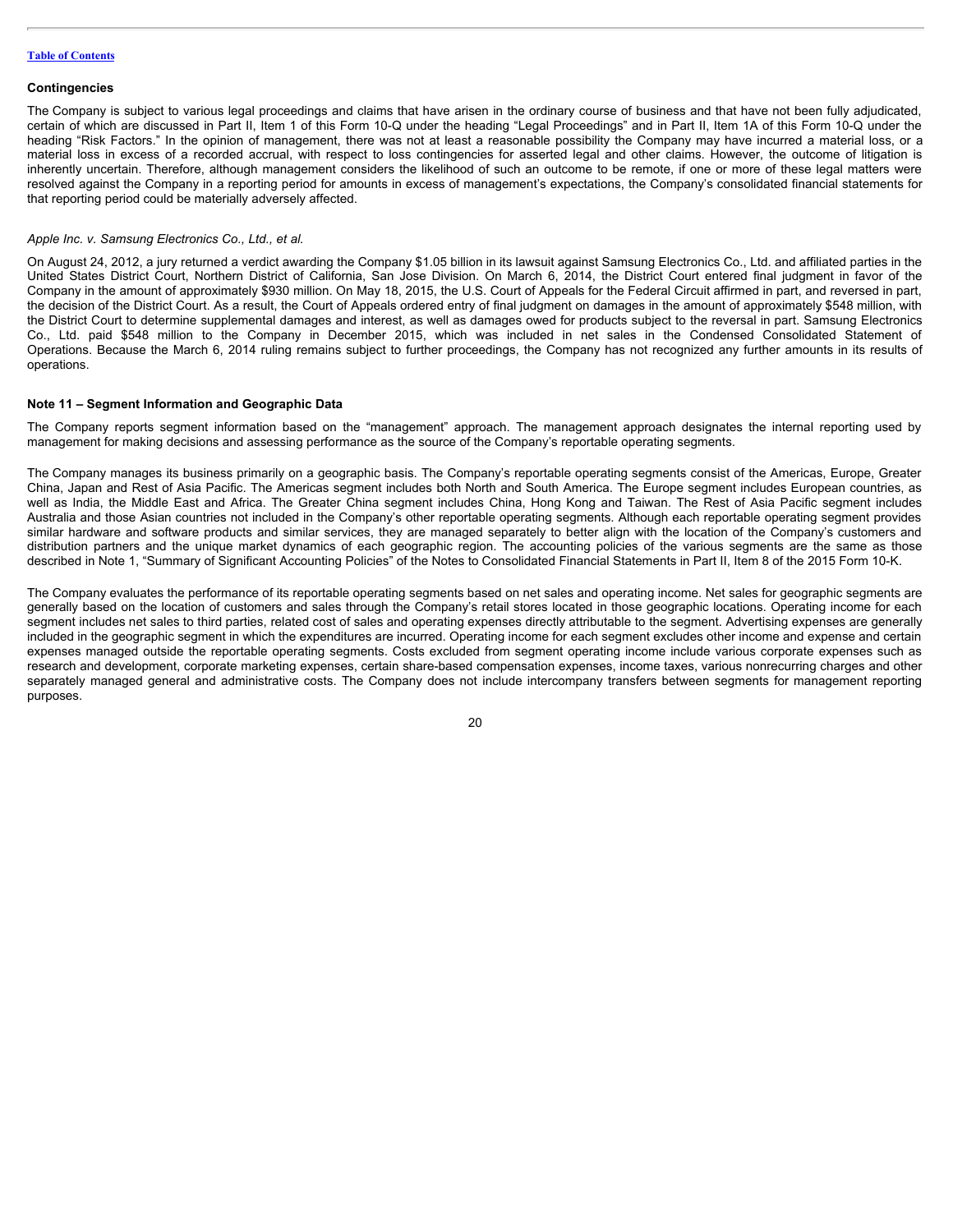### Contingencies

The Company is subject to various legal proceedings and claims that have arisen in the ordinary course of business and that have not been fully adjudicated, certain of which are discussed in Part II, Item 1 of this Form 10-Q under the heading "Legal Proceedings" and in Part II, Item 1A of this Form 10-Q under the heading "Risk Factors." In the opinion of management, there was not at least a reasonable possibility the Company may have incurred a material loss, or a material loss in excess of a recorded accrual, with respect to loss contingencies for asserted legal and other claims. However, the outcome of litigation is inherently uncertain. Therefore, although management considers the likelihood of such an outcome to be remote, if one or more of these legal matters were resolved against the Company in a reporting period for amounts in excess of management's expectations, the Company's consolidated financial statements for that reporting period could be materially adversely affected.

*Apple Inc. v. Samsung Electronics Co., Ltd., et al.*

On August 24, 2012, a jury returned a verdict awarding the Company $1.05 billion in its lawsuit against Samsung Electronics Co., Ltd. and affiliated parties in the United States District Court, Northern District of California, San Jose Division. On March 6, 2014, the District Court entered final judgment in favor of the Company in the amount of approximately $930 million. On May 18, 2015, the U.S. Court of Appeals for the Federal Circuit affirmed in part, and reversed in part, the decision of the District Court. As a result, the Court of Appeals ordered entry of final judgment on damages in the amount of approximately $548 million, with the District Court to determine supplemental damages and interest, as well as damages owed for products subject to the reversal in part. Samsung Electronics Co., Ltd. paid $548 million to the Company in December 2015, which was included in net sales in the Condensed Consolidated Statement of Operations. Because the March 6, 2014 ruling remains subject to further proceedings, the Company has not recognized any further amounts in its results of operations.

### Note 11 – Segment Information and Geographic Data

The Company reports segment information based on the "management" approach. The management approach designates the internal reporting used by management for making decisions and assessing performance as the source of the Company's reportable operating segments.

The Company manages its business primarily on a geographic basis. The Company's reportable operating segments consist of the Americas, Europe, Greater China, Japan and Rest of Asia Pacific. The Americas segment includes both North and South America. The Europe segment includes European countries, as well as India, the Middle East and Africa. The Greater China segment includes China, Hong Kong and Taiwan. The Rest of Asia Pacific segment includes Australia and those Asian countries not included in the Company's other reportable operating segments. Although each reportable operating segment provides similar hardware and software products and similar services, they are managed separately to better align with the location of the Company's customers and distribution partners and the unique market dynamics of each geographic region. The accounting policies of the various segments are the same as those described in Note 1, "Summary of Significant Accounting Policies" of the Notes to Consolidated Financial Statements in Part II, Item 8 of the 2015 Form 10-K.

The Company evaluates the performance of its reportable operating segments based on net sales and operating income. Net sales for geographic segments are generally based on the location of customers and sales through the Company's retail stores located in those geographic locations. Operating income for each segment includes net sales to third parties, related cost of sales and operating expenses directly attributable to the segment. Advertising expenses are generally included in the geographic segment in which the expenditures are incurred. Operating income for each segment excludes other income and expense and certain expenses managed outside the reportable operating segments. Costs excluded from segment operating income include various corporate expenses such as research and development, corporate marketing expenses, certain share-based compensation expenses, income taxes, various nonrecurring charges and other separately managed general and administrative costs. The Company does not include intercompany transfers between segments for management reporting purposes.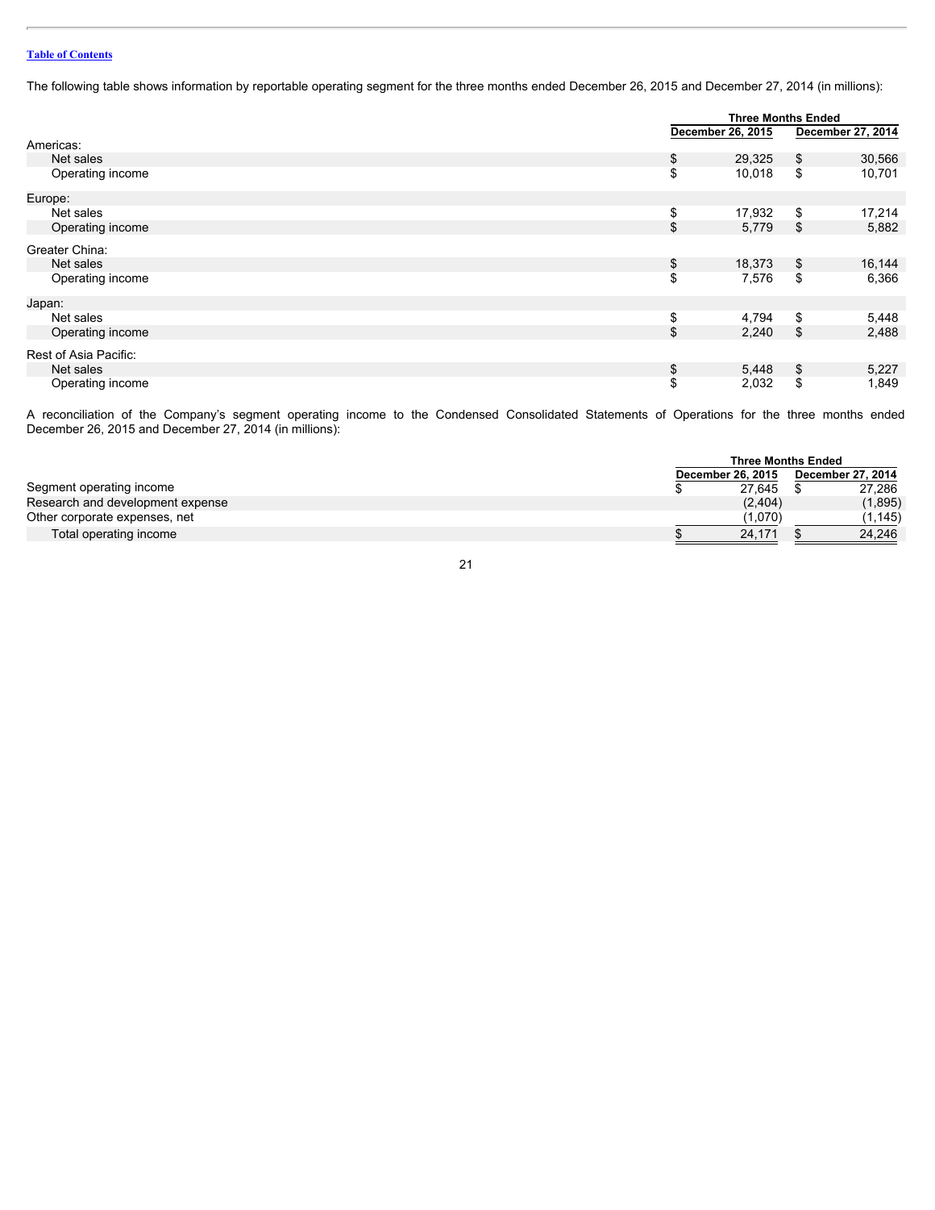The following table shows information by reportable operating segment for the three months ended December 26, 2015 and December 27, 2014 (in millions):

| | Three Months Ended | |
|---|---|---|
| | December 26, 2015 | December 27, 2014 |
| Americas: | | |
| Net sales | $ 29,325 | $ 30,566 |
| Operating income | $ 10,018 | $ 10,701 |
| Europe: | | |
| Net sales | $ 17,932 | $ 17,214 |
| Operating income | $ 5,779 | $ 5,882 |
| Greater China: | | |
| Net sales | $ 18,373 | $ 16,144 |
| Operating income | $ 7,576 | $ 6,366 |
| Japan: | | |
| Net sales | $ 4,794 | $ 5,448 |
| Operating income | $ 2,240 | $ 2,488 |
| Rest of Asia Pacific: | | |
| Net sales | $ 5,448 | $ 5,227 |
| Operating income | $ 2,032 | $ 1,849 |

A reconciliation of the Company's segment operating income to the Condensed Consolidated Statements of Operations for the three months ended December 26, 2015 and December 27, 2014 (in millions):

| | Three Months Ended | |
|---|---|---|
| | December 26, 2015 | December 27, 2014 |
| Segment operating income | $ 27,645 | $ 27,286 |
| Research and development expense | (2,404) | (1,895) |
| Other corporate expenses, net | (1,070) | (1,145) |
| Total operating income | $ 24,171 | $ 24,246 |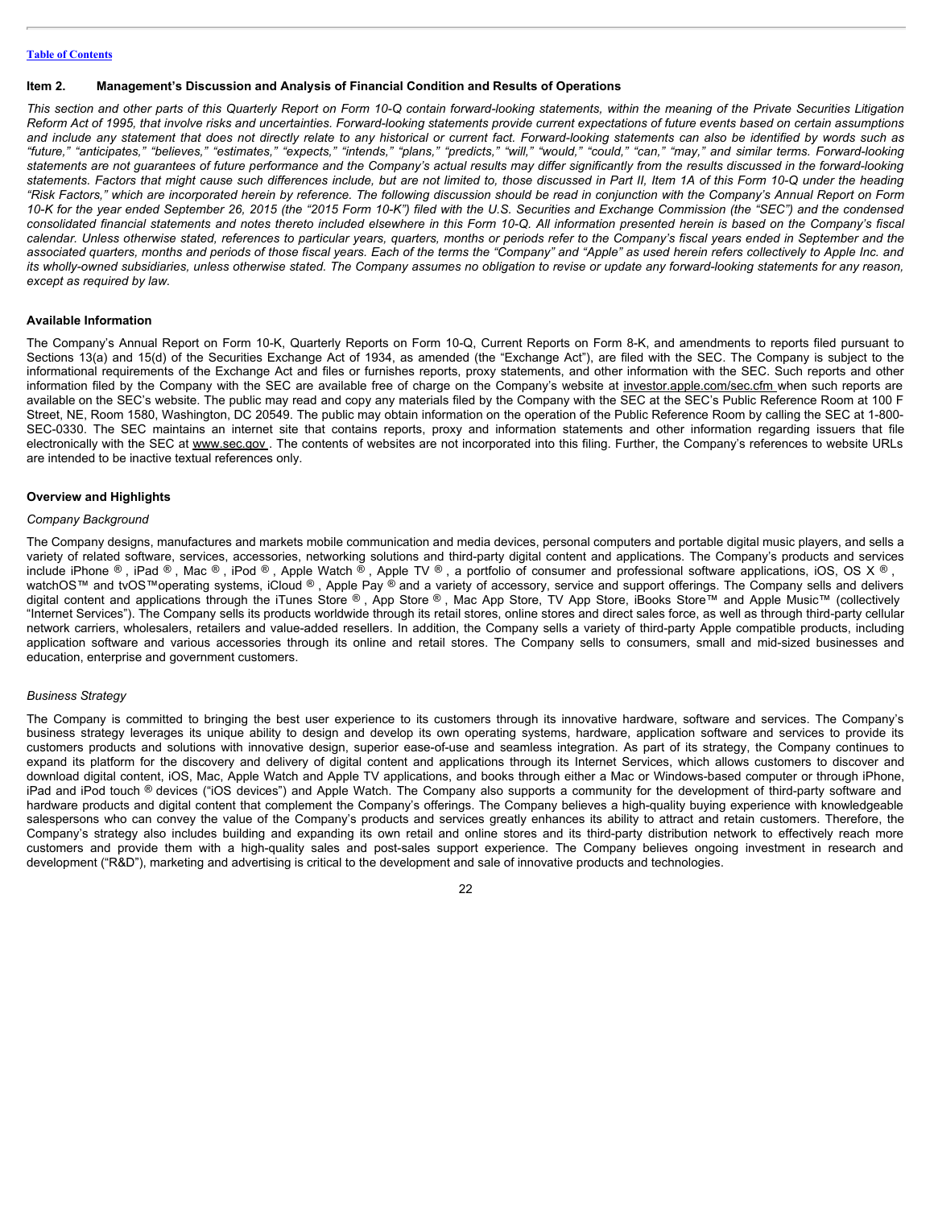[Table of Contents](#)

## Item 2. Management's Discussion and Analysis of Financial Condition and Results of Operations

*This section and other parts of this Quarterly Report on Form 10-Q contain forward-looking statements, within the meaning of the Private Securities Litigation Reform Act of 1995, that involve risks and uncertainties. Forward-looking statements provide current expectations of future events based on certain assumptions and include any statement that does not directly relate to any historical or current fact. Forward-looking statements can also be identified by words such as "future," "anticipates," "believes," "estimates," "expects," "intends," "plans," "predicts," "will," "would," "could," "can," "may," and similar terms. Forward-looking statements are not guarantees of future performance and the Company's actual results may differ significantly from the results discussed in the forward-looking statements. Factors that might cause such differences include, but are not limited to, those discussed in Part II, Item 1A of this Form 10-Q under the heading "Risk Factors," which are incorporated herein by reference. The following discussion should be read in conjunction with the Company's Annual Report on Form 10-K for the year ended September 26, 2015 (the "2015 Form 10-K") filed with the U.S. Securities and Exchange Commission (the "SEC") and the condensed consolidated financial statements and notes thereto included elsewhere in this Form 10-Q. All information presented herein is based on the Company's fiscal calendar. Unless otherwise stated, references to particular years, quarters, months or periods refer to the Company's fiscal years ended in September and the associated quarters, months and periods of those fiscal years. Each of the terms the "Company" and "Apple" as used herein refers collectively to Apple Inc. and its wholly-owned subsidiaries, unless otherwise stated. The Company assumes no obligation to revise or update any forward-looking statements for any reason, except as required by law.*

### Available Information

The Company's Annual Report on Form 10-K, Quarterly Reports on Form 10-Q, Current Reports on Form 8-K, and amendments to reports filed pursuant to Sections 13(a) and 15(d) of the Securities Exchange Act of 1934, as amended (the "Exchange Act"), are filed with the SEC. The Company is subject to the informational requirements of the Exchange Act and files or furnishes reports, proxy statements, and other information with the SEC. Such reports and other information filed by the Company with the SEC are available free of charge on the Company's website at investor.apple.com/sec.cfm when such reports are available on the SEC's website. The public may read and copy any materials filed by the Company with the SEC at the SEC's Public Reference Room at 100 F Street, NE, Room 1580, Washington, DC 20549. The public may obtain information on the operation of the Public Reference Room by calling the SEC at 1-800-SEC-0330. The SEC maintains an internet site that contains reports, proxy and information statements and other information regarding issuers that file electronically with the SEC at www.sec.gov . The contents of websites are not incorporated into this filing. Further, the Company's references to website URLs are intended to be inactive textual references only.

### Overview and Highlights

*Company Background*

The Company designs, manufactures and markets mobile communication and media devices, personal computers and portable digital music players, and sells a variety of related software, services, accessories, networking solutions and third-party digital content and applications. The Company's products and services include iPhone ®, iPad ®, Mac ®, iPod ®, Apple Watch ®, Apple TV ®, a portfolio of consumer and professional software applications, iOS, OS X ®, watchOS™ and tvOS™operating systems, iCloud ®, Apple Pay ® and a variety of accessory, service and support offerings. The Company sells and delivers digital content and applications through the iTunes Store ®, App Store ®, Mac App Store, TV App Store, iBooks Store™ and Apple Music™ (collectively "Internet Services"). The Company sells its products worldwide through its retail stores, online stores and direct sales force, as well as through third-party cellular network carriers, wholesalers, retailers and value-added resellers. In addition, the Company sells a variety of third-party Apple compatible products, including application software and various accessories through its online and retail stores. The Company sells to consumers, small and mid-sized businesses and education, enterprise and government customers.

*Business Strategy*

The Company is committed to bringing the best user experience to its customers through its innovative hardware, software and services. The Company's business strategy leverages its unique ability to design and develop its own operating systems, hardware, application software and services to provide its customers products and solutions with innovative design, superior ease-of-use and seamless integration. As part of its strategy, the Company continues to expand its platform for the discovery and delivery of digital content and applications through its Internet Services, which allows customers to discover and download digital content, iOS, Mac, Apple Watch and Apple TV applications, and books through either a Mac or Windows-based computer or through iPhone, iPad and iPod touch ® devices ("iOS devices") and Apple Watch. The Company also supports a community for the development of third-party software and hardware products and digital content that complement the Company's offerings. The Company believes a high-quality buying experience with knowledgeable salespersons who can convey the value of the Company's products and services greatly enhances its ability to attract and retain customers. Therefore, the Company's strategy also includes building and expanding its own retail and online stores and its third-party distribution network to effectively reach more customers and provide them with a high-quality sales and post-sales support experience. The Company believes ongoing investment in research and development ("R&D"), marketing and advertising is critical to the development and sale of innovative products and technologies.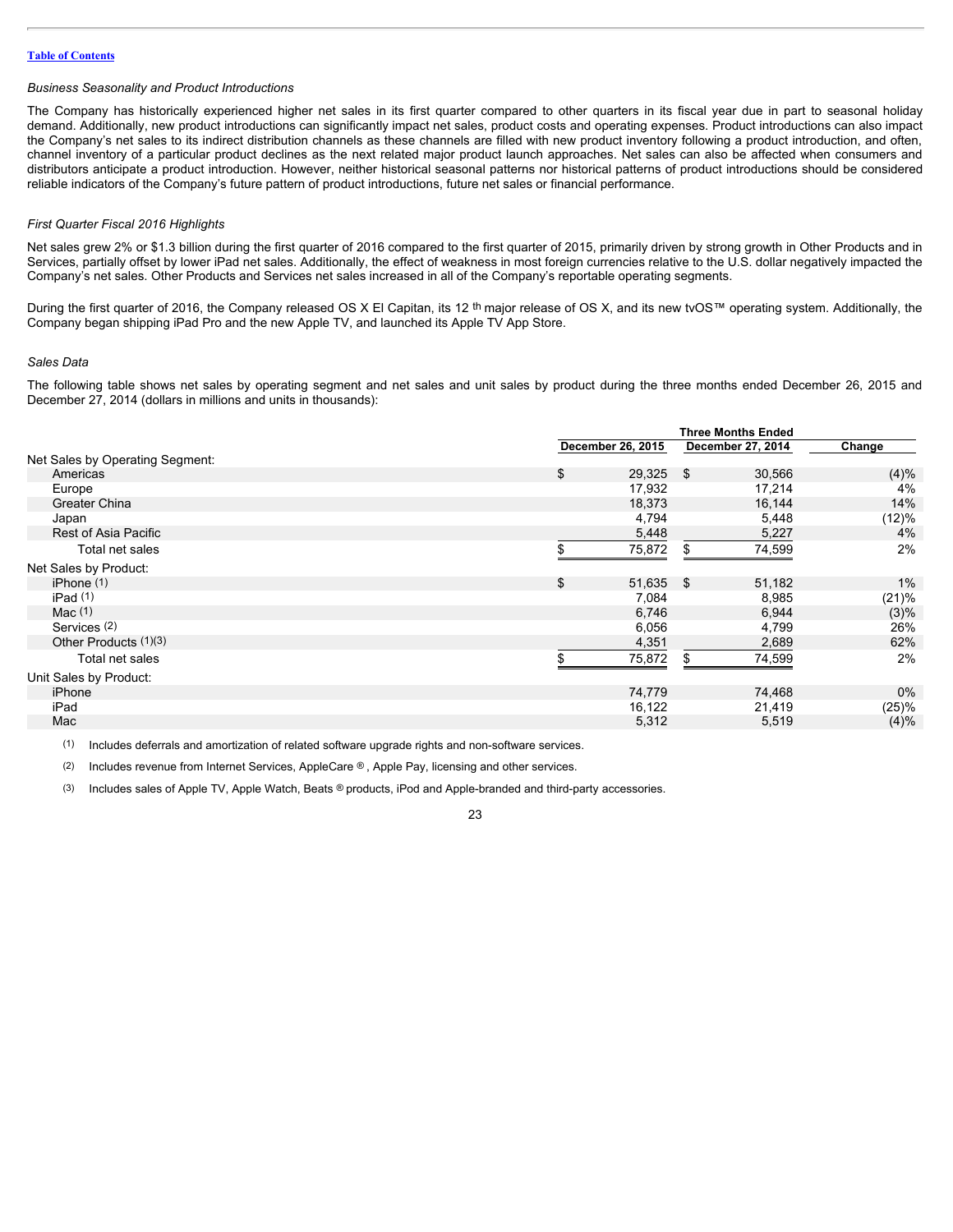*Business Seasonality and Product Introductions*

The Company has historically experienced higher net sales in its first quarter compared to other quarters in its fiscal year due in part to seasonal holiday demand. Additionally, new product introductions can significantly impact net sales, product costs and operating expenses. Product introductions can also impact the Company's net sales to its indirect distribution channels as these channels are filled with new product inventory following a product introduction, and often, channel inventory of a particular product declines as the next related major product launch approaches. Net sales can also be affected when consumers and distributors anticipate a product introduction. However, neither historical seasonal patterns nor historical patterns of product introductions should be considered reliable indicators of the Company's future pattern of product introductions, future net sales or financial performance.

*First Quarter Fiscal 2016 Highlights*

Net sales grew 2% or $1.3 billion during the first quarter of 2016 compared to the first quarter of 2015, primarily driven by strong growth in Other Products and in Services, partially offset by lower iPad net sales. Additionally, the effect of weakness in most foreign currencies relative to the U.S. dollar negatively impacted the Company's net sales. Other Products and Services net sales increased in all of the Company's reportable operating segments.

During the first quarter of 2016, the Company released OS X El Capitan, its 12 th major release of OS X, and its new tvOS™ operating system. Additionally, the Company began shipping iPad Pro and the new Apple TV, and launched its Apple TV App Store.

*Sales Data*

The following table shows net sales by operating segment and net sales and unit sales by product during the three months ended December 26, 2015 and December 27, 2014 (dollars in millions and units in thousands):

| | Three Months Ended | | |
|---|---|---|---|
| | December 26, 2015 | December 27, 2014 | Change |
| **Net Sales by Operating Segment:** | | | |
| Americas | $ 29,325 | $ 30,566 | (4)% |
| Europe | 17,932 | 17,214 | 4% |
| Greater China | 18,373 | 16,144 | 14% |
| Japan | 4,794 | 5,448 | (12)% |
| Rest of Asia Pacific | 5,448 | 5,227 | 4% |
| Total net sales | $ 75,872 | $ 74,599 | 2% |
| **Net Sales by Product:** | | | |
| iPhone (1) | $ 51,635 | $ 51,182 | 1% |
| iPad (1) | 7,084 | 8,985 | (21)% |
| Mac (1) | 6,746 | 6,944 | (3)% |
| Services (2) | 6,056 | 4,799 | 26% |
| Other Products (1)(3) | 4,351 | 2,689 | 62% |
| Total net sales | $ 75,872 | $ 74,599 | 2% |
| **Unit Sales by Product:** | | | |
| iPhone | 74,779 | 74,468 | 0% |
| iPad | 16,122 | 21,419 | (25)% |
| Mac | 5,312 | 5,519 | (4)% |

(1) Includes deferrals and amortization of related software upgrade rights and non-software services.

(2) Includes revenue from Internet Services, AppleCare ®, Apple Pay, licensing and other services.

(3) Includes sales of Apple TV, Apple Watch, Beats ® products, iPod and Apple-branded and third-party accessories.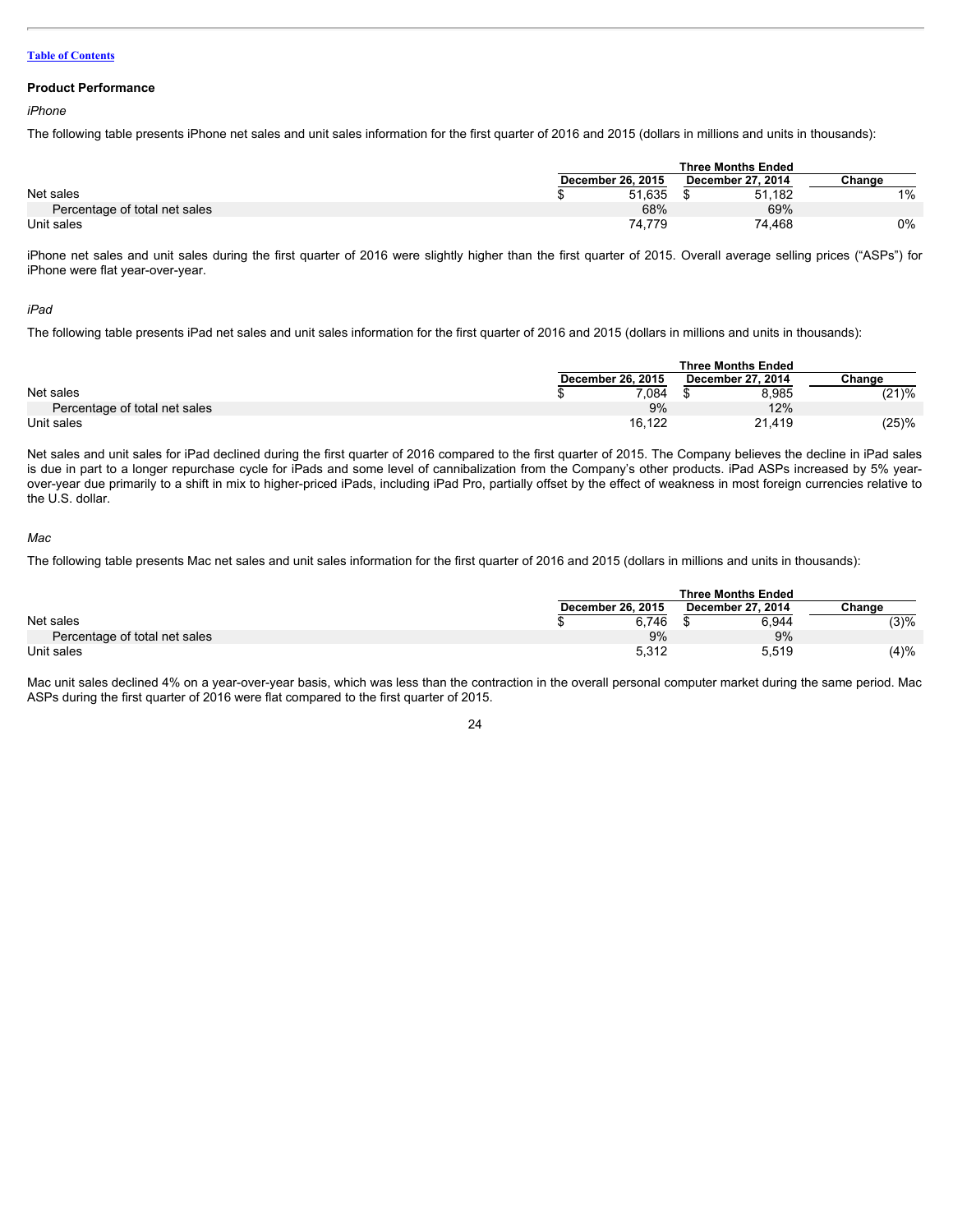## Product Performance

*iPhone*

The following table presents iPhone net sales and unit sales information for the first quarter of 2016 and 2015 (dollars in millions and units in thousands):

| | Three Months Ended | | |
|---|---|---|---|
| | December 26, 2015 | December 27, 2014 | Change |
| Net sales | $ 51,635 | $ 51,182 | 1% |
| Percentage of total net sales | 68% | 69% | |
| Unit sales | 74,779 | 74,468 | 0% |

iPhone net sales and unit sales during the first quarter of 2016 were slightly higher than the first quarter of 2015. Overall average selling prices ("ASPs") for iPhone were flat year-over-year.

*iPad*

The following table presents iPad net sales and unit sales information for the first quarter of 2016 and 2015 (dollars in millions and units in thousands):

| | Three Months Ended | | |
|---|---|---|---|
| | December 26, 2015 | December 27, 2014 | Change |
| Net sales | $ 7,084 | $ 8,985 | (21)% |
| Percentage of total net sales | 9% | 12% | |
| Unit sales | 16,122 | 21,419 | (25)% |

Net sales and unit sales for iPad declined during the first quarter of 2016 compared to the first quarter of 2015. The Company believes the decline in iPad sales is due in part to a longer repurchase cycle for iPads and some level of cannibalization from the Company's other products. iPad ASPs increased by 5% year-over-year due primarily to a shift in mix to higher-priced iPads, including iPad Pro, partially offset by the effect of weakness in most foreign currencies relative to the U.S. dollar.

*Mac*

The following table presents Mac net sales and unit sales information for the first quarter of 2016 and 2015 (dollars in millions and units in thousands):

| | Three Months Ended | | |
|---|---|---|---|
| | December 26, 2015 | December 27, 2014 | Change |
| Net sales | $ 6,746 | $ 6,944 | (3)% |
| Percentage of total net sales | 9% | 9% | |
| Unit sales | 5,312 | 5,519 | (4)% |

Mac unit sales declined 4% on a year-over-year basis, which was less than the contraction in the overall personal computer market during the same period. Mac ASPs during the first quarter of 2016 were flat compared to the first quarter of 2015.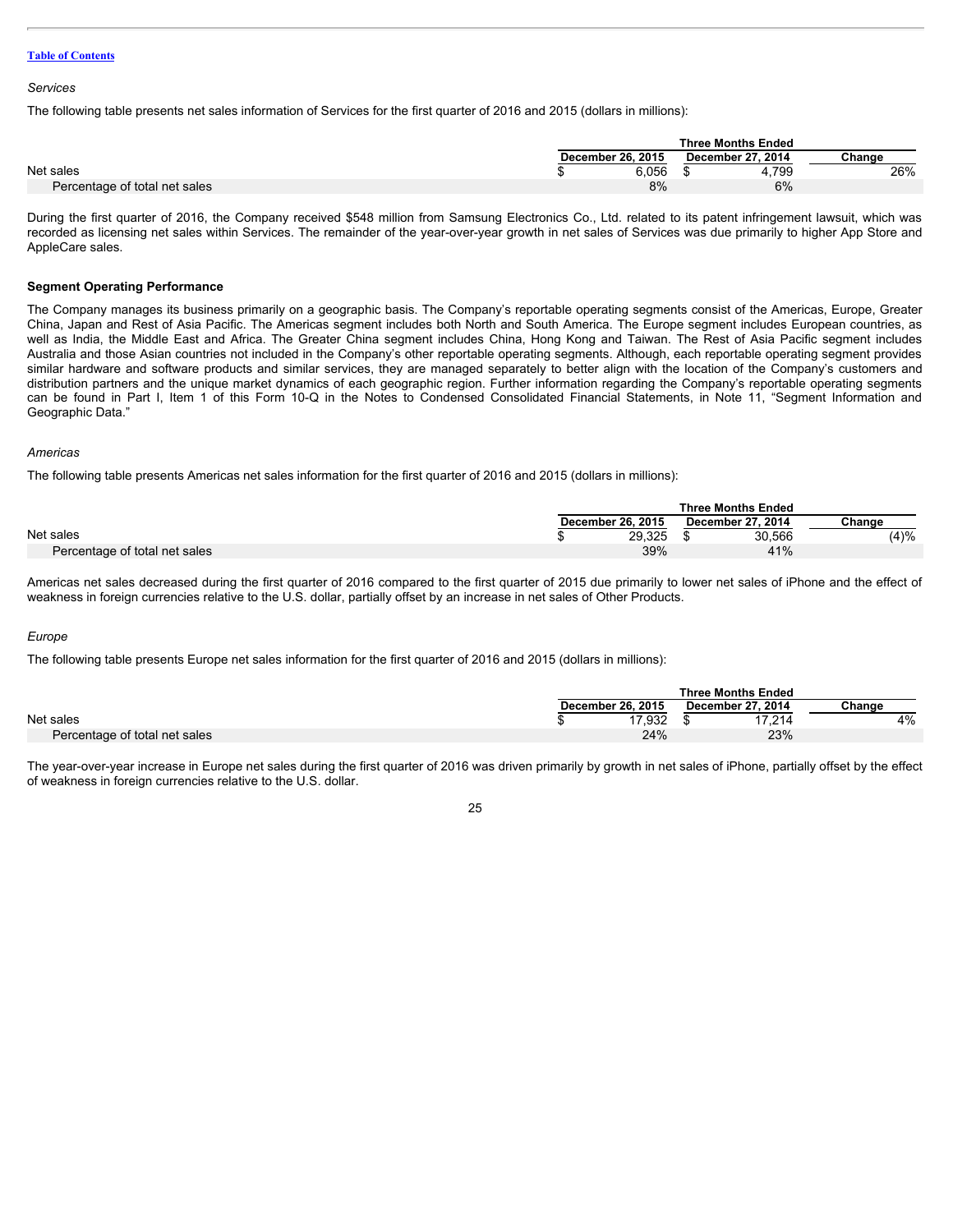Table of Contents

*Services*

The following table presents net sales information of Services for the first quarter of 2016 and 2015 (dollars in millions):

| | Three Months Ended | | |
|---|---|---|---|
| | December 26, 2015 | December 27, 2014 | Change |
| Net sales | $ 6,056 | $ 4,799 | 26% |
| Percentage of total net sales | 8% | 6% | |

During the first quarter of 2016, the Company received $548 million from Samsung Electronics Co., Ltd. related to its patent infringement lawsuit, which was recorded as licensing net sales within Services. The remainder of the year-over-year growth in net sales of Services was due primarily to higher App Store and AppleCare sales.

**Segment Operating Performance**

The Company manages its business primarily on a geographic basis. The Company's reportable operating segments consist of the Americas, Europe, Greater China, Japan and Rest of Asia Pacific. The Americas segment includes both North and South America. The Europe segment includes European countries, as well as India, the Middle East and Africa. The Greater China segment includes China, Hong Kong and Taiwan. The Rest of Asia Pacific segment includes Australia and those Asian countries not included in the Company's other reportable operating segments. Although, each reportable operating segment provides similar hardware and software products and similar services, they are managed separately to better align with the location of the Company's customers and distribution partners and the unique market dynamics of each geographic region. Further information regarding the Company's reportable operating segments can be found in Part I, Item 1 of this Form 10-Q in the Notes to Condensed Consolidated Financial Statements, in Note 11, "Segment Information and Geographic Data."

*Americas*

The following table presents Americas net sales information for the first quarter of 2016 and 2015 (dollars in millions):

| | Three Months Ended | | |
|---|---|---|---|
| | December 26, 2015 | December 27, 2014 | Change |
| Net sales | $ 29,325 | $ 30,566 | (4)% |
| Percentage of total net sales | 39% | 41% | |

Americas net sales decreased during the first quarter of 2016 compared to the first quarter of 2015 due primarily to lower net sales of iPhone and the effect of weakness in foreign currencies relative to the U.S. dollar, partially offset by an increase in net sales of Other Products.

*Europe*

The following table presents Europe net sales information for the first quarter of 2016 and 2015 (dollars in millions):

| | Three Months Ended | | |
|---|---|---|---|
| | December 26, 2015 | December 27, 2014 | Change |
| Net sales | $ 17,932 | $ 17,214 | 4% |
| Percentage of total net sales | 24% | 23% | |

The year-over-year increase in Europe net sales during the first quarter of 2016 was driven primarily by growth in net sales of iPhone, partially offset by the effect of weakness in foreign currencies relative to the U.S. dollar.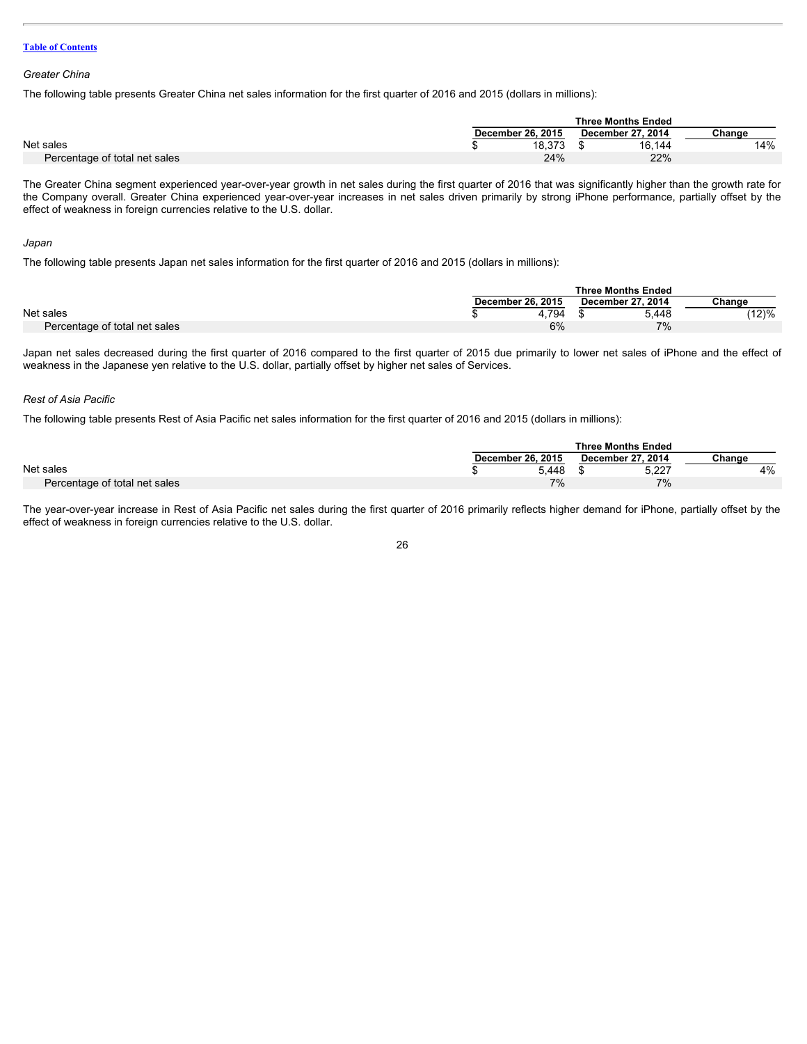*Greater China*

The following table presents Greater China net sales information for the first quarter of 2016 and 2015 (dollars in millions):

| | Three Months Ended | | |
|---|---|---|---|
| | December 26, 2015 | December 27, 2014 | Change |
| Net sales | $ 18,373 | $ 16,144 | 14% |
| Percentage of total net sales | 24% | 22% | |

The Greater China segment experienced year-over-year growth in net sales during the first quarter of 2016 that was significantly higher than the growth rate for the Company overall. Greater China experienced year-over-year increases in net sales driven primarily by strong iPhone performance, partially offset by the effect of weakness in foreign currencies relative to the U.S. dollar.

*Japan*

The following table presents Japan net sales information for the first quarter of 2016 and 2015 (dollars in millions):

| | Three Months Ended | | |
|---|---|---|---|
| | December 26, 2015 | December 27, 2014 | Change |
| Net sales | $ 4,794 | $ 5,448 | (12)% |
| Percentage of total net sales | 6% | 7% | |

Japan net sales decreased during the first quarter of 2016 compared to the first quarter of 2015 due primarily to lower net sales of iPhone and the effect of weakness in the Japanese yen relative to the U.S. dollar, partially offset by higher net sales of Services.

*Rest of Asia Pacific*

The following table presents Rest of Asia Pacific net sales information for the first quarter of 2016 and 2015 (dollars in millions):

| | Three Months Ended | | |
|---|---|---|---|
| | December 26, 2015 | December 27, 2014 | Change |
| Net sales | $ 5,448 | $ 5,227 | 4% |
| Percentage of total net sales | 7% | 7% | |

The year-over-year increase in Rest of Asia Pacific net sales during the first quarter of 2016 primarily reflects higher demand for iPhone, partially offset by the effect of weakness in foreign currencies relative to the U.S. dollar.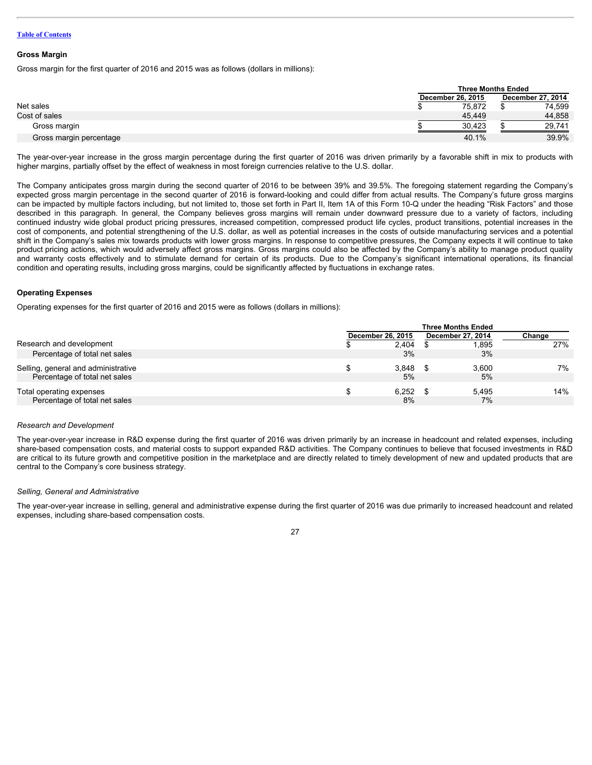[Table of Contents](#)

## Gross Margin

Gross margin for the first quarter of 2016 and 2015 was as follows (dollars in millions):

| | Three Months Ended | |
|---|---|---|
| | December 26, 2015 | December 27, 2014 |
| Net sales | $ 75,872 | $ 74,599 |
| Cost of sales | 45,449 | 44,858 |
| Gross margin | $ 30,423 | $ 29,741 |
| Gross margin percentage | 40.1% | 39.9% |

The year-over-year increase in the gross margin percentage during the first quarter of 2016 was driven primarily by a favorable shift in mix to products with higher margins, partially offset by the effect of weakness in most foreign currencies relative to the U.S. dollar.

The Company anticipates gross margin during the second quarter of 2016 to be between 39% and 39.5%. The foregoing statement regarding the Company's expected gross margin percentage in the second quarter of 2016 is forward-looking and could differ from actual results. The Company's future gross margins can be impacted by multiple factors including, but not limited to, those set forth in Part II, Item 1A of this Form 10-Q under the heading "Risk Factors" and those described in this paragraph. In general, the Company believes gross margins will remain under downward pressure due to a variety of factors, including continued industry wide global product pricing pressures, increased competition, compressed product life cycles, product transitions, potential increases in the cost of components, and potential strengthening of the U.S. dollar, as well as potential increases in the costs of outside manufacturing services and a potential shift in the Company's sales mix towards products with lower gross margins. In response to competitive pressures, the Company expects it will continue to take product pricing actions, which would adversely affect gross margins. Gross margins could also be affected by the Company's ability to manage product quality and warranty costs effectively and to stimulate demand for certain of its products. Due to the Company's significant international operations, its financial condition and operating results, including gross margins, could be significantly affected by fluctuations in exchange rates.

## Operating Expenses

Operating expenses for the first quarter of 2016 and 2015 were as follows (dollars in millions):

| | Three Months Ended | | |
|---|---|---|---|
| | December 26, 2015 | December 27, 2014 | Change |
| Research and development | $ 2,404 | $ 1,895 | 27% |
| Percentage of total net sales | 3% | 3% | |
| Selling, general and administrative | $ 3,848 | $ 3,600 | 7% |
| Percentage of total net sales | 5% | 5% | |
| Total operating expenses | $ 6,252 | $ 5,495 | 14% |
| Percentage of total net sales | 8% | 7% | |

*Research and Development*

The year-over-year increase in R&D expense during the first quarter of 2016 was driven primarily by an increase in headcount and related expenses, including share-based compensation costs, and material costs to support expanded R&D activities. The Company continues to believe that focused investments in R&D are critical to its future growth and competitive position in the marketplace and are directly related to timely development of new and updated products that are central to the Company's core business strategy.

*Selling, General and Administrative*

The year-over-year increase in selling, general and administrative expense during the first quarter of 2016 was due primarily to increased headcount and related expenses, including share-based compensation costs.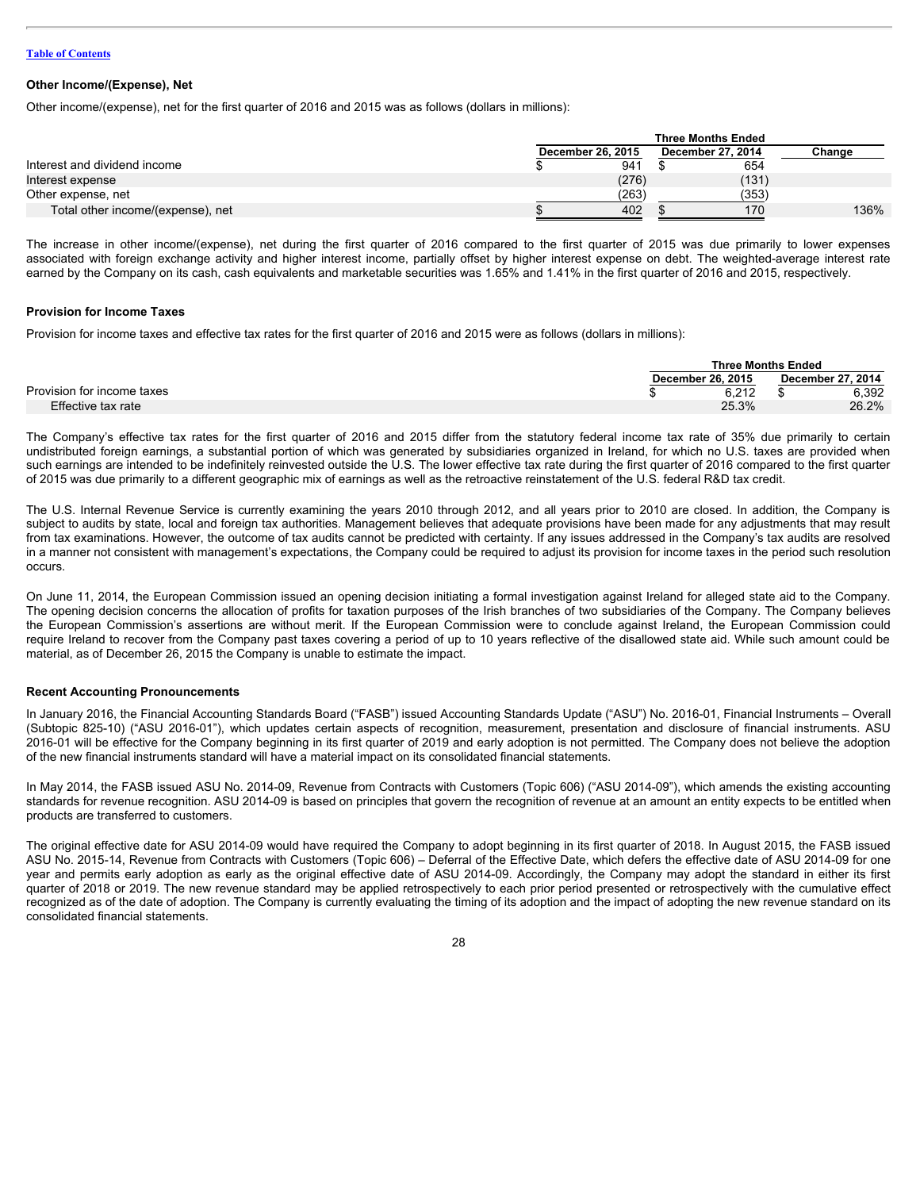Table of Contents

### Other Income/(Expense), Net

Other income/(expense), net for the first quarter of 2016 and 2015 was as follows (dollars in millions):

| | Three Months Ended | | |
|---|---|---|---|
| | December 26, 2015 | December 27, 2014 | Change |
| Interest and dividend income | $ 941 | $ 654 | |
| Interest expense | (276) | (131) | |
| Other expense, net | (263) | (353) | |
| Total other income/(expense), net | $ 402 | $ 170 | 136% |

The increase in other income/(expense), net during the first quarter of 2016 compared to the first quarter of 2015 was due primarily to lower expenses associated with foreign exchange activity and higher interest income, partially offset by higher interest expense on debt. The weighted-average interest rate earned by the Company on its cash, cash equivalents and marketable securities was 1.65% and 1.41% in the first quarter of 2016 and 2015, respectively.

### Provision for Income Taxes

Provision for income taxes and effective tax rates for the first quarter of 2016 and 2015 were as follows (dollars in millions):

| | Three Months Ended | |
|---|---|---|
| | December 26, 2015 | December 27, 2014 |
| Provision for income taxes | $ 6,212 | $ 6,392 |
| Effective tax rate | 25.3% | 26.2% |

The Company's effective tax rates for the first quarter of 2016 and 2015 differ from the statutory federal income tax rate of 35% due primarily to certain undistributed foreign earnings, a substantial portion of which was generated by subsidiaries organized in Ireland, for which no U.S. taxes are provided when such earnings are intended to be indefinitely reinvested outside the U.S. The lower effective tax rate during the first quarter of 2016 compared to the first quarter of 2015 was due primarily to a different geographic mix of earnings as well as the retroactive reinstatement of the U.S. federal R&D tax credit.

The U.S. Internal Revenue Service is currently examining the years 2010 through 2012, and all years prior to 2010 are closed. In addition, the Company is subject to audits by state, local and foreign tax authorities. Management believes that adequate provisions have been made for any adjustments that may result from tax examinations. However, the outcome of tax audits cannot be predicted with certainty. If any issues addressed in the Company's tax audits are resolved in a manner not consistent with management's expectations, the Company could be required to adjust its provision for income taxes in the period such resolution occurs.

On June 11, 2014, the European Commission issued an opening decision initiating a formal investigation against Ireland for alleged state aid to the Company. The opening decision concerns the allocation of profits for taxation purposes of the Irish branches of two subsidiaries of the Company. The Company believes the European Commission's assertions are without merit. If the European Commission were to conclude against Ireland, the European Commission could require Ireland to recover from the Company past taxes covering a period of up to 10 years reflective of the disallowed state aid. While such amount could be material, as of December 26, 2015 the Company is unable to estimate the impact.

### Recent Accounting Pronouncements

In January 2016, the Financial Accounting Standards Board ("FASB") issued Accounting Standards Update ("ASU") No. 2016-01, Financial Instruments – Overall (Subtopic 825-10) ("ASU 2016-01"), which updates certain aspects of recognition, measurement, presentation and disclosure of financial instruments. ASU 2016-01 will be effective for the Company beginning in its first quarter of 2019 and early adoption is not permitted. The Company does not believe the adoption of the new financial instruments standard will have a material impact on its consolidated financial statements.

In May 2014, the FASB issued ASU No. 2014-09, Revenue from Contracts with Customers (Topic 606) ("ASU 2014-09"), which amends the existing accounting standards for revenue recognition. ASU 2014-09 is based on principles that govern the recognition of revenue at an amount an entity expects to be entitled when products are transferred to customers.

The original effective date for ASU 2014-09 would have required the Company to adopt beginning in its first quarter of 2018. In August 2015, the FASB issued ASU No. 2015-14, Revenue from Contracts with Customers (Topic 606) – Deferral of the Effective Date, which defers the effective date of ASU 2014-09 for one year and permits early adoption as early as the original effective date of ASU 2014-09. Accordingly, the Company may adopt the standard in either its first quarter of 2018 or 2019. The new revenue standard may be applied retrospectively to each prior period presented or retrospectively with the cumulative effect recognized as of the date of adoption. The Company is currently evaluating the timing of its adoption and the impact of adopting the new revenue standard on its consolidated financial statements.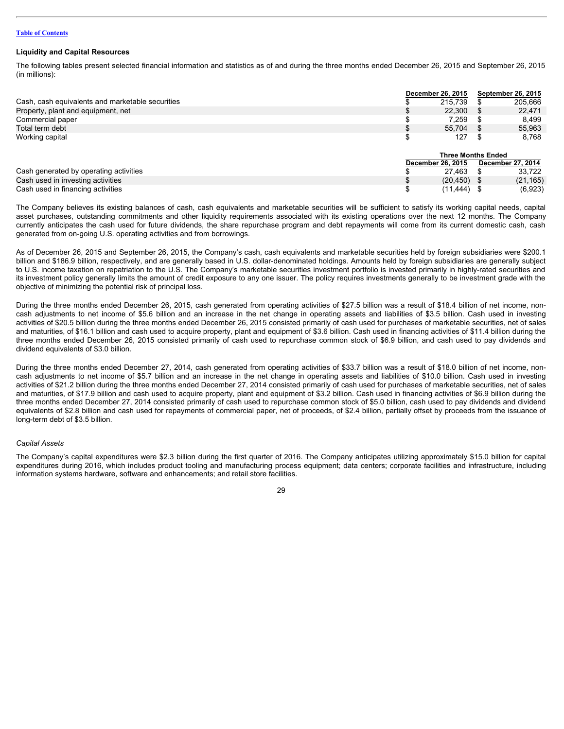Table of Contents

## Liquidity and Capital Resources

The following tables present selected financial information and statistics as of and during the three months ended December 26, 2015 and September 26, 2015 (in millions):

| | December 26, 2015 | September 26, 2015 |
|---|---|---|
| Cash, cash equivalents and marketable securities | $ 215,739 | $ 205,666 |
| Property, plant and equipment, net | $ 22,300 | $ 22,471 |
| Commercial paper | $ 7,259 | $ 8,499 |
| Total term debt | $ 55,704 | $ 55,963 |
| Working capital | $ 127 | $ 8,768 |

| | Three Months Ended | |
|---|---|---|
| | December 26, 2015 | December 27, 2014 |
| Cash generated by operating activities | $ 27,463 | $ 33,722 |
| Cash used in investing activities | $ (20,450) | $ (21,165) |
| Cash used in financing activities | $ (11,444) | $ (6,923) |

The Company believes its existing balances of cash, cash equivalents and marketable securities will be sufficient to satisfy its working capital needs, capital asset purchases, outstanding commitments and other liquidity requirements associated with its existing operations over the next 12 months. The Company currently anticipates the cash used for future dividends, the share repurchase program and debt repayments will come from its current domestic cash, cash generated from on-going U.S. operating activities and from borrowings.

As of December 26, 2015 and September 26, 2015, the Company's cash, cash equivalents and marketable securities held by foreign subsidiaries were $200.1 billion and $186.9 billion, respectively, and are generally based in U.S. dollar-denominated holdings. Amounts held by foreign subsidiaries are generally subject to U.S. income taxation on repatriation to the U.S. The Company's marketable securities investment portfolio is invested primarily in highly-rated securities and its investment policy generally limits the amount of credit exposure to any one issuer. The policy requires investments generally to be investment grade with the objective of minimizing the potential risk of principal loss.

During the three months ended December 26, 2015, cash generated from operating activities of $27.5 billion was a result of $18.4 billion of net income, non-cash adjustments to net income of $5.6 billion and an increase in the net change in operating assets and liabilities of $3.5 billion. Cash used in investing activities of $20.5 billion during the three months ended December 26, 2015 consisted primarily of cash used for purchases of marketable securities, net of sales and maturities, of $16.1 billion and cash used to acquire property, plant and equipment of $3.6 billion. Cash used in financing activities of $11.4 billion during the three months ended December 26, 2015 consisted primarily of cash used to repurchase common stock of $6.9 billion, and cash used to pay dividends and dividend equivalents of $3.0 billion.

During the three months ended December 27, 2014, cash generated from operating activities of $33.7 billion was a result of $18.0 billion of net income, non-cash adjustments to net income of $5.7 billion and an increase in the net change in operating assets and liabilities of $10.0 billion. Cash used in investing activities of $21.2 billion during the three months ended December 27, 2014 consisted primarily of cash used for purchases of marketable securities, net of sales and maturities, of $17.9 billion and cash used to acquire property, plant and equipment of $3.2 billion. Cash used in financing activities of $6.9 billion during the three months ended December 27, 2014 consisted primarily of cash used to repurchase common stock of $5.0 billion, cash used to pay dividends and dividend equivalents of $2.8 billion and cash used for repayments of commercial paper, net of proceeds, of $2.4 billion, partially offset by proceeds from the issuance of long-term debt of $3.5 billion.

### *Capital Assets*

The Company's capital expenditures were $2.3 billion during the first quarter of 2016. The Company anticipates utilizing approximately $15.0 billion for capital expenditures during 2016, which includes product tooling and manufacturing process equipment; data centers; corporate facilities and infrastructure, including information systems hardware, software and enhancements; and retail store facilities.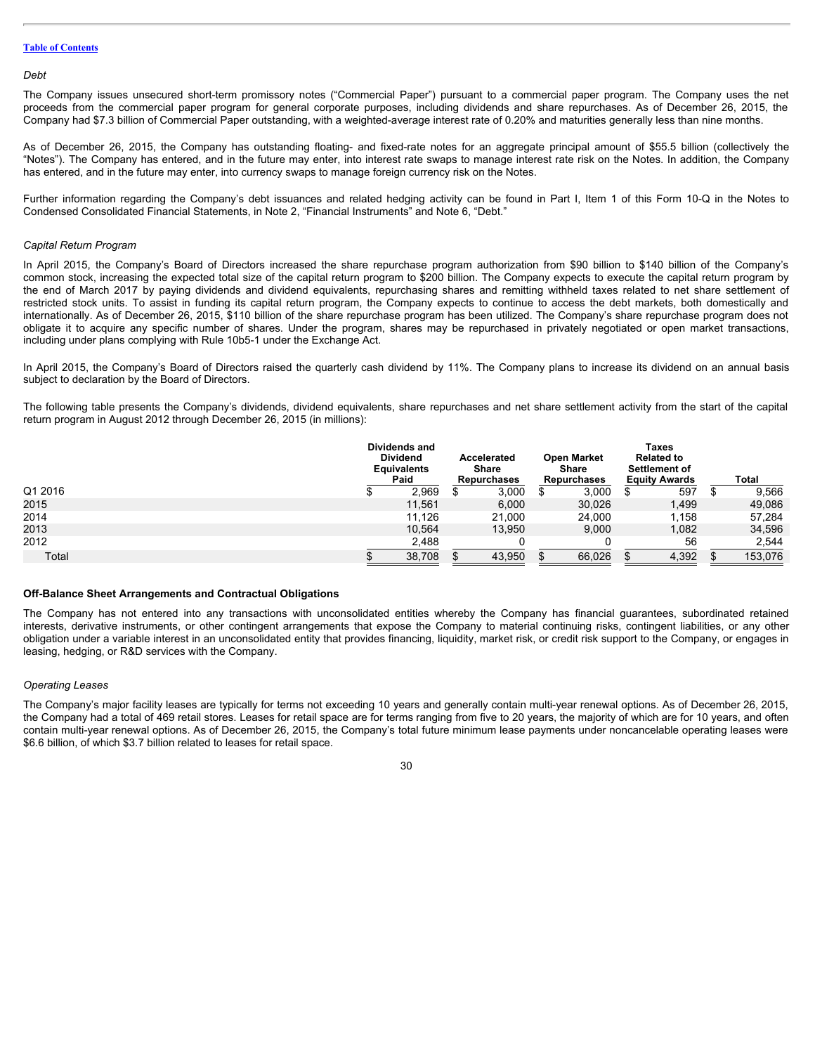*Debt*

The Company issues unsecured short-term promissory notes ("Commercial Paper") pursuant to a commercial paper program. The Company uses the net proceeds from the commercial paper program for general corporate purposes, including dividends and share repurchases. As of December 26, 2015, the Company had $7.3 billion of Commercial Paper outstanding, with a weighted-average interest rate of 0.20% and maturities generally less than nine months.

As of December 26, 2015, the Company has outstanding floating- and fixed-rate notes for an aggregate principal amount of $55.5 billion (collectively the "Notes"). The Company has entered, and in the future may enter, into interest rate swaps to manage interest rate risk on the Notes. In addition, the Company has entered, and in the future may enter, into currency swaps to manage foreign currency risk on the Notes.

Further information regarding the Company's debt issuances and related hedging activity can be found in Part I, Item 1 of this Form 10-Q in the Notes to Condensed Consolidated Financial Statements, in Note 2, "Financial Instruments" and Note 6, "Debt."

*Capital Return Program*

In April 2015, the Company's Board of Directors increased the share repurchase program authorization from $90 billion to $140 billion of the Company's common stock, increasing the expected total size of the capital return program to $200 billion. The Company expects to execute the capital return program by the end of March 2017 by paying dividends and dividend equivalents, repurchasing shares and remitting withheld taxes related to net share settlement of restricted stock units. To assist in funding its capital return program, the Company expects to continue to access the debt markets, both domestically and internationally. As of December 26, 2015, $110 billion of the share repurchase program has been utilized. The Company's share repurchase program does not obligate it to acquire any specific number of shares. Under the program, shares may be repurchased in privately negotiated or open market transactions, including under plans complying with Rule 10b5-1 under the Exchange Act.

In April 2015, the Company's Board of Directors raised the quarterly cash dividend by 11%. The Company plans to increase its dividend on an annual basis subject to declaration by the Board of Directors.

The following table presents the Company's dividends, dividend equivalents, share repurchases and net share settlement activity from the start of the capital return program in August 2012 through December 26, 2015 (in millions):

| | Dividends and Dividend Equivalents Paid | Accelerated Share Repurchases | Open Market Share Repurchases | Taxes Related to Settlement of Equity Awards | Total |
|---|---|---|---|---|---|
| Q1 2016 | $ 2,969 | $ 3,000 | $ 3,000 | $ 597 | $ 9,566 |
| 2015 | 11,561 | 6,000 | 30,026 | 1,499 | 49,086 |
| 2014 | 11,126 | 21,000 | 24,000 | 1,158 | 57,284 |
| 2013 | 10,564 | 13,950 | 9,000 | 1,082 | 34,596 |
| 2012 | 2,488 | 0 | 0 | 56 | 2,544 |
| Total | $ 38,708 | $ 43,950 | $ 66,026 | $ 4,392 | $ 153,076 |

**Off-Balance Sheet Arrangements and Contractual Obligations**

The Company has not entered into any transactions with unconsolidated entities whereby the Company has financial guarantees, subordinated retained interests, derivative instruments, or other contingent arrangements that expose the Company to material continuing risks, contingent liabilities, or any other obligation under a variable interest in an unconsolidated entity that provides financing, liquidity, market risk, or credit risk support to the Company, or engages in leasing, hedging, or R&D services with the Company.

*Operating Leases*

The Company's major facility leases are typically for terms not exceeding 10 years and generally contain multi-year renewal options. As of December 26, 2015, the Company had a total of 469 retail stores. Leases for retail space are for terms ranging from five to 20 years, the majority of which are for 10 years, and often contain multi-year renewal options. As of December 26, 2015, the Company's total future minimum lease payments under noncancelable operating leases were $6.6 billion, of which $3.7 billion related to leases for retail space.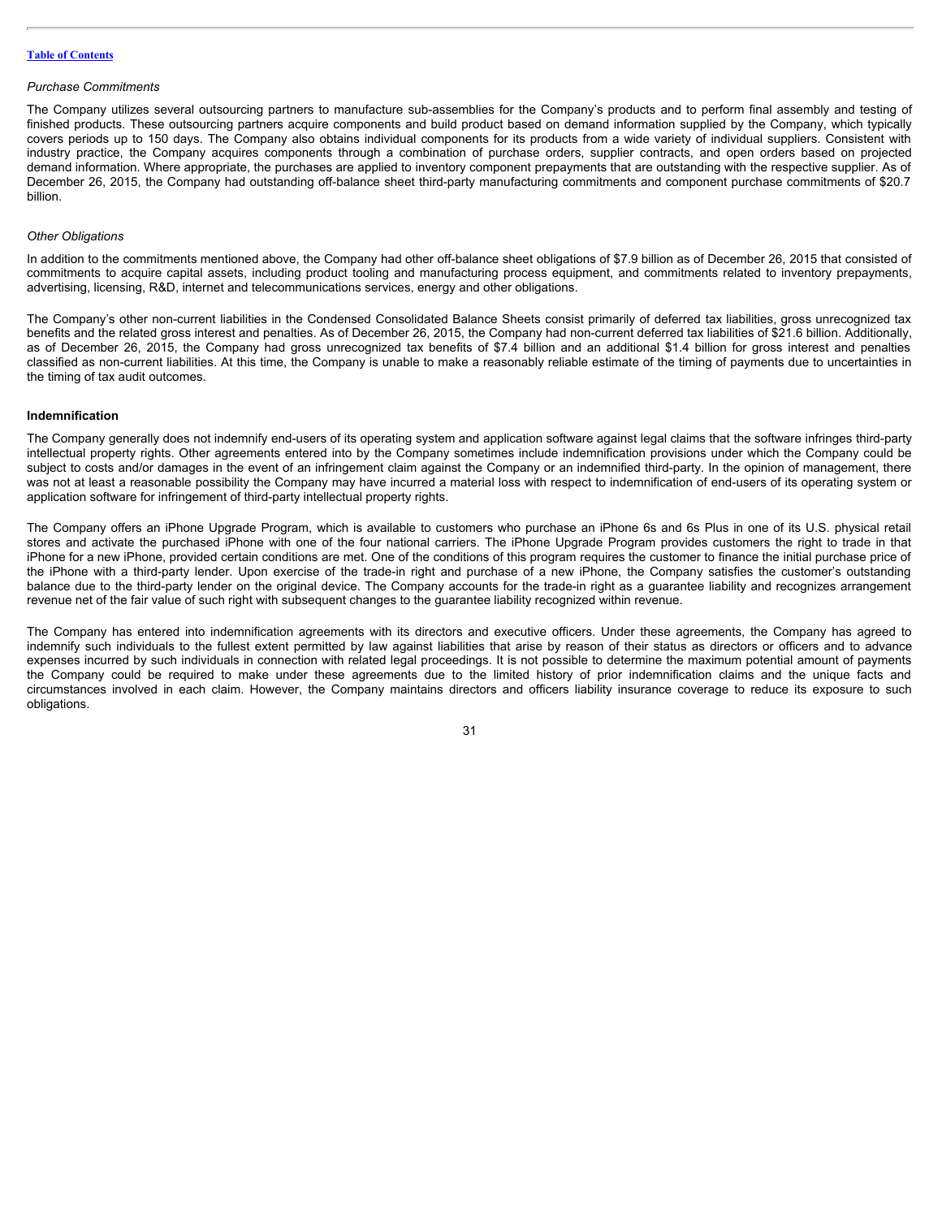*Purchase Commitments*

The Company utilizes several outsourcing partners to manufacture sub-assemblies for the Company's products and to perform final assembly and testing of finished products. These outsourcing partners acquire components and build product based on demand information supplied by the Company, which typically covers periods up to 150 days. The Company also obtains individual components for its products from a wide variety of individual suppliers. Consistent with industry practice, the Company acquires components through a combination of purchase orders, supplier contracts, and open orders based on projected demand information. Where appropriate, the purchases are applied to inventory component prepayments that are outstanding with the respective supplier. As of December 26, 2015, the Company had outstanding off-balance sheet third-party manufacturing commitments and component purchase commitments of $20.7 billion.

*Other Obligations*

In addition to the commitments mentioned above, the Company had other off-balance sheet obligations of $7.9 billion as of December 26, 2015 that consisted of commitments to acquire capital assets, including product tooling and manufacturing process equipment, and commitments related to inventory prepayments, advertising, licensing, R&D, internet and telecommunications services, energy and other obligations.

The Company's other non-current liabilities in the Condensed Consolidated Balance Sheets consist primarily of deferred tax liabilities, gross unrecognized tax benefits and the related gross interest and penalties. As of December 26, 2015, the Company had non-current deferred tax liabilities of $21.6 billion. Additionally, as of December 26, 2015, the Company had gross unrecognized tax benefits of $7.4 billion and an additional $1.4 billion for gross interest and penalties classified as non-current liabilities. At this time, the Company is unable to make a reasonably reliable estimate of the timing of payments due to uncertainties in the timing of tax audit outcomes.

**Indemnification**

The Company generally does not indemnify end-users of its operating system and application software against legal claims that the software infringes third-party intellectual property rights. Other agreements entered into by the Company sometimes include indemnification provisions under which the Company could be subject to costs and/or damages in the event of an infringement claim against the Company or an indemnified third-party. In the opinion of management, there was not at least a reasonable possibility the Company may have incurred a material loss with respect to indemnification of end-users of its operating system or application software for infringement of third-party intellectual property rights.

The Company offers an iPhone Upgrade Program, which is available to customers who purchase an iPhone 6s and 6s Plus in one of its U.S. physical retail stores and activate the purchased iPhone with one of the four national carriers. The iPhone Upgrade Program provides customers the right to trade in that iPhone for a new iPhone, provided certain conditions are met. One of the conditions of this program requires the customer to finance the initial purchase price of the iPhone with a third-party lender. Upon exercise of the trade-in right and purchase of a new iPhone, the Company satisfies the customer's outstanding balance due to the third-party lender on the original device. The Company accounts for the trade-in right as a guarantee liability and recognizes arrangement revenue net of the fair value of such right with subsequent changes to the guarantee liability recognized within revenue.

The Company has entered into indemnification agreements with its directors and executive officers. Under these agreements, the Company has agreed to indemnify such individuals to the fullest extent permitted by law against liabilities that arise by reason of their status as directors or officers and to advance expenses incurred by such individuals in connection with related legal proceedings. It is not possible to determine the maximum potential amount of payments the Company could be required to make under these agreements due to the limited history of prior indemnification claims and the unique facts and circumstances involved in each claim. However, the Company maintains directors and officers liability insurance coverage to reduce its exposure to such obligations.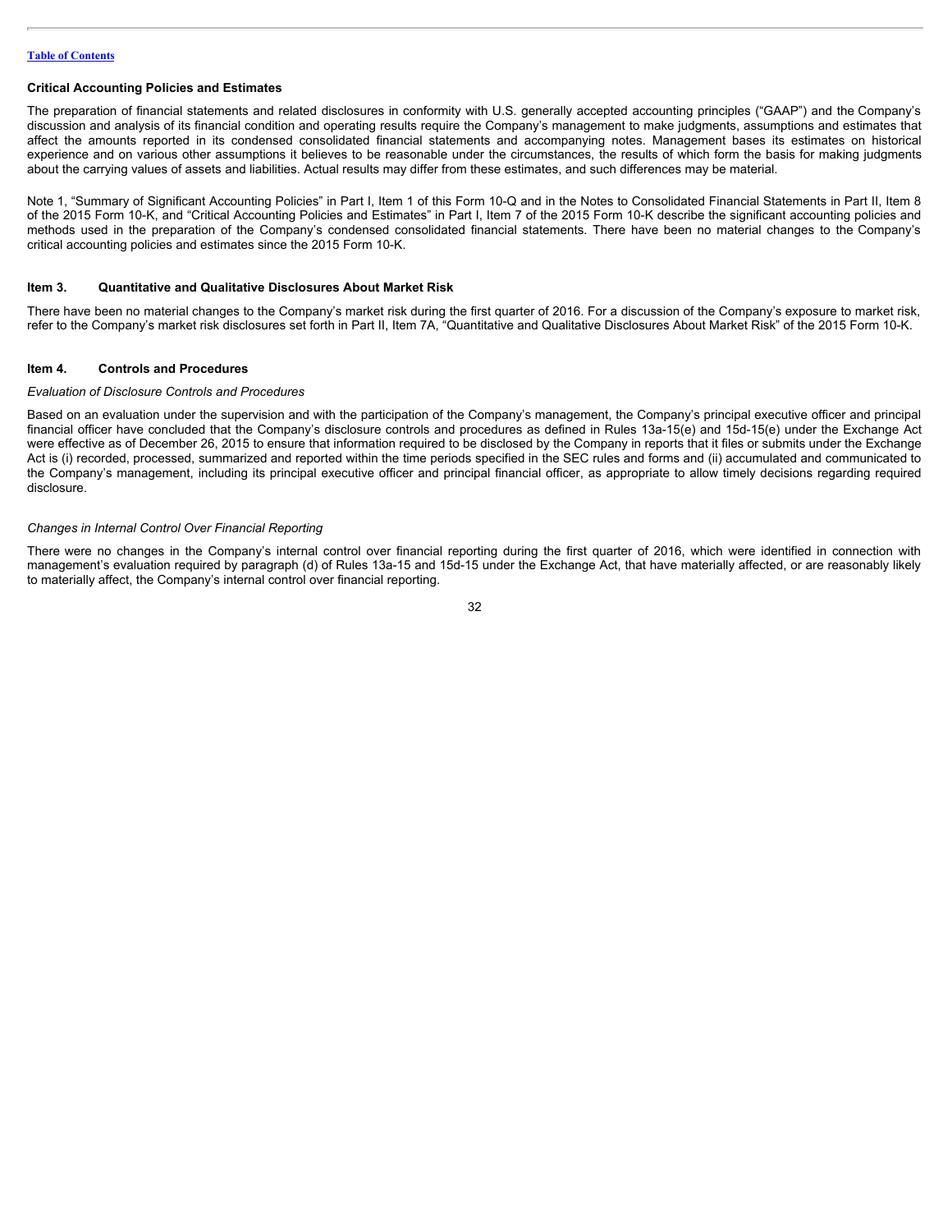[Table of Contents](#)

### Critical Accounting Policies and Estimates

The preparation of financial statements and related disclosures in conformity with U.S. generally accepted accounting principles ("GAAP") and the Company's discussion and analysis of its financial condition and operating results require the Company's management to make judgments, assumptions and estimates that affect the amounts reported in its condensed consolidated financial statements and accompanying notes. Management bases its estimates on historical experience and on various other assumptions it believes to be reasonable under the circumstances, the results of which form the basis for making judgments about the carrying values of assets and liabilities. Actual results may differ from these estimates, and such differences may be material.

Note 1, "Summary of Significant Accounting Policies" in Part I, Item 1 of this Form 10-Q and in the Notes to Consolidated Financial Statements in Part II, Item 8 of the 2015 Form 10-K, and "Critical Accounting Policies and Estimates" in Part I, Item 7 of the 2015 Form 10-K describe the significant accounting policies and methods used in the preparation of the Company's condensed consolidated financial statements. There have been no material changes to the Company's critical accounting policies and estimates since the 2015 Form 10-K.

## Item 3. Quantitative and Qualitative Disclosures About Market Risk

There have been no material changes to the Company's market risk during the first quarter of 2016. For a discussion of the Company's exposure to market risk, refer to the Company's market risk disclosures set forth in Part II, Item 7A, "Quantitative and Qualitative Disclosures About Market Risk" of the 2015 Form 10-K.

## Item 4. Controls and Procedures

*Evaluation of Disclosure Controls and Procedures*

Based on an evaluation under the supervision and with the participation of the Company's management, the Company's principal executive officer and principal financial officer have concluded that the Company's disclosure controls and procedures as defined in Rules 13a-15(e) and 15d-15(e) under the Exchange Act were effective as of December 26, 2015 to ensure that information required to be disclosed by the Company in reports that it files or submits under the Exchange Act is (i) recorded, processed, summarized and reported within the time periods specified in the SEC rules and forms and (ii) accumulated and communicated to the Company's management, including its principal executive officer and principal financial officer, as appropriate to allow timely decisions regarding required disclosure.

*Changes in Internal Control Over Financial Reporting*

There were no changes in the Company's internal control over financial reporting during the first quarter of 2016, which were identified in connection with management's evaluation required by paragraph (d) of Rules 13a-15 and 15d-15 under the Exchange Act, that have materially affected, or are reasonably likely to materially affect, the Company's internal control over financial reporting.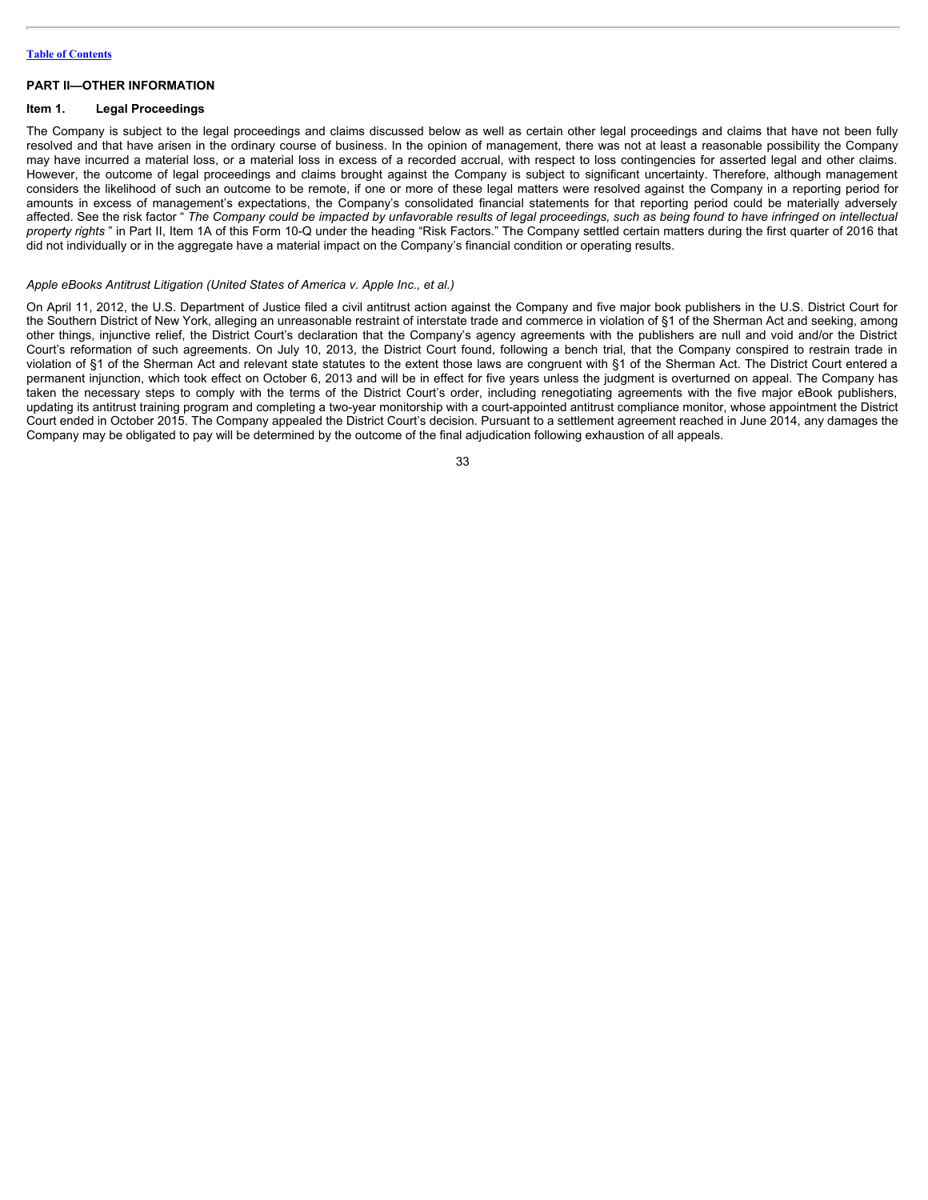## PART II—OTHER INFORMATION

### Item 1. Legal Proceedings

The Company is subject to the legal proceedings and claims discussed below as well as certain other legal proceedings and claims that have not been fully resolved and that have arisen in the ordinary course of business. In the opinion of management, there was not at least a reasonable possibility the Company may have incurred a material loss, or a material loss in excess of a recorded accrual, with respect to loss contingencies for asserted legal and other claims. However, the outcome of legal proceedings and claims brought against the Company is subject to significant uncertainty. Therefore, although management considers the likelihood of such an outcome to be remote, if one or more of these legal matters were resolved against the Company in a reporting period for amounts in excess of management's expectations, the Company's consolidated financial statements for that reporting period could be materially adversely affected. See the risk factor " *The Company could be impacted by unfavorable results of legal proceedings, such as being found to have infringed on intellectual property rights* " in Part II, Item 1A of this Form 10-Q under the heading "Risk Factors." The Company settled certain matters during the first quarter of 2016 that did not individually or in the aggregate have a material impact on the Company's financial condition or operating results.

*Apple eBooks Antitrust Litigation (United States of America v. Apple Inc., et al.)*

On April 11, 2012, the U.S. Department of Justice filed a civil antitrust action against the Company and five major book publishers in the U.S. District Court for the Southern District of New York, alleging an unreasonable restraint of interstate trade and commerce in violation of §1 of the Sherman Act and seeking, among other things, injunctive relief, the District Court's declaration that the Company's agency agreements with the publishers are null and void and/or the District Court's reformation of such agreements. On July 10, 2013, the District Court found, following a bench trial, that the Company conspired to restrain trade in violation of §1 of the Sherman Act and relevant state statutes to the extent those laws are congruent with §1 of the Sherman Act. The District Court entered a permanent injunction, which took effect on October 6, 2013 and will be in effect for five years unless the judgment is overturned on appeal. The Company has taken the necessary steps to comply with the terms of the District Court's order, including renegotiating agreements with the five major eBook publishers, updating its antitrust training program and completing a two-year monitorship with a court-appointed antitrust compliance monitor, whose appointment the District Court ended in October 2015. The Company appealed the District Court's decision. Pursuant to a settlement agreement reached in June 2014, any damages the Company may be obligated to pay will be determined by the outcome of the final adjudication following exhaustion of all appeals.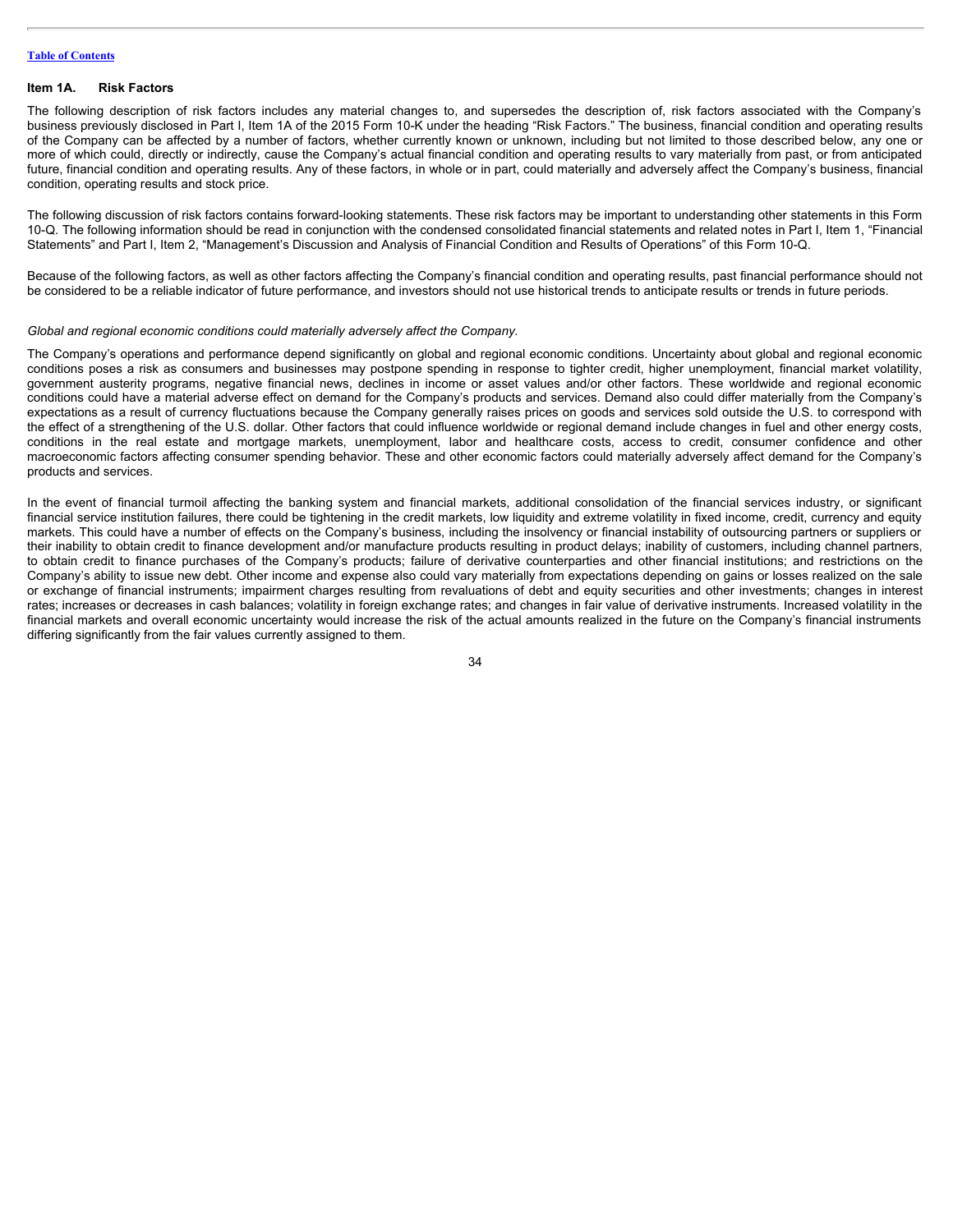## Item 1A. Risk Factors

The following description of risk factors includes any material changes to, and supersedes the description of, risk factors associated with the Company's business previously disclosed in Part I, Item 1A of the 2015 Form 10-K under the heading "Risk Factors." The business, financial condition and operating results of the Company can be affected by a number of factors, whether currently known or unknown, including but not limited to those described below, any one or more of which could, directly or indirectly, cause the Company's actual financial condition and operating results to vary materially from past, or from anticipated future, financial condition and operating results. Any of these factors, in whole or in part, could materially and adversely affect the Company's business, financial condition, operating results and stock price.

The following discussion of risk factors contains forward-looking statements. These risk factors may be important to understanding other statements in this Form 10-Q. The following information should be read in conjunction with the condensed consolidated financial statements and related notes in Part I, Item 1, "Financial Statements" and Part I, Item 2, "Management's Discussion and Analysis of Financial Condition and Results of Operations" of this Form 10-Q.

Because of the following factors, as well as other factors affecting the Company's financial condition and operating results, past financial performance should not be considered to be a reliable indicator of future performance, and investors should not use historical trends to anticipate results or trends in future periods.

*Global and regional economic conditions could materially adversely affect the Company.*

The Company's operations and performance depend significantly on global and regional economic conditions. Uncertainty about global and regional economic conditions poses a risk as consumers and businesses may postpone spending in response to tighter credit, higher unemployment, financial market volatility, government austerity programs, negative financial news, declines in income or asset values and/or other factors. These worldwide and regional economic conditions could have a material adverse effect on demand for the Company's products and services. Demand also could differ materially from the Company's expectations as a result of currency fluctuations because the Company generally raises prices on goods and services sold outside the U.S. to correspond with the effect of a strengthening of the U.S. dollar. Other factors that could influence worldwide or regional demand include changes in fuel and other energy costs, conditions in the real estate and mortgage markets, unemployment, labor and healthcare costs, access to credit, consumer confidence and other macroeconomic factors affecting consumer spending behavior. These and other economic factors could materially adversely affect demand for the Company's products and services.

In the event of financial turmoil affecting the banking system and financial markets, additional consolidation of the financial services industry, or significant financial service institution failures, there could be tightening in the credit markets, low liquidity and extreme volatility in fixed income, credit, currency and equity markets. This could have a number of effects on the Company's business, including the insolvency or financial instability of outsourcing partners or suppliers or their inability to obtain credit to finance development and/or manufacture products resulting in product delays; inability of customers, including channel partners, to obtain credit to finance purchases of the Company's products; failure of derivative counterparties and other financial institutions; and restrictions on the Company's ability to issue new debt. Other income and expense also could vary materially from expectations depending on gains or losses realized on the sale or exchange of financial instruments; impairment charges resulting from revaluations of debt and equity securities and other investments; changes in interest rates; increases or decreases in cash balances; volatility in foreign exchange rates; and changes in fair value of derivative instruments. Increased volatility in the financial markets and overall economic uncertainty would increase the risk of the actual amounts realized in the future on the Company's financial instruments differing significantly from the fair values currently assigned to them.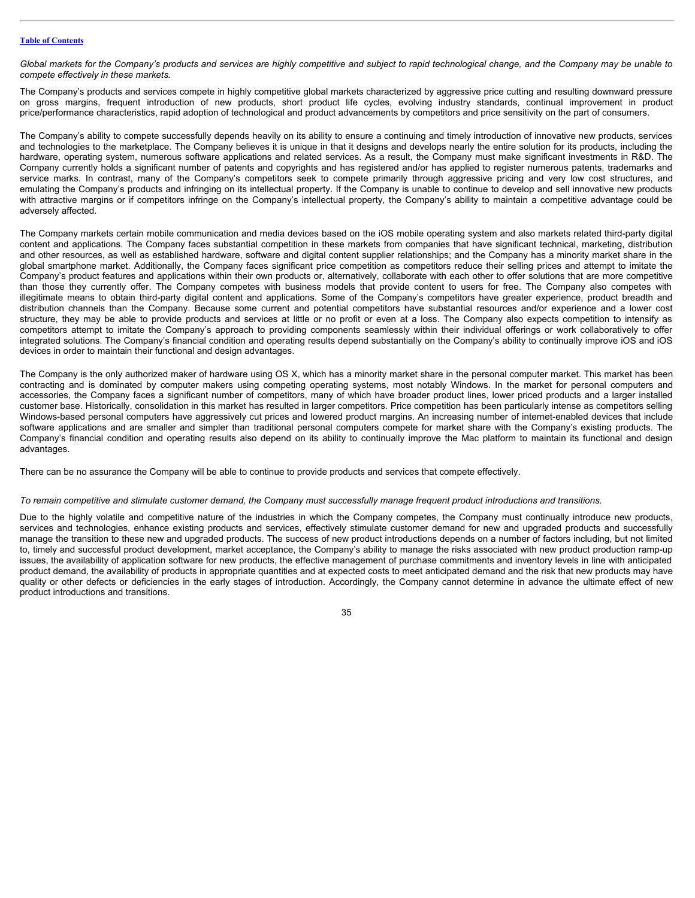*Global markets for the Company's products and services are highly competitive and subject to rapid technological change, and the Company may be unable to compete effectively in these markets.*

The Company's products and services compete in highly competitive global markets characterized by aggressive price cutting and resulting downward pressure on gross margins, frequent introduction of new products, short product life cycles, evolving industry standards, continual improvement in product price/performance characteristics, rapid adoption of technological and product advancements by competitors and price sensitivity on the part of consumers.

The Company's ability to compete successfully depends heavily on its ability to ensure a continuing and timely introduction of innovative new products, services and technologies to the marketplace. The Company believes it is unique in that it designs and develops nearly the entire solution for its products, including the hardware, operating system, numerous software applications and related services. As a result, the Company must make significant investments in R&D. The Company currently holds a significant number of patents and copyrights and has registered and/or has applied to register numerous patents, trademarks and service marks. In contrast, many of the Company's competitors seek to compete primarily through aggressive pricing and very low cost structures, and emulating the Company's products and infringing on its intellectual property. If the Company is unable to continue to develop and sell innovative new products with attractive margins or if competitors infringe on the Company's intellectual property, the Company's ability to maintain a competitive advantage could be adversely affected.

The Company markets certain mobile communication and media devices based on the iOS mobile operating system and also markets related third-party digital content and applications. The Company faces substantial competition in these markets from companies that have significant technical, marketing, distribution and other resources, as well as established hardware, software and digital content supplier relationships; and the Company has a minority market share in the global smartphone market. Additionally, the Company faces significant price competition as competitors reduce their selling prices and attempt to imitate the Company's product features and applications within their own products or, alternatively, collaborate with each other to offer solutions that are more competitive than those they currently offer. The Company competes with business models that provide content to users for free. The Company also competes with illegitimate means to obtain third-party digital content and applications. Some of the Company's competitors have greater experience, product breadth and distribution channels than the Company. Because some current and potential competitors have substantial resources and/or experience and a lower cost structure, they may be able to provide products and services at little or no profit or even at a loss. The Company also expects competition to intensify as competitors attempt to imitate the Company's approach to providing components seamlessly within their individual offerings or work collaboratively to offer integrated solutions. The Company's financial condition and operating results depend substantially on the Company's ability to continually improve iOS and iOS devices in order to maintain their functional and design advantages.

The Company is the only authorized maker of hardware using OS X, which has a minority market share in the personal computer market. This market has been contracting and is dominated by computer makers using competing operating systems, most notably Windows. In the market for personal computers and accessories, the Company faces a significant number of competitors, many of which have broader product lines, lower priced products and a larger installed customer base. Historically, consolidation in this market has resulted in larger competitors. Price competition has been particularly intense as competitors selling Windows-based personal computers have aggressively cut prices and lowered product margins. An increasing number of internet-enabled devices that include software applications and are smaller and simpler than traditional personal computers compete for market share with the Company's existing products. The Company's financial condition and operating results also depend on its ability to continually improve the Mac platform to maintain its functional and design advantages.

There can be no assurance the Company will be able to continue to provide products and services that compete effectively.

*To remain competitive and stimulate customer demand, the Company must successfully manage frequent product introductions and transitions.*

Due to the highly volatile and competitive nature of the industries in which the Company competes, the Company must continually introduce new products, services and technologies, enhance existing products and services, effectively stimulate customer demand for new and upgraded products and successfully manage the transition to these new and upgraded products. The success of new product introductions depends on a number of factors including, but not limited to, timely and successful product development, market acceptance, the Company's ability to manage the risks associated with new product production ramp-up issues, the availability of application software for new products, the effective management of purchase commitments and inventory levels in line with anticipated product demand, the availability of products in appropriate quantities and at expected costs to meet anticipated demand and the risk that new products may have quality or other defects or deficiencies in the early stages of introduction. Accordingly, the Company cannot determine in advance the ultimate effect of new product introductions and transitions.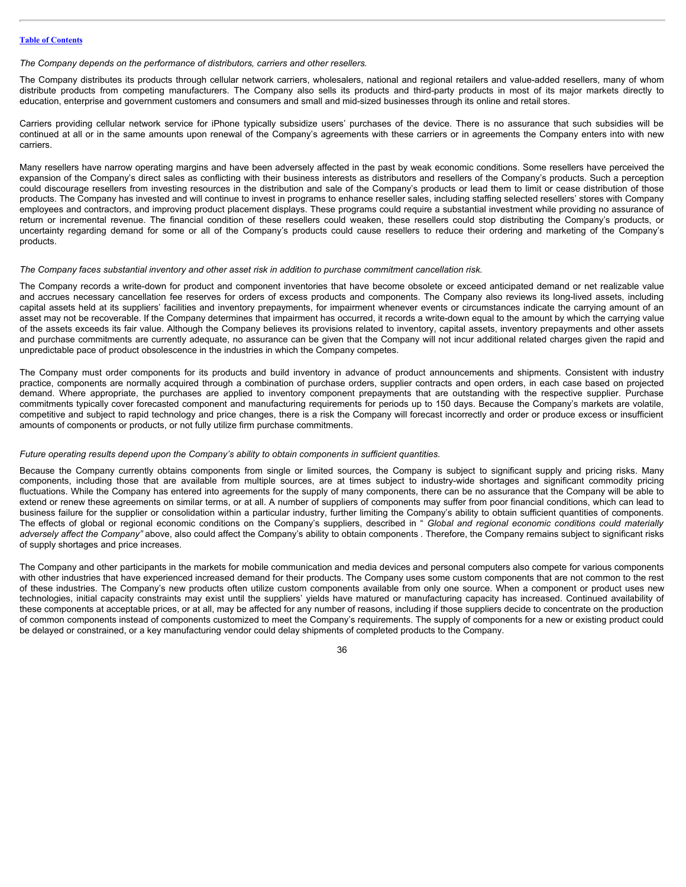*The Company depends on the performance of distributors, carriers and other resellers.*

The Company distributes its products through cellular network carriers, wholesalers, national and regional retailers and value-added resellers, many of whom distribute products from competing manufacturers. The Company also sells its products and third-party products in most of its major markets directly to education, enterprise and government customers and consumers and small and mid-sized businesses through its online and retail stores.

Carriers providing cellular network service for iPhone typically subsidize users' purchases of the device. There is no assurance that such subsidies will be continued at all or in the same amounts upon renewal of the Company's agreements with these carriers or in agreements the Company enters into with new carriers.

Many resellers have narrow operating margins and have been adversely affected in the past by weak economic conditions. Some resellers have perceived the expansion of the Company's direct sales as conflicting with their business interests as distributors and resellers of the Company's products. Such a perception could discourage resellers from investing resources in the distribution and sale of the Company's products or lead them to limit or cease distribution of those products. The Company has invested and will continue to invest in programs to enhance reseller sales, including staffing selected resellers' stores with Company employees and contractors, and improving product placement displays. These programs could require a substantial investment while providing no assurance of return or incremental revenue. The financial condition of these resellers could weaken, these resellers could stop distributing the Company's products, or uncertainty regarding demand for some or all of the Company's products could cause resellers to reduce their ordering and marketing of the Company's products.

*The Company faces substantial inventory and other asset risk in addition to purchase commitment cancellation risk.*

The Company records a write-down for product and component inventories that have become obsolete or exceed anticipated demand or net realizable value and accrues necessary cancellation fee reserves for orders of excess products and components. The Company also reviews its long-lived assets, including capital assets held at its suppliers' facilities and inventory prepayments, for impairment whenever events or circumstances indicate the carrying amount of an asset may not be recoverable. If the Company determines that impairment has occurred, it records a write-down equal to the amount by which the carrying value of the assets exceeds its fair value. Although the Company believes its provisions related to inventory, capital assets, inventory prepayments and other assets and purchase commitments are currently adequate, no assurance can be given that the Company will not incur additional related charges given the rapid and unpredictable pace of product obsolescence in the industries in which the Company competes.

The Company must order components for its products and build inventory in advance of product announcements and shipments. Consistent with industry practice, components are normally acquired through a combination of purchase orders, supplier contracts and open orders, in each case based on projected demand. Where appropriate, the purchases are applied to inventory component prepayments that are outstanding with the respective supplier. Purchase commitments typically cover forecasted component and manufacturing requirements for periods up to 150 days. Because the Company's markets are volatile, competitive and subject to rapid technology and price changes, there is a risk the Company will forecast incorrectly and order or produce excess or insufficient amounts of components or products, or not fully utilize firm purchase commitments.

*Future operating results depend upon the Company's ability to obtain components in sufficient quantities.*

Because the Company currently obtains components from single or limited sources, the Company is subject to significant supply and pricing risks. Many components, including those that are available from multiple sources, are at times subject to industry-wide shortages and significant commodity pricing fluctuations. While the Company has entered into agreements for the supply of many components, there can be no assurance that the Company will be able to extend or renew these agreements on similar terms, or at all. A number of suppliers of components may suffer from poor financial conditions, which can lead to business failure for the supplier or consolidation within a particular industry, further limiting the Company's ability to obtain sufficient quantities of components. The effects of global or regional economic conditions on the Company's suppliers, described in " *Global and regional economic conditions could materially adversely affect the Company"* above, also could affect the Company's ability to obtain components . Therefore, the Company remains subject to significant risks of supply shortages and price increases.

The Company and other participants in the markets for mobile communication and media devices and personal computers also compete for various components with other industries that have experienced increased demand for their products. The Company uses some custom components that are not common to the rest of these industries. The Company's new products often utilize custom components available from only one source. When a component or product uses new technologies, initial capacity constraints may exist until the suppliers' yields have matured or manufacturing capacity has increased. Continued availability of these components at acceptable prices, or at all, may be affected for any number of reasons, including if those suppliers decide to concentrate on the production of common components instead of components customized to meet the Company's requirements. The supply of components for a new or existing product could be delayed or constrained, or a key manufacturing vendor could delay shipments of completed products to the Company.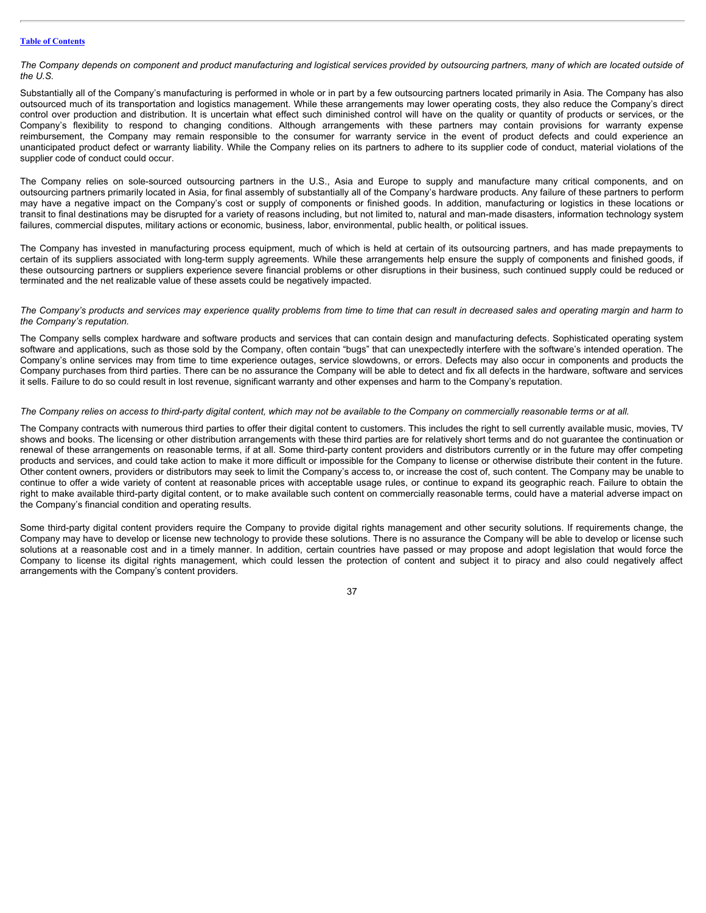*The Company depends on component and product manufacturing and logistical services provided by outsourcing partners, many of which are located outside of the U.S.*

Substantially all of the Company's manufacturing is performed in whole or in part by a few outsourcing partners located primarily in Asia. The Company has also outsourced much of its transportation and logistics management. While these arrangements may lower operating costs, they also reduce the Company's direct control over production and distribution. It is uncertain what effect such diminished control will have on the quality or quantity of products or services, or the Company's flexibility to respond to changing conditions. Although arrangements with these partners may contain provisions for warranty expense reimbursement, the Company may remain responsible to the consumer for warranty service in the event of product defects and could experience an unanticipated product defect or warranty liability. While the Company relies on its partners to adhere to its supplier code of conduct, material violations of the supplier code of conduct could occur.

The Company relies on sole-sourced outsourcing partners in the U.S., Asia and Europe to supply and manufacture many critical components, and on outsourcing partners primarily located in Asia, for final assembly of substantially all of the Company's hardware products. Any failure of these partners to perform may have a negative impact on the Company's cost or supply of components or finished goods. In addition, manufacturing or logistics in these locations or transit to final destinations may be disrupted for a variety of reasons including, but not limited to, natural and man-made disasters, information technology system failures, commercial disputes, military actions or economic, business, labor, environmental, public health, or political issues.

The Company has invested in manufacturing process equipment, much of which is held at certain of its outsourcing partners, and has made prepayments to certain of its suppliers associated with long-term supply agreements. While these arrangements help ensure the supply of components and finished goods, if these outsourcing partners or suppliers experience severe financial problems or other disruptions in their business, such continued supply could be reduced or terminated and the net realizable value of these assets could be negatively impacted.

*The Company's products and services may experience quality problems from time to time that can result in decreased sales and operating margin and harm to the Company's reputation.*

The Company sells complex hardware and software products and services that can contain design and manufacturing defects. Sophisticated operating system software and applications, such as those sold by the Company, often contain "bugs" that can unexpectedly interfere with the software's intended operation. The Company's online services may from time to time experience outages, service slowdowns, or errors. Defects may also occur in components and products the Company purchases from third parties. There can be no assurance the Company will be able to detect and fix all defects in the hardware, software and services it sells. Failure to do so could result in lost revenue, significant warranty and other expenses and harm to the Company's reputation.

*The Company relies on access to third-party digital content, which may not be available to the Company on commercially reasonable terms or at all.*

The Company contracts with numerous third parties to offer their digital content to customers. This includes the right to sell currently available music, movies, TV shows and books. The licensing or other distribution arrangements with these third parties are for relatively short terms and do not guarantee the continuation or renewal of these arrangements on reasonable terms, if at all. Some third-party content providers and distributors currently or in the future may offer competing products and services, and could take action to make it more difficult or impossible for the Company to license or otherwise distribute their content in the future. Other content owners, providers or distributors may seek to limit the Company's access to, or increase the cost of, such content. The Company may be unable to continue to offer a wide variety of content at reasonable prices with acceptable usage rules, or continue to expand its geographic reach. Failure to obtain the right to make available third-party digital content, or to make available such content on commercially reasonable terms, could have a material adverse impact on the Company's financial condition and operating results.

Some third-party digital content providers require the Company to provide digital rights management and other security solutions. If requirements change, the Company may have to develop or license new technology to provide these solutions. There is no assurance the Company will be able to develop or license such solutions at a reasonable cost and in a timely manner. In addition, certain countries have passed or may propose and adopt legislation that would force the Company to license its digital rights management, which could lessen the protection of content and subject it to piracy and also could negatively affect arrangements with the Company's content providers.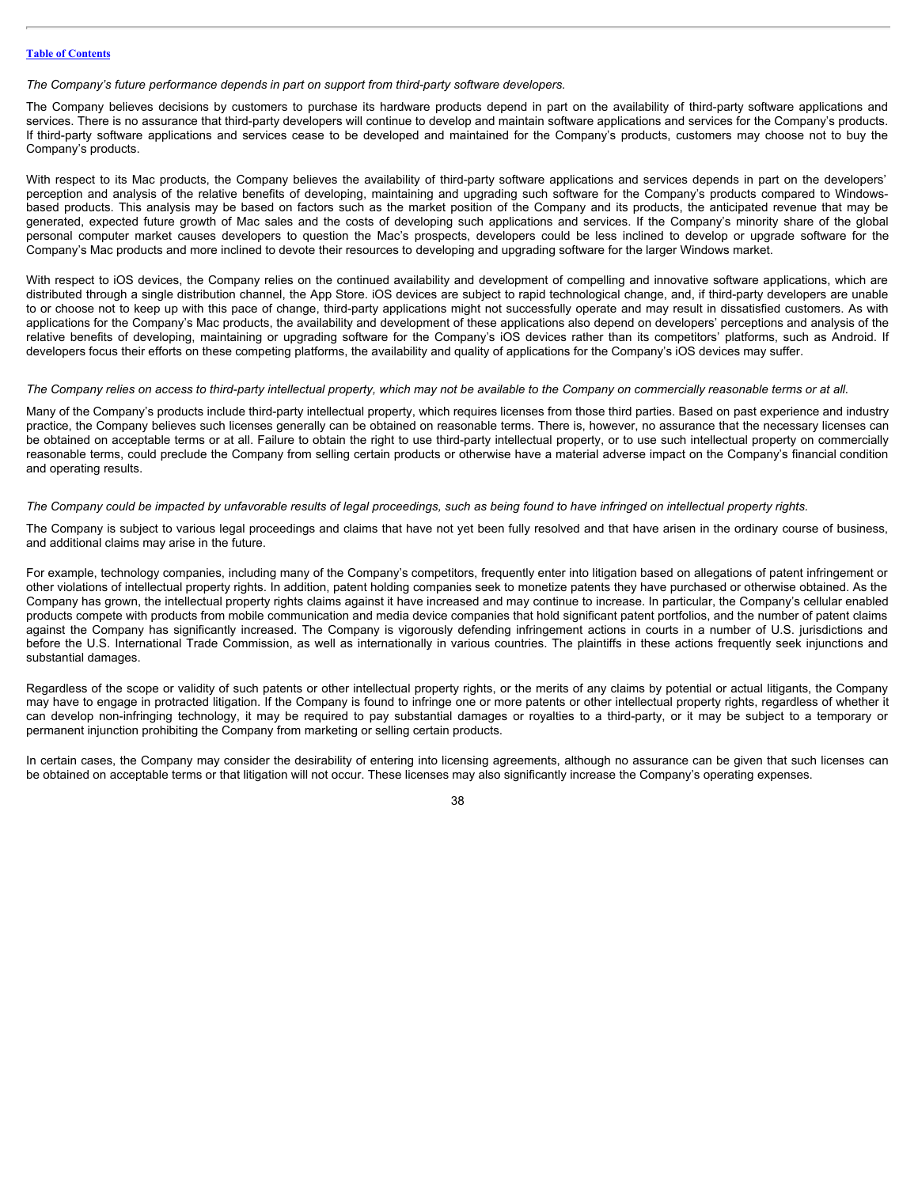*The Company's future performance depends in part on support from third-party software developers.*

The Company believes decisions by customers to purchase its hardware products depend in part on the availability of third-party software applications and services. There is no assurance that third-party developers will continue to develop and maintain software applications and services for the Company's products. If third-party software applications and services cease to be developed and maintained for the Company's products, customers may choose not to buy the Company's products.

With respect to its Mac products, the Company believes the availability of third-party software applications and services depends in part on the developers' perception and analysis of the relative benefits of developing, maintaining and upgrading such software for the Company's products compared to Windows-based products. This analysis may be based on factors such as the market position of the Company and its products, the anticipated revenue that may be generated, expected future growth of Mac sales and the costs of developing such applications and services. If the Company's minority share of the global personal computer market causes developers to question the Mac's prospects, developers could be less inclined to develop or upgrade software for the Company's Mac products and more inclined to devote their resources to developing and upgrading software for the larger Windows market.

With respect to iOS devices, the Company relies on the continued availability and development of compelling and innovative software applications, which are distributed through a single distribution channel, the App Store. iOS devices are subject to rapid technological change, and, if third-party developers are unable to or choose not to keep up with this pace of change, third-party applications might not successfully operate and may result in dissatisfied customers. As with applications for the Company's Mac products, the availability and development of these applications also depend on developers' perceptions and analysis of the relative benefits of developing, maintaining or upgrading software for the Company's iOS devices rather than its competitors' platforms, such as Android. If developers focus their efforts on these competing platforms, the availability and quality of applications for the Company's iOS devices may suffer.

*The Company relies on access to third-party intellectual property, which may not be available to the Company on commercially reasonable terms or at all.*

Many of the Company's products include third-party intellectual property, which requires licenses from those third parties. Based on past experience and industry practice, the Company believes such licenses generally can be obtained on reasonable terms. There is, however, no assurance that the necessary licenses can be obtained on acceptable terms or at all. Failure to obtain the right to use third-party intellectual property, or to use such intellectual property on commercially reasonable terms, could preclude the Company from selling certain products or otherwise have a material adverse impact on the Company's financial condition and operating results.

*The Company could be impacted by unfavorable results of legal proceedings, such as being found to have infringed on intellectual property rights.*

The Company is subject to various legal proceedings and claims that have not yet been fully resolved and that have arisen in the ordinary course of business, and additional claims may arise in the future.

For example, technology companies, including many of the Company's competitors, frequently enter into litigation based on allegations of patent infringement or other violations of intellectual property rights. In addition, patent holding companies seek to monetize patents they have purchased or otherwise obtained. As the Company has grown, the intellectual property rights claims against it have increased and may continue to increase. In particular, the Company's cellular enabled products compete with products from mobile communication and media device companies that hold significant patent portfolios, and the number of patent claims against the Company has significantly increased. The Company is vigorously defending infringement actions in courts in a number of U.S. jurisdictions and before the U.S. International Trade Commission, as well as internationally in various countries. The plaintiffs in these actions frequently seek injunctions and substantial damages.

Regardless of the scope or validity of such patents or other intellectual property rights, or the merits of any claims by potential or actual litigants, the Company may have to engage in protracted litigation. If the Company is found to infringe one or more patents or other intellectual property rights, regardless of whether it can develop non-infringing technology, it may be required to pay substantial damages or royalties to a third-party, or it may be subject to a temporary or permanent injunction prohibiting the Company from marketing or selling certain products.

In certain cases, the Company may consider the desirability of entering into licensing agreements, although no assurance can be given that such licenses can be obtained on acceptable terms or that litigation will not occur. These licenses may also significantly increase the Company's operating expenses.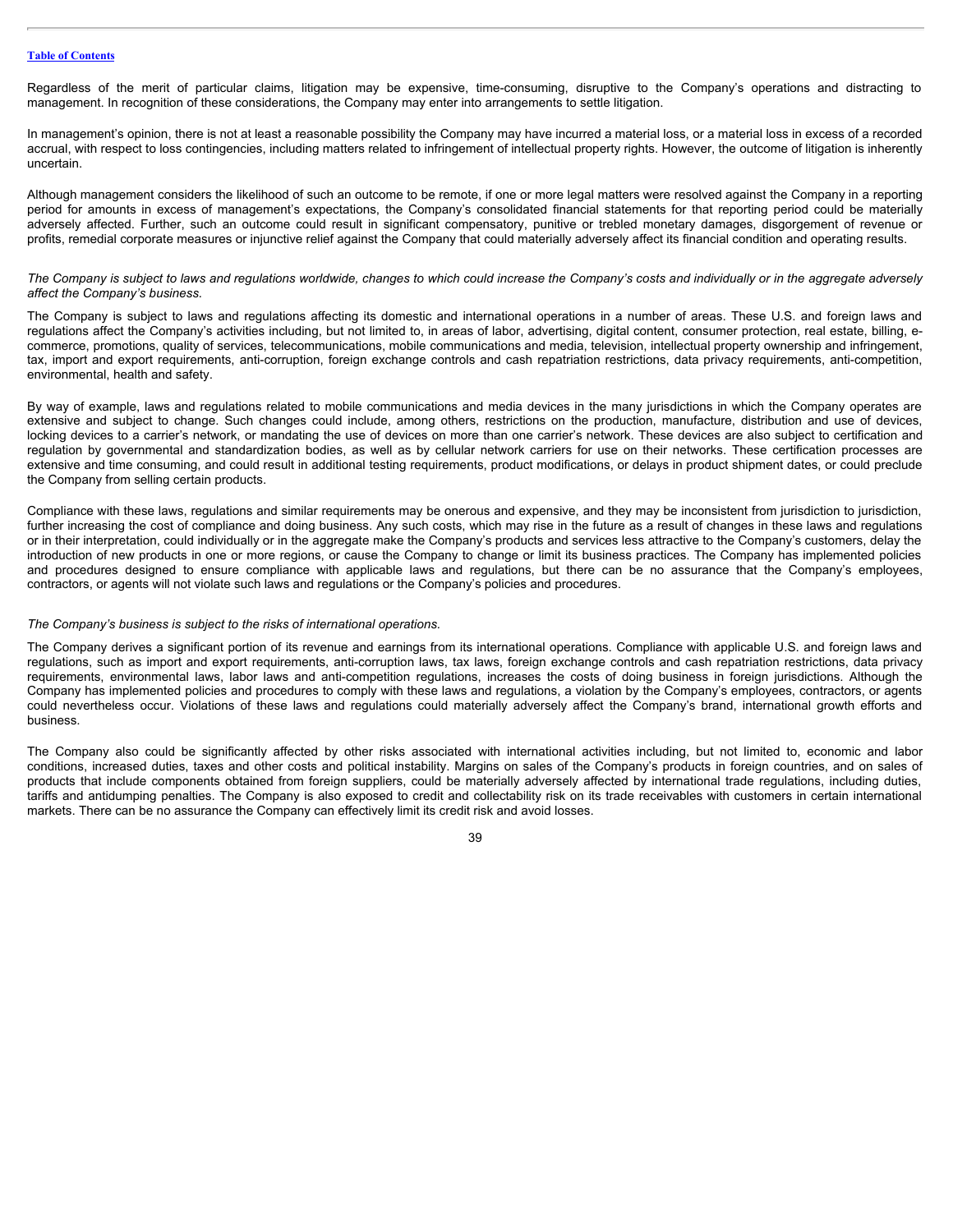Regardless of the merit of particular claims, litigation may be expensive, time-consuming, disruptive to the Company's operations and distracting to management. In recognition of these considerations, the Company may enter into arrangements to settle litigation.

In management's opinion, there is not at least a reasonable possibility the Company may have incurred a material loss, or a material loss in excess of a recorded accrual, with respect to loss contingencies, including matters related to infringement of intellectual property rights. However, the outcome of litigation is inherently uncertain.

Although management considers the likelihood of such an outcome to be remote, if one or more legal matters were resolved against the Company in a reporting period for amounts in excess of management's expectations, the Company's consolidated financial statements for that reporting period could be materially adversely affected. Further, such an outcome could result in significant compensatory, punitive or trebled monetary damages, disgorgement of revenue or profits, remedial corporate measures or injunctive relief against the Company that could materially adversely affect its financial condition and operating results.

*The Company is subject to laws and regulations worldwide, changes to which could increase the Company's costs and individually or in the aggregate adversely affect the Company's business.*

The Company is subject to laws and regulations affecting its domestic and international operations in a number of areas. These U.S. and foreign laws and regulations affect the Company's activities including, but not limited to, in areas of labor, advertising, digital content, consumer protection, real estate, billing, e-commerce, promotions, quality of services, telecommunications, mobile communications and media, television, intellectual property ownership and infringement, tax, import and export requirements, anti-corruption, foreign exchange controls and cash repatriation restrictions, data privacy requirements, anti-competition, environmental, health and safety.

By way of example, laws and regulations related to mobile communications and media devices in the many jurisdictions in which the Company operates are extensive and subject to change. Such changes could include, among others, restrictions on the production, manufacture, distribution and use of devices, locking devices to a carrier's network, or mandating the use of devices on more than one carrier's network. These devices are also subject to certification and regulation by governmental and standardization bodies, as well as by cellular network carriers for use on their networks. These certification processes are extensive and time consuming, and could result in additional testing requirements, product modifications, or delays in product shipment dates, or could preclude the Company from selling certain products.

Compliance with these laws, regulations and similar requirements may be onerous and expensive, and they may be inconsistent from jurisdiction to jurisdiction, further increasing the cost of compliance and doing business. Any such costs, which may rise in the future as a result of changes in these laws and regulations or in their interpretation, could individually or in the aggregate make the Company's products and services less attractive to the Company's customers, delay the introduction of new products in one or more regions, or cause the Company to change or limit its business practices. The Company has implemented policies and procedures designed to ensure compliance with applicable laws and regulations, but there can be no assurance that the Company's employees, contractors, or agents will not violate such laws and regulations or the Company's policies and procedures.

*The Company's business is subject to the risks of international operations.*

The Company derives a significant portion of its revenue and earnings from its international operations. Compliance with applicable U.S. and foreign laws and regulations, such as import and export requirements, anti-corruption laws, tax laws, foreign exchange controls and cash repatriation restrictions, data privacy requirements, environmental laws, labor laws and anti-competition regulations, increases the costs of doing business in foreign jurisdictions. Although the Company has implemented policies and procedures to comply with these laws and regulations, a violation by the Company's employees, contractors, or agents could nevertheless occur. Violations of these laws and regulations could materially adversely affect the Company's brand, international growth efforts and business.

The Company also could be significantly affected by other risks associated with international activities including, but not limited to, economic and labor conditions, increased duties, taxes and other costs and political instability. Margins on sales of the Company's products in foreign countries, and on sales of products that include components obtained from foreign suppliers, could be materially adversely affected by international trade regulations, including duties, tariffs and antidumping penalties. The Company is also exposed to credit and collectability risk on its trade receivables with customers in certain international markets. There can be no assurance the Company can effectively limit its credit risk and avoid losses.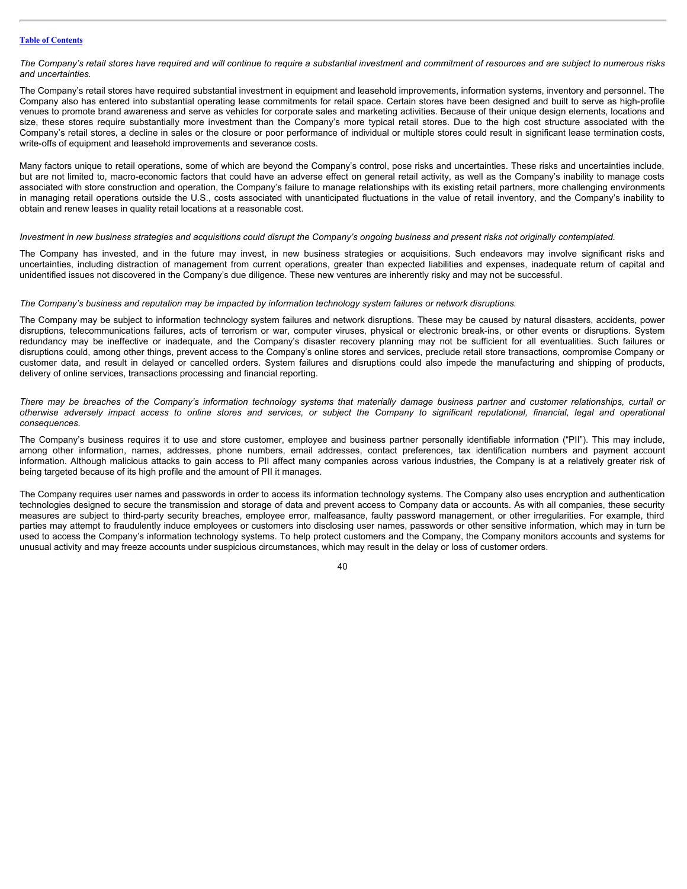*The Company's retail stores have required and will continue to require a substantial investment and commitment of resources and are subject to numerous risks and uncertainties.*

The Company's retail stores have required substantial investment in equipment and leasehold improvements, information systems, inventory and personnel. The Company also has entered into substantial operating lease commitments for retail space. Certain stores have been designed and built to serve as high-profile venues to promote brand awareness and serve as vehicles for corporate sales and marketing activities. Because of their unique design elements, locations and size, these stores require substantially more investment than the Company's more typical retail stores. Due to the high cost structure associated with the Company's retail stores, a decline in sales or the closure or poor performance of individual or multiple stores could result in significant lease termination costs, write-offs of equipment and leasehold improvements and severance costs.

Many factors unique to retail operations, some of which are beyond the Company's control, pose risks and uncertainties. These risks and uncertainties include, but are not limited to, macro-economic factors that could have an adverse effect on general retail activity, as well as the Company's inability to manage costs associated with store construction and operation, the Company's failure to manage relationships with its existing retail partners, more challenging environments in managing retail operations outside the U.S., costs associated with unanticipated fluctuations in the value of retail inventory, and the Company's inability to obtain and renew leases in quality retail locations at a reasonable cost.

*Investment in new business strategies and acquisitions could disrupt the Company's ongoing business and present risks not originally contemplated.*

The Company has invested, and in the future may invest, in new business strategies or acquisitions. Such endeavors may involve significant risks and uncertainties, including distraction of management from current operations, greater than expected liabilities and expenses, inadequate return of capital and unidentified issues not discovered in the Company's due diligence. These new ventures are inherently risky and may not be successful.

*The Company's business and reputation may be impacted by information technology system failures or network disruptions.*

The Company may be subject to information technology system failures and network disruptions. These may be caused by natural disasters, accidents, power disruptions, telecommunications failures, acts of terrorism or war, computer viruses, physical or electronic break-ins, or other events or disruptions. System redundancy may be ineffective or inadequate, and the Company's disaster recovery planning may not be sufficient for all eventualities. Such failures or disruptions could, among other things, prevent access to the Company's online stores and services, preclude retail store transactions, compromise Company or customer data, and result in delayed or cancelled orders. System failures and disruptions could also impede the manufacturing and shipping of products, delivery of online services, transactions processing and financial reporting.

*There may be breaches of the Company's information technology systems that materially damage business partner and customer relationships, curtail or otherwise adversely impact access to online stores and services, or subject the Company to significant reputational, financial, legal and operational consequences.*

The Company's business requires it to use and store customer, employee and business partner personally identifiable information ("PII"). This may include, among other information, names, addresses, phone numbers, email addresses, contact preferences, tax identification numbers and payment account information. Although malicious attacks to gain access to PII affect many companies across various industries, the Company is at a relatively greater risk of being targeted because of its high profile and the amount of PII it manages.

The Company requires user names and passwords in order to access its information technology systems. The Company also uses encryption and authentication technologies designed to secure the transmission and storage of data and prevent access to Company data or accounts. As with all companies, these security measures are subject to third-party security breaches, employee error, malfeasance, faulty password management, or other irregularities. For example, third parties may attempt to fraudulently induce employees or customers into disclosing user names, passwords or other sensitive information, which may in turn be used to access the Company's information technology systems. To help protect customers and the Company, the Company monitors accounts and systems for unusual activity and may freeze accounts under suspicious circumstances, which may result in the delay or loss of customer orders.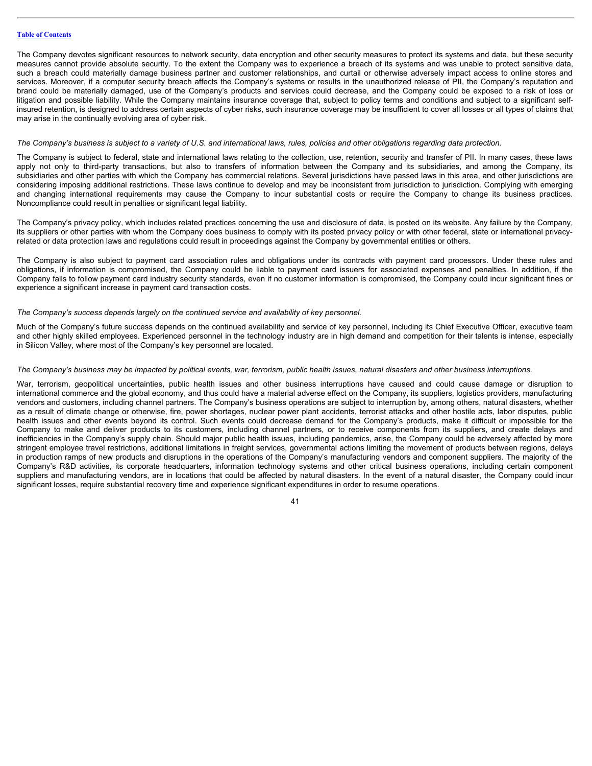The Company devotes significant resources to network security, data encryption and other security measures to protect its systems and data, but these security measures cannot provide absolute security. To the extent the Company was to experience a breach of its systems and was unable to protect sensitive data, such a breach could materially damage business partner and customer relationships, and curtail or otherwise adversely impact access to online stores and services. Moreover, if a computer security breach affects the Company's systems or results in the unauthorized release of PII, the Company's reputation and brand could be materially damaged, use of the Company's products and services could decrease, and the Company could be exposed to a risk of loss or litigation and possible liability. While the Company maintains insurance coverage that, subject to policy terms and conditions and subject to a significant self-insured retention, is designed to address certain aspects of cyber risks, such insurance coverage may be insufficient to cover all losses or all types of claims that may arise in the continually evolving area of cyber risk.

*The Company's business is subject to a variety of U.S. and international laws, rules, policies and other obligations regarding data protection.*

The Company is subject to federal, state and international laws relating to the collection, use, retention, security and transfer of PII. In many cases, these laws apply not only to third-party transactions, but also to transfers of information between the Company and its subsidiaries, and among the Company, its subsidiaries and other parties with which the Company has commercial relations. Several jurisdictions have passed laws in this area, and other jurisdictions are considering imposing additional restrictions. These laws continue to develop and may be inconsistent from jurisdiction to jurisdiction. Complying with emerging and changing international requirements may cause the Company to incur substantial costs or require the Company to change its business practices. Noncompliance could result in penalties or significant legal liability.

The Company's privacy policy, which includes related practices concerning the use and disclosure of data, is posted on its website. Any failure by the Company, its suppliers or other parties with whom the Company does business to comply with its posted privacy policy or with other federal, state or international privacy-related or data protection laws and regulations could result in proceedings against the Company by governmental entities or others.

The Company is also subject to payment card association rules and obligations under its contracts with payment card processors. Under these rules and obligations, if information is compromised, the Company could be liable to payment card issuers for associated expenses and penalties. In addition, if the Company fails to follow payment card industry security standards, even if no customer information is compromised, the Company could incur significant fines or experience a significant increase in payment card transaction costs.

*The Company's success depends largely on the continued service and availability of key personnel.*

Much of the Company's future success depends on the continued availability and service of key personnel, including its Chief Executive Officer, executive team and other highly skilled employees. Experienced personnel in the technology industry are in high demand and competition for their talents is intense, especially in Silicon Valley, where most of the Company's key personnel are located.

*The Company's business may be impacted by political events, war, terrorism, public health issues, natural disasters and other business interruptions.*

War, terrorism, geopolitical uncertainties, public health issues and other business interruptions have caused and could cause damage or disruption to international commerce and the global economy, and thus could have a material adverse effect on the Company, its suppliers, logistics providers, manufacturing vendors and customers, including channel partners. The Company's business operations are subject to interruption by, among others, natural disasters, whether as a result of climate change or otherwise, fire, power shortages, nuclear power plant accidents, terrorist attacks and other hostile acts, labor disputes, public health issues and other events beyond its control. Such events could decrease demand for the Company's products, make it difficult or impossible for the Company to make and deliver products to its customers, including channel partners, or to receive components from its suppliers, and create delays and inefficiencies in the Company's supply chain. Should major public health issues, including pandemics, arise, the Company could be adversely affected by more stringent employee travel restrictions, additional limitations in freight services, governmental actions limiting the movement of products between regions, delays in production ramps of new products and disruptions in the operations of the Company's manufacturing vendors and component suppliers. The majority of the Company's R&D activities, its corporate headquarters, information technology systems and other critical business operations, including certain component suppliers and manufacturing vendors, are in locations that could be affected by natural disasters. In the event of a natural disaster, the Company could incur significant losses, require substantial recovery time and experience significant expenditures in order to resume operations.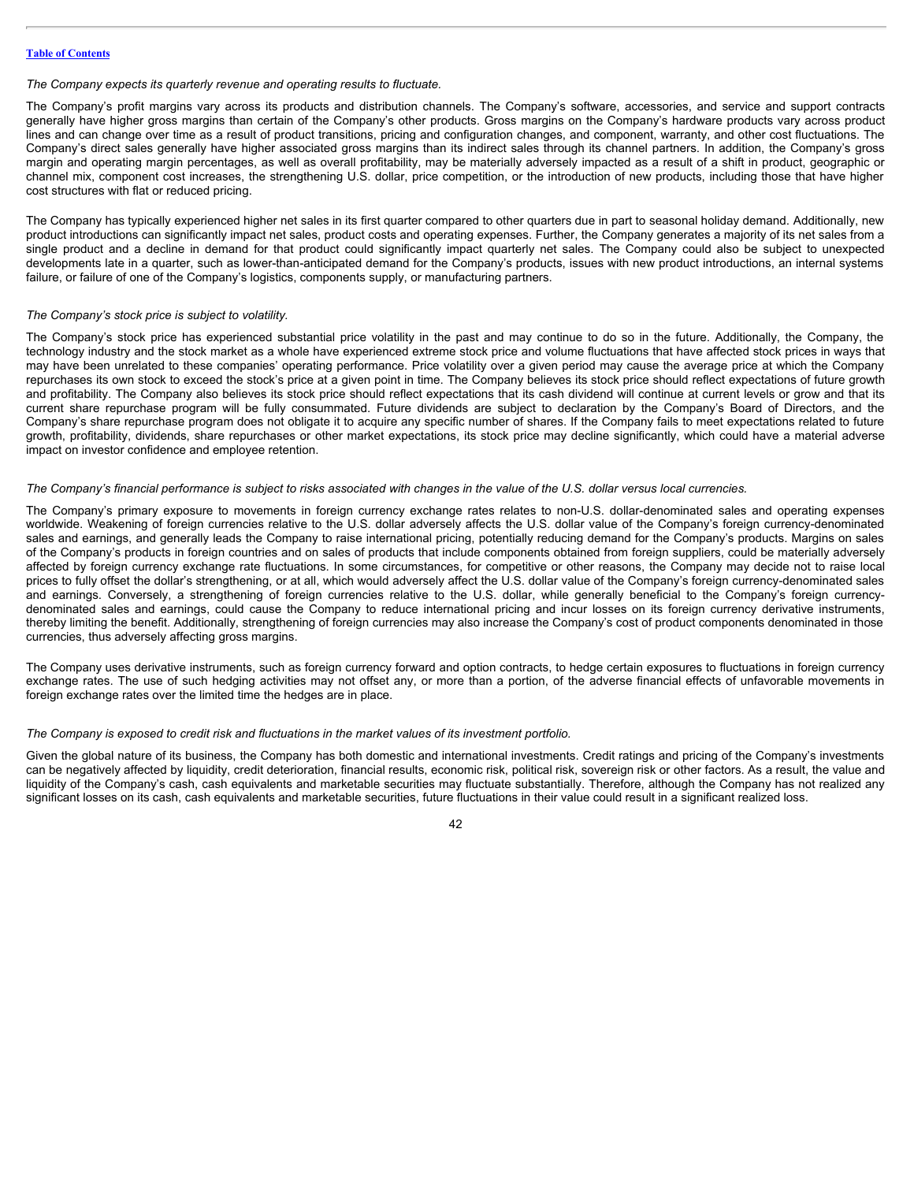*The Company expects its quarterly revenue and operating results to fluctuate.*

The Company's profit margins vary across its products and distribution channels. The Company's software, accessories, and service and support contracts generally have higher gross margins than certain of the Company's other products. Gross margins on the Company's hardware products vary across product lines and can change over time as a result of product transitions, pricing and configuration changes, and component, warranty, and other cost fluctuations. The Company's direct sales generally have higher associated gross margins than its indirect sales through its channel partners. In addition, the Company's gross margin and operating margin percentages, as well as overall profitability, may be materially adversely impacted as a result of a shift in product, geographic or channel mix, component cost increases, the strengthening U.S. dollar, price competition, or the introduction of new products, including those that have higher cost structures with flat or reduced pricing.

The Company has typically experienced higher net sales in its first quarter compared to other quarters due in part to seasonal holiday demand. Additionally, new product introductions can significantly impact net sales, product costs and operating expenses. Further, the Company generates a majority of its net sales from a single product and a decline in demand for that product could significantly impact quarterly net sales. The Company could also be subject to unexpected developments late in a quarter, such as lower-than-anticipated demand for the Company's products, issues with new product introductions, an internal systems failure, or failure of one of the Company's logistics, components supply, or manufacturing partners.

*The Company's stock price is subject to volatility.*

The Company's stock price has experienced substantial price volatility in the past and may continue to do so in the future. Additionally, the Company, the technology industry and the stock market as a whole have experienced extreme stock price and volume fluctuations that have affected stock prices in ways that may have been unrelated to these companies' operating performance. Price volatility over a given period may cause the average price at which the Company repurchases its own stock to exceed the stock's price at a given point in time. The Company believes its stock price should reflect expectations of future growth and profitability. The Company also believes its stock price should reflect expectations that its cash dividend will continue at current levels or grow and that its current share repurchase program will be fully consummated. Future dividends are subject to declaration by the Company's Board of Directors, and the Company's share repurchase program does not obligate it to acquire any specific number of shares. If the Company fails to meet expectations related to future growth, profitability, dividends, share repurchases or other market expectations, its stock price may decline significantly, which could have a material adverse impact on investor confidence and employee retention.

*The Company's financial performance is subject to risks associated with changes in the value of the U.S. dollar versus local currencies.*

The Company's primary exposure to movements in foreign currency exchange rates relates to non-U.S. dollar-denominated sales and operating expenses worldwide. Weakening of foreign currencies relative to the U.S. dollar adversely affects the U.S. dollar value of the Company's foreign currency-denominated sales and earnings, and generally leads the Company to raise international pricing, potentially reducing demand for the Company's products. Margins on sales of the Company's products in foreign countries and on sales of products that include components obtained from foreign suppliers, could be materially adversely affected by foreign currency exchange rate fluctuations. In some circumstances, for competitive or other reasons, the Company may decide not to raise local prices to fully offset the dollar's strengthening, or at all, which would adversely affect the U.S. dollar value of the Company's foreign currency-denominated sales and earnings. Conversely, a strengthening of foreign currencies relative to the U.S. dollar, while generally beneficial to the Company's foreign currency-denominated sales and earnings, could cause the Company to reduce international pricing and incur losses on its foreign currency derivative instruments, thereby limiting the benefit. Additionally, strengthening of foreign currencies may also increase the Company's cost of product components denominated in those currencies, thus adversely affecting gross margins.

The Company uses derivative instruments, such as foreign currency forward and option contracts, to hedge certain exposures to fluctuations in foreign currency exchange rates. The use of such hedging activities may not offset any, or more than a portion, of the adverse financial effects of unfavorable movements in foreign exchange rates over the limited time the hedges are in place.

*The Company is exposed to credit risk and fluctuations in the market values of its investment portfolio.*

Given the global nature of its business, the Company has both domestic and international investments. Credit ratings and pricing of the Company's investments can be negatively affected by liquidity, credit deterioration, financial results, economic risk, political risk, sovereign risk or other factors. As a result, the value and liquidity of the Company's cash, cash equivalents and marketable securities may fluctuate substantially. Therefore, although the Company has not realized any significant losses on its cash, cash equivalents and marketable securities, future fluctuations in their value could result in a significant realized loss.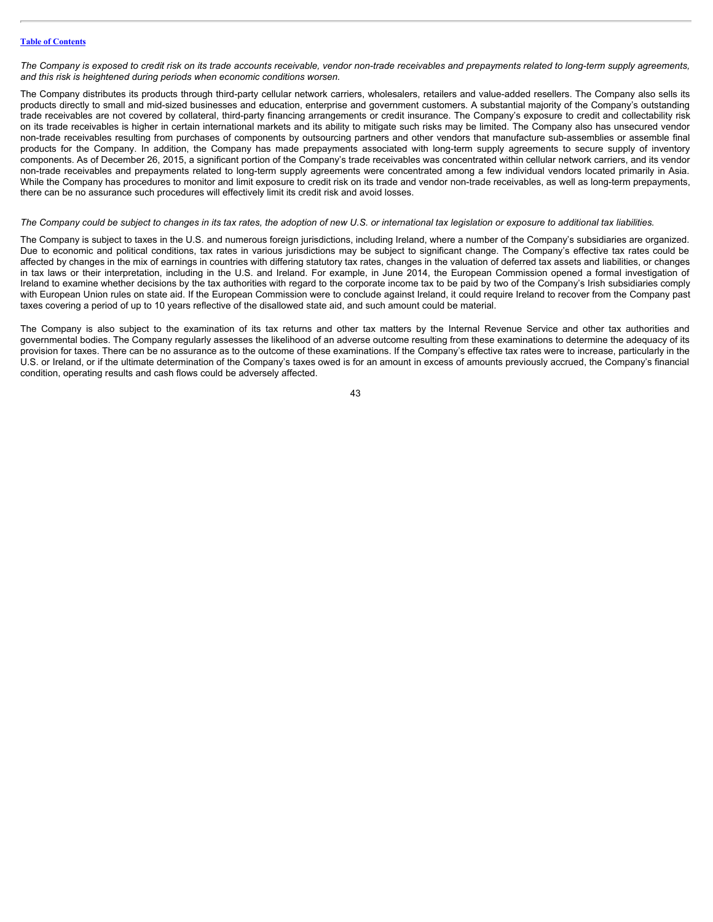*The Company is exposed to credit risk on its trade accounts receivable, vendor non-trade receivables and prepayments related to long-term supply agreements, and this risk is heightened during periods when economic conditions worsen.*

The Company distributes its products through third-party cellular network carriers, wholesalers, retailers and value-added resellers. The Company also sells its products directly to small and mid-sized businesses and education, enterprise and government customers. A substantial majority of the Company's outstanding trade receivables are not covered by collateral, third-party financing arrangements or credit insurance. The Company's exposure to credit and collectability risk on its trade receivables is higher in certain international markets and its ability to mitigate such risks may be limited. The Company also has unsecured vendor non-trade receivables resulting from purchases of components by outsourcing partners and other vendors that manufacture sub-assemblies or assemble final products for the Company. In addition, the Company has made prepayments associated with long-term supply agreements to secure supply of inventory components. As of December 26, 2015, a significant portion of the Company's trade receivables was concentrated within cellular network carriers, and its vendor non-trade receivables and prepayments related to long-term supply agreements were concentrated among a few individual vendors located primarily in Asia. While the Company has procedures to monitor and limit exposure to credit risk on its trade and vendor non-trade receivables, as well as long-term prepayments, there can be no assurance such procedures will effectively limit its credit risk and avoid losses.

*The Company could be subject to changes in its tax rates, the adoption of new U.S. or international tax legislation or exposure to additional tax liabilities.*

The Company is subject to taxes in the U.S. and numerous foreign jurisdictions, including Ireland, where a number of the Company's subsidiaries are organized. Due to economic and political conditions, tax rates in various jurisdictions may be subject to significant change. The Company's effective tax rates could be affected by changes in the mix of earnings in countries with differing statutory tax rates, changes in the valuation of deferred tax assets and liabilities, or changes in tax laws or their interpretation, including in the U.S. and Ireland. For example, in June 2014, the European Commission opened a formal investigation of Ireland to examine whether decisions by the tax authorities with regard to the corporate income tax to be paid by two of the Company's Irish subsidiaries comply with European Union rules on state aid. If the European Commission were to conclude against Ireland, it could require Ireland to recover from the Company past taxes covering a period of up to 10 years reflective of the disallowed state aid, and such amount could be material.

The Company is also subject to the examination of its tax returns and other tax matters by the Internal Revenue Service and other tax authorities and governmental bodies. The Company regularly assesses the likelihood of an adverse outcome resulting from these examinations to determine the adequacy of its provision for taxes. There can be no assurance as to the outcome of these examinations. If the Company's effective tax rates were to increase, particularly in the U.S. or Ireland, or if the ultimate determination of the Company's taxes owed is for an amount in excess of amounts previously accrued, the Company's financial condition, operating results and cash flows could be adversely affected.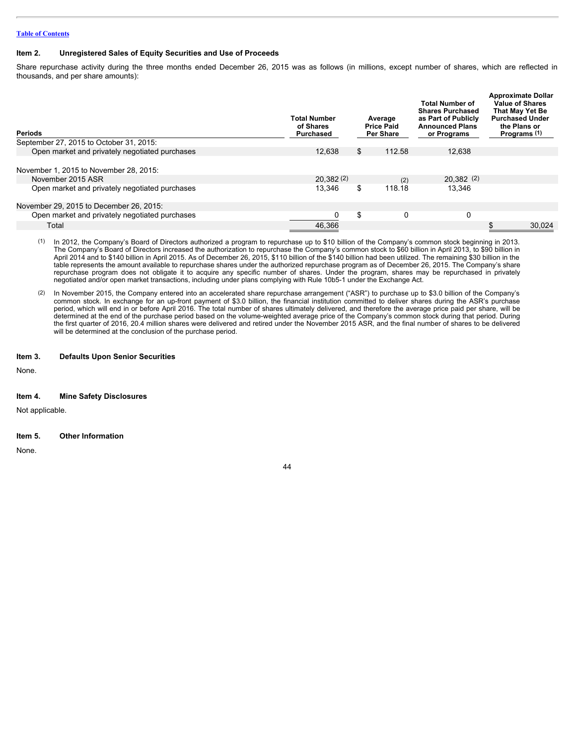[Table of Contents](#)

## Item 2. Unregistered Sales of Equity Securities and Use of Proceeds

Share repurchase activity during the three months ended December 26, 2015 was as follows (in millions, except number of shares, which are reflected in thousands, and per share amounts):

| Periods | Total Number of Shares Purchased | Average Price Paid Per Share | Total Number of Shares Purchased as Part of Publicly Announced Plans or Programs | Approximate Dollar Value of Shares That May Yet Be Purchased Under the Plans or Programs [(1)] |
|---|---|---|---|---|
| September 27, 2015 to October 31, 2015: | | | | |
| Open market and privately negotiated purchases | 12,638 | $ 112.58 | 12,638 | |
| | | | | |
| November 1, 2015 to November 28, 2015: | | | | |
| November 2015 ASR | 20,382 [(2)] | [(2)] | 20,382 [(2)] | |
| Open market and privately negotiated purchases | 13,346 | $ 118.18 | 13,346 | |
| | | | | |
| November 29, 2015 to December 26, 2015: | | | | |
| Open market and privately negotiated purchases | 0 | $ 0 | 0 | |
| Total | 46,366 | | | $ 30,024 |

(1) In 2012, the Company's Board of Directors authorized a program to repurchase up to $10 billion of the Company's common stock beginning in 2013. The Company's Board of Directors increased the authorization to repurchase the Company's common stock to $60 billion in April 2013, to $90 billion in April 2014 and to $140 billion in April 2015. As of December 26, 2015, $110 billion of the $140 billion had been utilized. The remaining $30 billion in the table represents the amount available to repurchase shares under the authorized repurchase program as of December 26, 2015. The Company's share repurchase program does not obligate it to acquire any specific number of shares. Under the program, shares may be repurchased in privately negotiated and/or open market transactions, including under plans complying with Rule 10b5-1 under the Exchange Act.

(2) In November 2015, the Company entered into an accelerated share repurchase arrangement ("ASR") to purchase up to $3.0 billion of the Company's common stock. In exchange for an up-front payment of $3.0 billion, the financial institution committed to deliver shares during the ASR's purchase period, which will end in or before April 2016. The total number of shares ultimately delivered, and therefore the average price paid per share, will be determined at the end of the purchase period based on the volume-weighted average price of the Company's common stock during that period. During the first quarter of 2016, 20.4 million shares were delivered and retired under the November 2015 ASR, and the final number of shares to be delivered will be determined at the conclusion of the purchase period.

## Item 3. Defaults Upon Senior Securities

None.

## Item 4. Mine Safety Disclosures

Not applicable.

## Item 5. Other Information

None.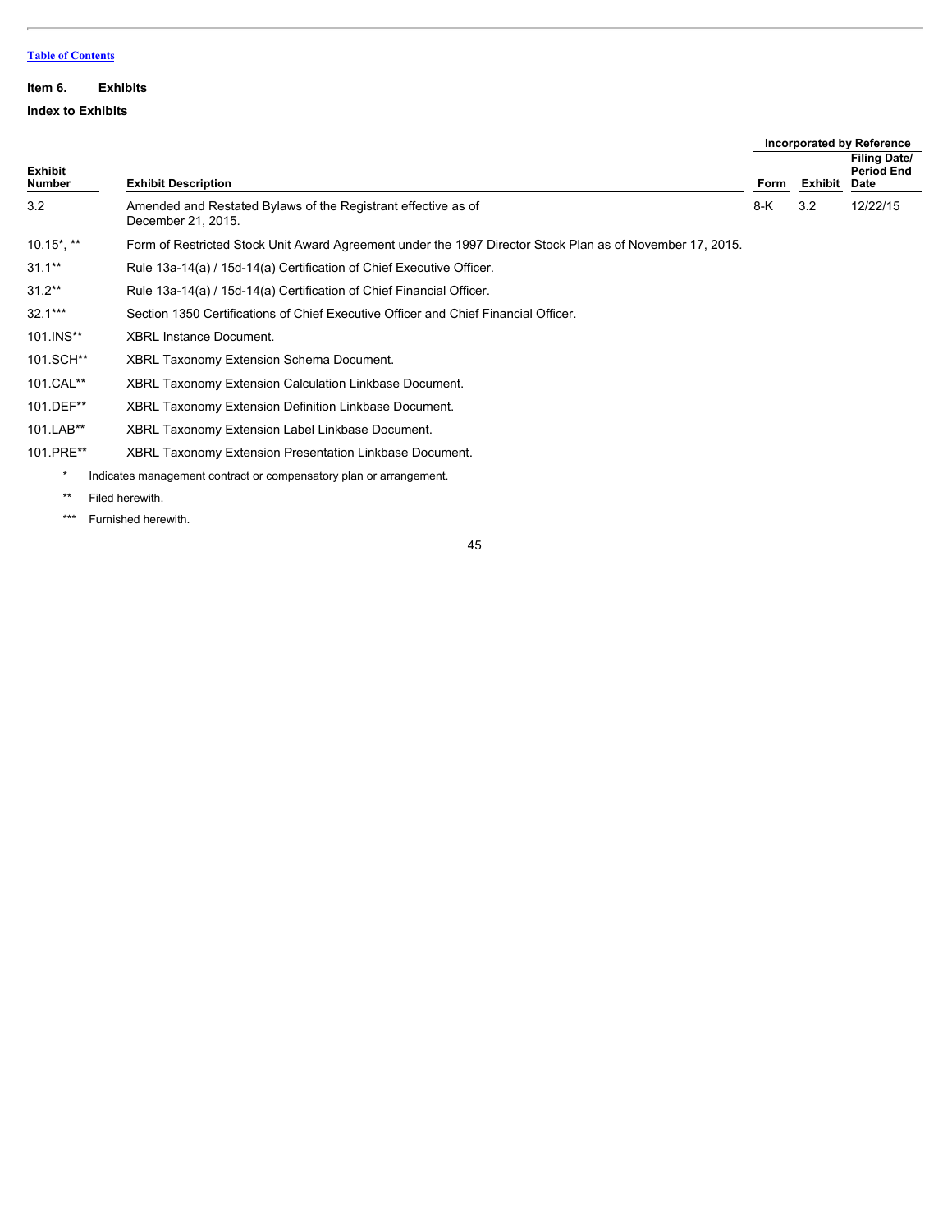[Table of Contents](#)

**Item 6. Exhibits**

**Index to Exhibits**

| Exhibit Number | Exhibit Description | Incorporated by Reference | | |
|---|---|---|---|---|
| | | Form | Exhibit | Filing Date/ Period End Date |
| 3.2 | Amended and Restated Bylaws of the Registrant effective as of December 21, 2015. | 8-K | 3.2 | 12/22/15 |
| 10.15*, ** | Form of Restricted Stock Unit Award Agreement under the 1997 Director Stock Plan as of November 17, 2015. | | | |
| 31.1** | Rule 13a-14(a) / 15d-14(a) Certification of Chief Executive Officer. | | | |
| 31.2** | Rule 13a-14(a) / 15d-14(a) Certification of Chief Financial Officer. | | | |
| 32.1*** | Section 1350 Certifications of Chief Executive Officer and Chief Financial Officer. | | | |
| 101.INS** | XBRL Instance Document. | | | |
| 101.SCH** | XBRL Taxonomy Extension Schema Document. | | | |
| 101.CAL** | XBRL Taxonomy Extension Calculation Linkbase Document. | | | |
| 101.DEF** | XBRL Taxonomy Extension Definition Linkbase Document. | | | |
| 101.LAB** | XBRL Taxonomy Extension Label Linkbase Document. | | | |
| 101.PRE** | XBRL Taxonomy Extension Presentation Linkbase Document. | | | |

\* Indicates management contract or compensatory plan or arrangement.

\*\* Filed herewith.

\*\*\* Furnished herewith.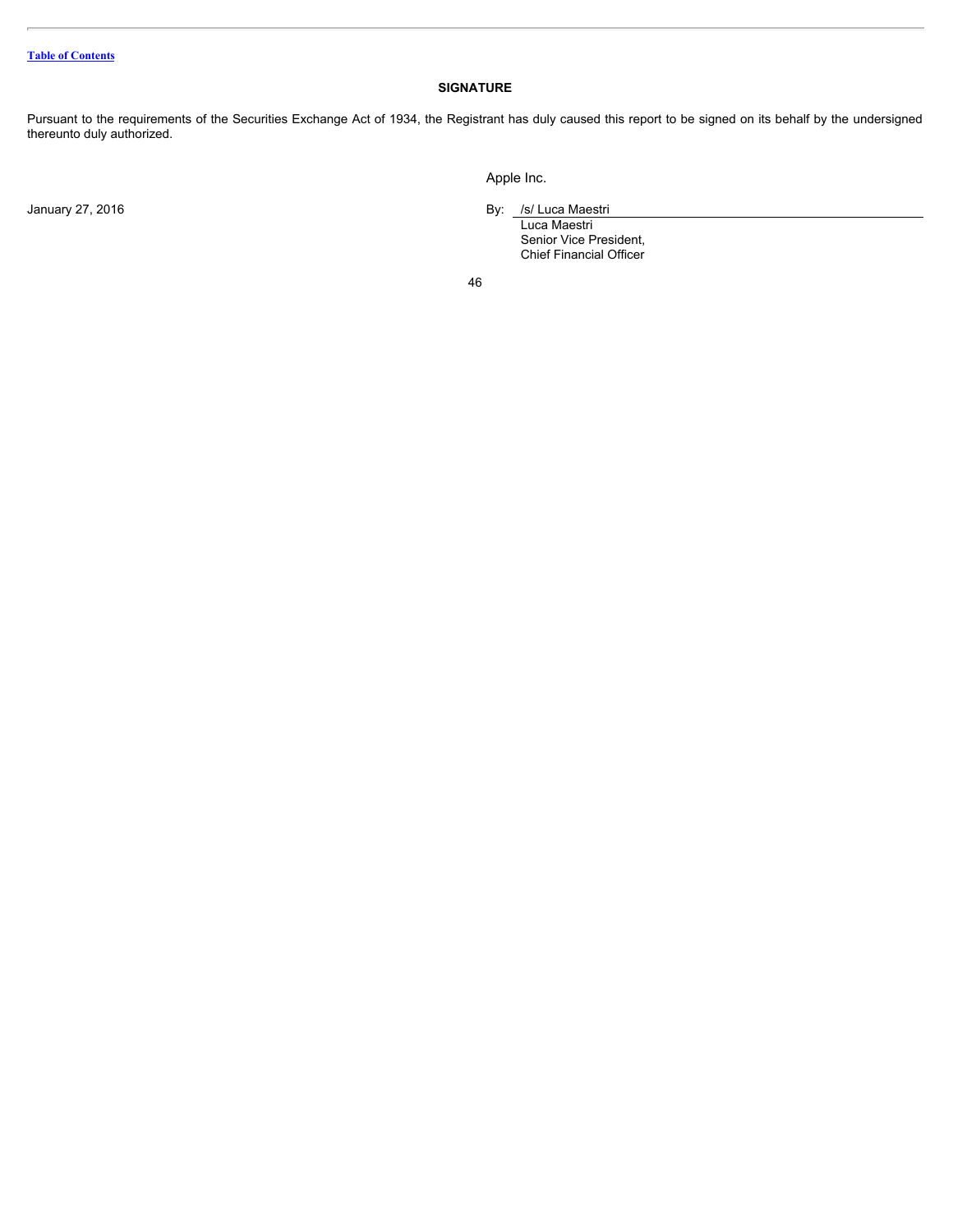[Table of Contents](#)

## SIGNATURE

Pursuant to the requirements of the Securities Exchange Act of 1934, the Registrant has duly caused this report to be signed on its behalf by the undersigned thereunto duly authorized.

Apple Inc.

January 27, 2016

By: /s/ Luca Maestri
Luca Maestri
Senior Vice President,
Chief Financial Officer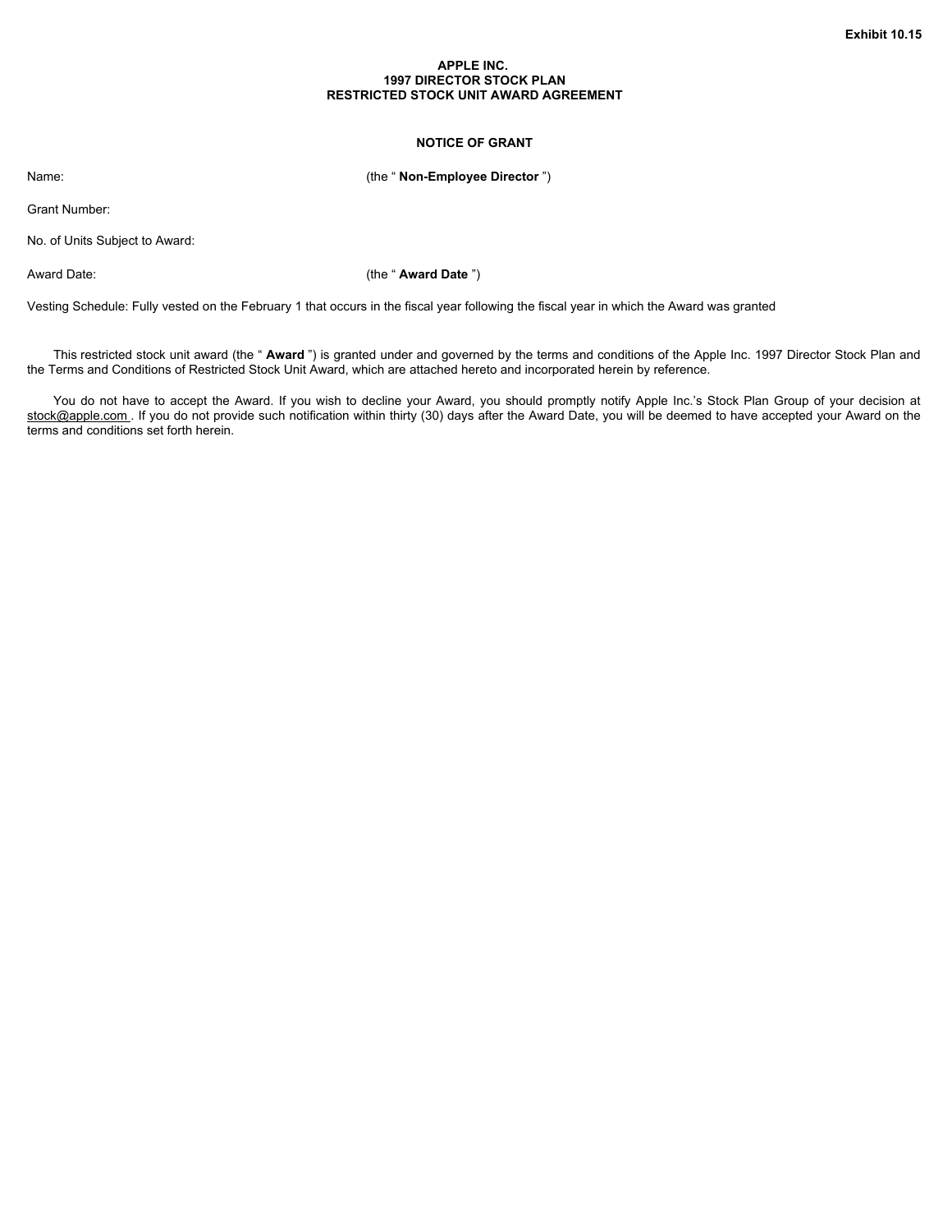Exhibit 10.15

# APPLE INC.
# 1997 DIRECTOR STOCK PLAN
# RESTRICTED STOCK UNIT AWARD AGREEMENT

## NOTICE OF GRANT

Name: (the " **Non-Employee Director** ")

Grant Number:

No. of Units Subject to Award:

Award Date: (the " **Award Date** ")

Vesting Schedule: Fully vested on the February 1 that occurs in the fiscal year following the fiscal year in which the Award was granted

This restricted stock unit award (the " **Award** ") is granted under and governed by the terms and conditions of the Apple Inc. 1997 Director Stock Plan and the Terms and Conditions of Restricted Stock Unit Award, which are attached hereto and incorporated herein by reference.

You do not have to accept the Award. If you wish to decline your Award, you should promptly notify Apple Inc.'s Stock Plan Group of your decision at stock@apple.com . If you do not provide such notification within thirty (30) days after the Award Date, you will be deemed to have accepted your Award on the terms and conditions set forth herein.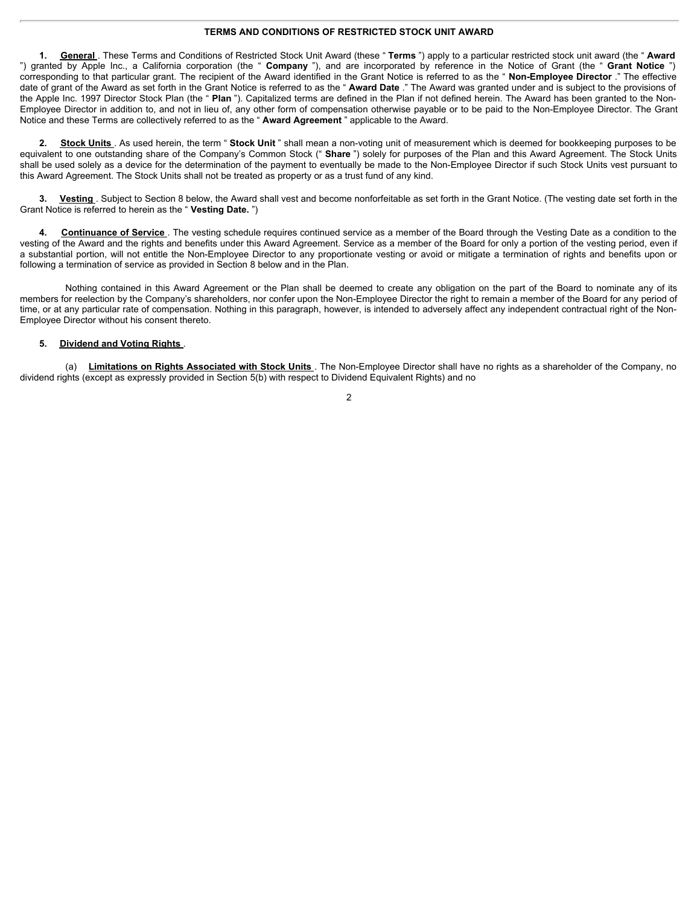**TERMS AND CONDITIONS OF RESTRICTED STOCK UNIT AWARD**

1. **General** . These Terms and Conditions of Restricted Stock Unit Award (these " **Terms** ") apply to a particular restricted stock unit award (the " **Award** ") granted by Apple Inc., a California corporation (the " **Company** "), and are incorporated by reference in the Notice of Grant (the " **Grant Notice** ") corresponding to that particular grant. The recipient of the Award identified in the Grant Notice is referred to as the " **Non-Employee Director** ." The effective date of grant of the Award as set forth in the Grant Notice is referred to as the " **Award Date** ." The Award was granted under and is subject to the provisions of the Apple Inc. 1997 Director Stock Plan (the " **Plan** "). Capitalized terms are defined in the Plan if not defined herein. The Award has been granted to the Non-Employee Director in addition to, and not in lieu of, any other form of compensation otherwise payable or to be paid to the Non-Employee Director. The Grant Notice and these Terms are collectively referred to as the " **Award Agreement** " applicable to the Award.

2. **Stock Units** . As used herein, the term " **Stock Unit** " shall mean a non-voting unit of measurement which is deemed for bookkeeping purposes to be equivalent to one outstanding share of the Company's Common Stock (" **Share** ") solely for purposes of the Plan and this Award Agreement. The Stock Units shall be used solely as a device for the determination of the payment to eventually be made to the Non-Employee Director if such Stock Units vest pursuant to this Award Agreement. The Stock Units shall not be treated as property or as a trust fund of any kind.

3. **Vesting** . Subject to Section 8 below, the Award shall vest and become nonforfeitable as set forth in the Grant Notice. (The vesting date set forth in the Grant Notice is referred to herein as the " **Vesting Date.** ")

4. **Continuance of Service** . The vesting schedule requires continued service as a member of the Board through the Vesting Date as a condition to the vesting of the Award and the rights and benefits under this Award Agreement. Service as a member of the Board for only a portion of the vesting period, even if a substantial portion, will not entitle the Non-Employee Director to any proportionate vesting or avoid or mitigate a termination of rights and benefits upon or following a termination of service as provided in Section 8 below and in the Plan.

Nothing contained in this Award Agreement or the Plan shall be deemed to create any obligation on the part of the Board to nominate any of its members for reelection by the Company's shareholders, nor confer upon the Non-Employee Director the right to remain a member of the Board for any period of time, or at any particular rate of compensation. Nothing in this paragraph, however, is intended to adversely affect any independent contractual right of the Non-Employee Director without his consent thereto.

5. **Dividend and Voting Rights** .

(a) **Limitations on Rights Associated with Stock Units** . The Non-Employee Director shall have no rights as a shareholder of the Company, no dividend rights (except as expressly provided in Section 5(b) with respect to Dividend Equivalent Rights) and no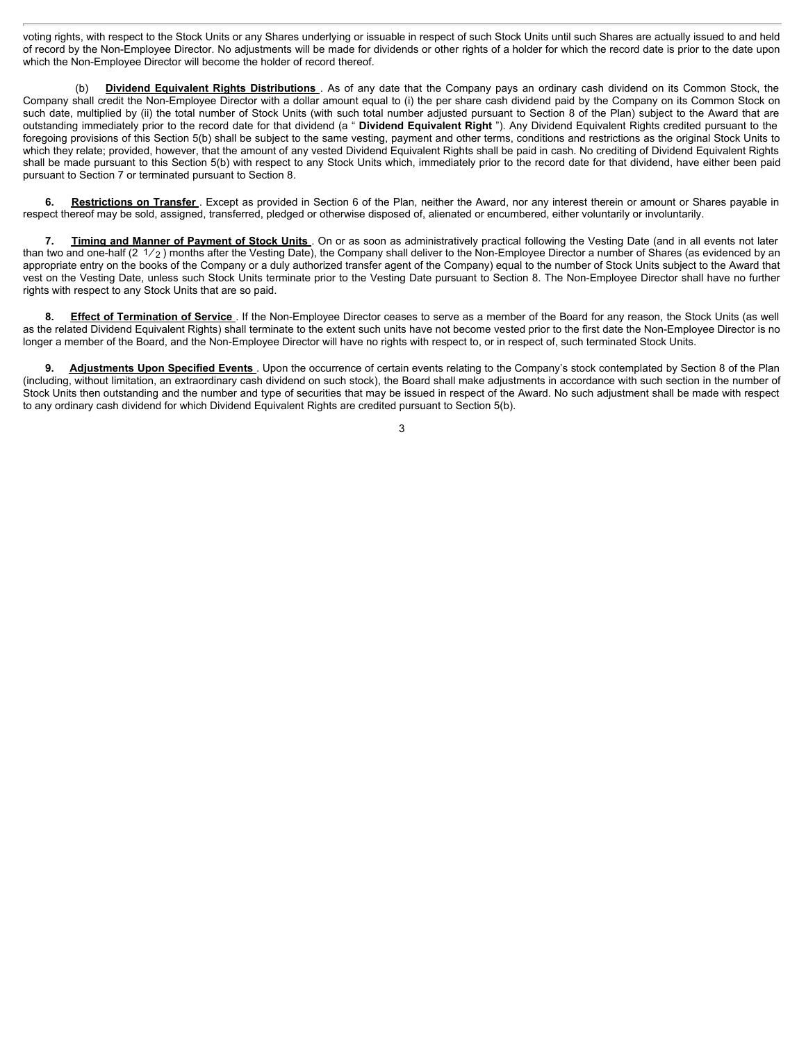voting rights, with respect to the Stock Units or any Shares underlying or issuable in respect of such Stock Units until such Shares are actually issued to and held of record by the Non-Employee Director. No adjustments will be made for dividends or other rights of a holder for which the record date is prior to the date upon which the Non-Employee Director will become the holder of record thereof.

(b) **Dividend Equivalent Rights Distributions** . As of any date that the Company pays an ordinary cash dividend on its Common Stock, the Company shall credit the Non-Employee Director with a dollar amount equal to (i) the per share cash dividend paid by the Company on its Common Stock on such date, multiplied by (ii) the total number of Stock Units (with such total number adjusted pursuant to Section 8 of the Plan) subject to the Award that are outstanding immediately prior to the record date for that dividend (a " **Dividend Equivalent Right** "). Any Dividend Equivalent Rights credited pursuant to the foregoing provisions of this Section 5(b) shall be subject to the same vesting, payment and other terms, conditions and restrictions as the original Stock Units to which they relate; provided, however, that the amount of any vested Dividend Equivalent Rights shall be paid in cash. No crediting of Dividend Equivalent Rights shall be made pursuant to this Section 5(b) with respect to any Stock Units which, immediately prior to the record date for that dividend, have either been paid pursuant to Section 7 or terminated pursuant to Section 8.

**6. Restrictions on Transfer** . Except as provided in Section 6 of the Plan, neither the Award, nor any interest therein or amount or Shares payable in respect thereof may be sold, assigned, transferred, pledged or otherwise disposed of, alienated or encumbered, either voluntarily or involuntarily.

**7. Timing and Manner of Payment of Stock Units** . On or as soon as administratively practical following the Vesting Date (and in all events not later than two and one-half (2 1/2) months after the Vesting Date), the Company shall deliver to the Non-Employee Director a number of Shares (as evidenced by an appropriate entry on the books of the Company or a duly authorized transfer agent of the Company) equal to the number of Stock Units subject to the Award that vest on the Vesting Date, unless such Stock Units terminate prior to the Vesting Date pursuant to Section 8. The Non-Employee Director shall have no further rights with respect to any Stock Units that are so paid.

**8. Effect of Termination of Service** . If the Non-Employee Director ceases to serve as a member of the Board for any reason, the Stock Units (as well as the related Dividend Equivalent Rights) shall terminate to the extent such units have not become vested prior to the first date the Non-Employee Director is no longer a member of the Board, and the Non-Employee Director will have no rights with respect to, or in respect of, such terminated Stock Units.

**9. Adjustments Upon Specified Events** . Upon the occurrence of certain events relating to the Company's stock contemplated by Section 8 of the Plan (including, without limitation, an extraordinary cash dividend on such stock), the Board shall make adjustments in accordance with such section in the number of Stock Units then outstanding and the number and type of securities that may be issued in respect of the Award. No such adjustment shall be made with respect to any ordinary cash dividend for which Dividend Equivalent Rights are credited pursuant to Section 5(b).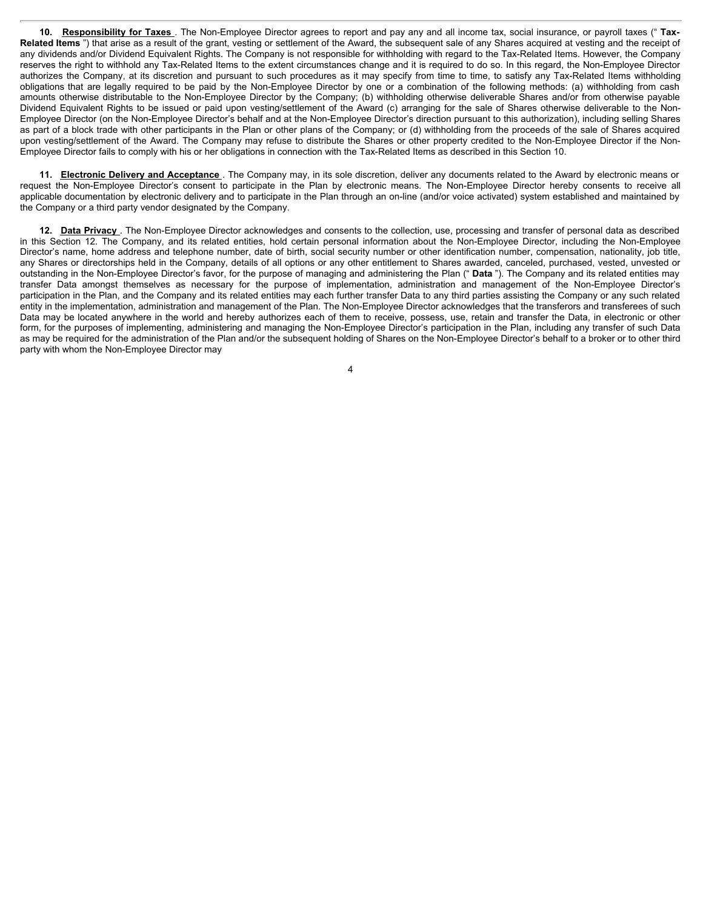**10. <u>Responsibility for Taxes</u>**. The Non-Employee Director agrees to report and pay any and all income tax, social insurance, or payroll taxes (" **Tax-Related Items** ") that arise as a result of the grant, vesting or settlement of the Award, the subsequent sale of any Shares acquired at vesting and the receipt of any dividends and/or Dividend Equivalent Rights. The Company is not responsible for withholding with regard to the Tax-Related Items. However, the Company reserves the right to withhold any Tax-Related Items to the extent circumstances change and it is required to do so. In this regard, the Non-Employee Director authorizes the Company, at its discretion and pursuant to such procedures as it may specify from time to time, to satisfy any Tax-Related Items withholding obligations that are legally required to be paid by the Non-Employee Director by one or a combination of the following methods: (a) withholding from cash amounts otherwise distributable to the Non-Employee Director by the Company; (b) withholding otherwise deliverable Shares and/or from otherwise payable Dividend Equivalent Rights to be issued or paid upon vesting/settlement of the Award (c) arranging for the sale of Shares otherwise deliverable to the Non-Employee Director (on the Non-Employee Director's behalf and at the Non-Employee Director's direction pursuant to this authorization), including selling Shares as part of a block trade with other participants in the Plan or other plans of the Company; or (d) withholding from the proceeds of the sale of Shares acquired upon vesting/settlement of the Award. The Company may refuse to distribute the Shares or other property credited to the Non-Employee Director if the Non-Employee Director fails to comply with his or her obligations in connection with the Tax-Related Items as described in this Section 10.

**11. <u>Electronic Delivery and Acceptance</u>**. The Company may, in its sole discretion, deliver any documents related to the Award by electronic means or request the Non-Employee Director's consent to participate in the Plan by electronic means. The Non-Employee Director hereby consents to receive all applicable documentation by electronic delivery and to participate in the Plan through an on-line (and/or voice activated) system established and maintained by the Company or a third party vendor designated by the Company.

**12. <u>Data Privacy</u>**. The Non-Employee Director acknowledges and consents to the collection, use, processing and transfer of personal data as described in this Section 12. The Company, and its related entities, hold certain personal information about the Non-Employee Director, including the Non-Employee Director's name, home address and telephone number, date of birth, social security number or other identification number, compensation, nationality, job title, any Shares or directorships held in the Company, details of all options or any other entitlement to Shares awarded, canceled, purchased, vested, unvested or outstanding in the Non-Employee Director's favor, for the purpose of managing and administering the Plan (" **Data** "). The Company and its related entities may transfer Data amongst themselves as necessary for the purpose of implementation, administration and management of the Non-Employee Director's participation in the Plan, and the Company and its related entities may each further transfer Data to any third parties assisting the Company or any such related entity in the implementation, administration and management of the Plan. The Non-Employee Director acknowledges that the transferors and transferees of such Data may be located anywhere in the world and hereby authorizes each of them to receive, possess, use, retain and transfer the Data, in electronic or other form, for the purposes of implementing, administering and managing the Non-Employee Director's participation in the Plan, including any transfer of such Data as may be required for the administration of the Plan and/or the subsequent holding of Shares on the Non-Employee Director's behalf to a broker or to other third party with whom the Non-Employee Director may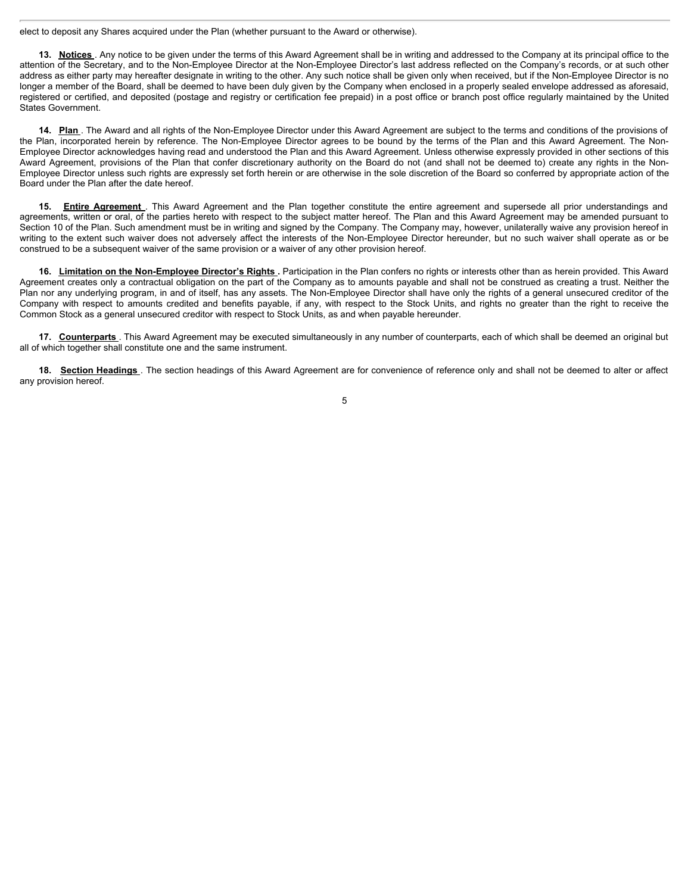elect to deposit any Shares acquired under the Plan (whether pursuant to the Award or otherwise).

**13. Notices**. Any notice to be given under the terms of this Award Agreement shall be in writing and addressed to the Company at its principal office to the attention of the Secretary, and to the Non-Employee Director at the Non-Employee Director's last address reflected on the Company's records, or at such other address as either party may hereafter designate in writing to the other. Any such notice shall be given only when received, but if the Non-Employee Director is no longer a member of the Board, shall be deemed to have been duly given by the Company when enclosed in a properly sealed envelope addressed as aforesaid, registered or certified, and deposited (postage and registry or certification fee prepaid) in a post office or branch post office regularly maintained by the United States Government.

**14. Plan**. The Award and all rights of the Non-Employee Director under this Award Agreement are subject to the terms and conditions of the provisions of the Plan, incorporated herein by reference. The Non-Employee Director agrees to be bound by the terms of the Plan and this Award Agreement. The Non-Employee Director acknowledges having read and understood the Plan and this Award Agreement. Unless otherwise expressly provided in other sections of this Award Agreement, provisions of the Plan that confer discretionary authority on the Board do not (and shall not be deemed to) create any rights in the Non-Employee Director unless such rights are expressly set forth herein or are otherwise in the sole discretion of the Board so conferred by appropriate action of the Board under the Plan after the date hereof.

**15. Entire Agreement**. This Award Agreement and the Plan together constitute the entire agreement and supersede all prior understandings and agreements, written or oral, of the parties hereto with respect to the subject matter hereof. The Plan and this Award Agreement may be amended pursuant to Section 10 of the Plan. Such amendment must be in writing and signed by the Company. The Company may, however, unilaterally waive any provision hereof in writing to the extent such waiver does not adversely affect the interests of the Non-Employee Director hereunder, but no such waiver shall operate as or be construed to be a subsequent waiver of the same provision or a waiver of any other provision hereof.

**16. Limitation on the Non-Employee Director's Rights.** Participation in the Plan confers no rights or interests other than as herein provided. This Award Agreement creates only a contractual obligation on the part of the Company as to amounts payable and shall not be construed as creating a trust. Neither the Plan nor any underlying program, in and of itself, has any assets. The Non-Employee Director shall have only the rights of a general unsecured creditor of the Company with respect to amounts credited and benefits payable, if any, with respect to the Stock Units, and rights no greater than the right to receive the Common Stock as a general unsecured creditor with respect to Stock Units, as and when payable hereunder.

**17. Counterparts**. This Award Agreement may be executed simultaneously in any number of counterparts, each of which shall be deemed an original but all of which together shall constitute one and the same instrument.

**18. Section Headings**. The section headings of this Award Agreement are for convenience of reference only and shall not be deemed to alter or affect any provision hereof.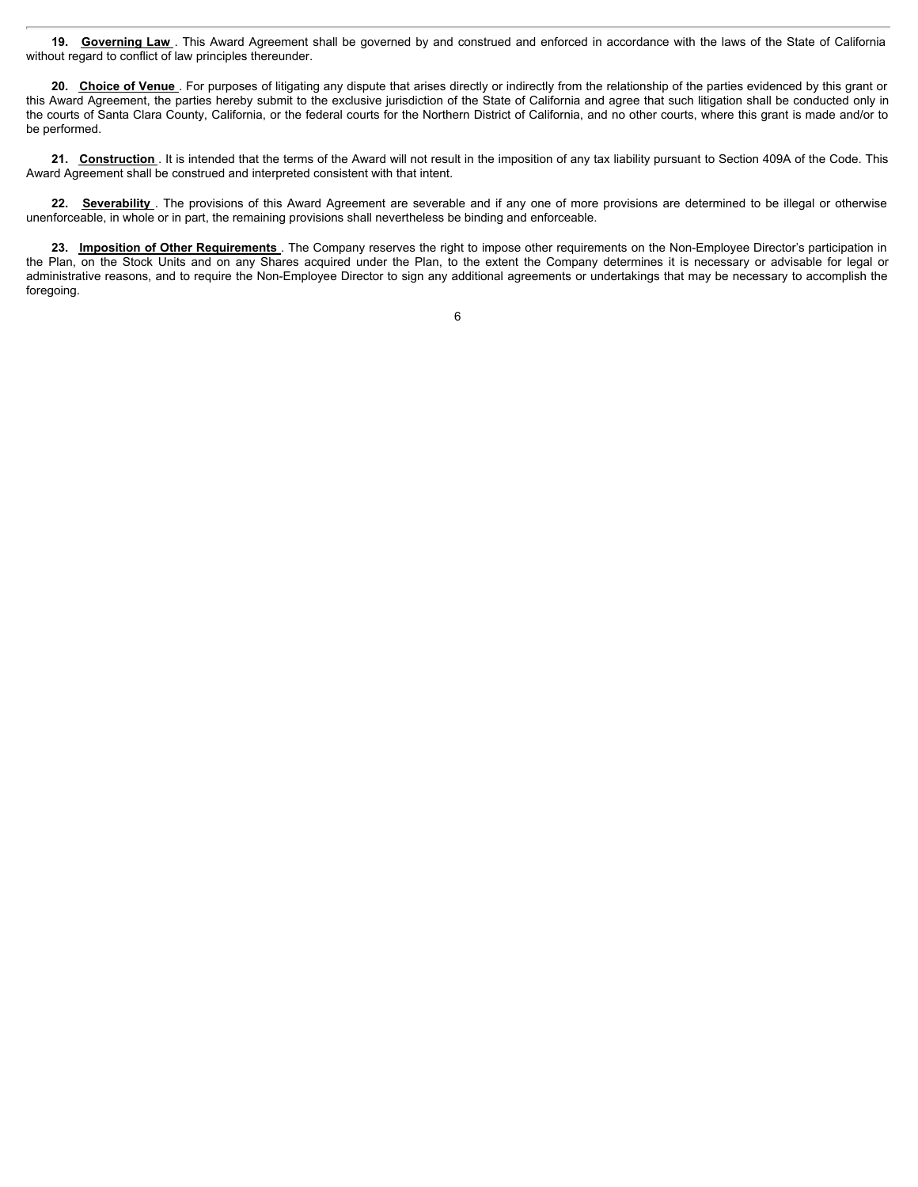**19. Governing Law** . This Award Agreement shall be governed by and construed and enforced in accordance with the laws of the State of California without regard to conflict of law principles thereunder.

**20. Choice of Venue** . For purposes of litigating any dispute that arises directly or indirectly from the relationship of the parties evidenced by this grant or this Award Agreement, the parties hereby submit to the exclusive jurisdiction of the State of California and agree that such litigation shall be conducted only in the courts of Santa Clara County, California, or the federal courts for the Northern District of California, and no other courts, where this grant is made and/or to be performed.

**21. Construction** . It is intended that the terms of the Award will not result in the imposition of any tax liability pursuant to Section 409A of the Code. This Award Agreement shall be construed and interpreted consistent with that intent.

**22. Severability** . The provisions of this Award Agreement are severable and if any one of more provisions are determined to be illegal or otherwise unenforceable, in whole or in part, the remaining provisions shall nevertheless be binding and enforceable.

**23. Imposition of Other Requirements** . The Company reserves the right to impose other requirements on the Non-Employee Director's participation in the Plan, on the Stock Units and on any Shares acquired under the Plan, to the extent the Company determines it is necessary or advisable for legal or administrative reasons, and to require the Non-Employee Director to sign any additional agreements or undertakings that may be necessary to accomplish the foregoing.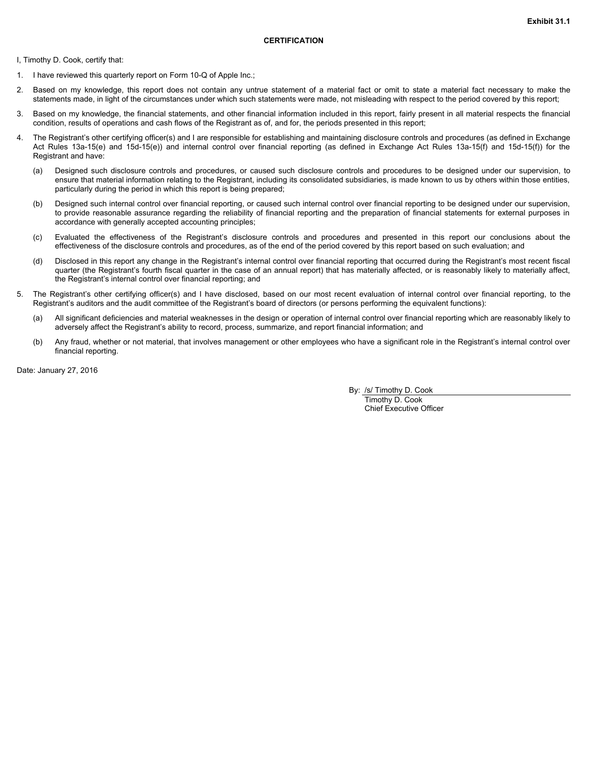**Exhibit 31.1**

**CERTIFICATION**

I, Timothy D. Cook, certify that:

1. I have reviewed this quarterly report on Form 10-Q of Apple Inc.;

2. Based on my knowledge, this report does not contain any untrue statement of a material fact or omit to state a material fact necessary to make the statements made, in light of the circumstances under which such statements were made, not misleading with respect to the period covered by this report;

3. Based on my knowledge, the financial statements, and other financial information included in this report, fairly present in all material respects the financial condition, results of operations and cash flows of the Registrant as of, and for, the periods presented in this report;

4. The Registrant's other certifying officer(s) and I are responsible for establishing and maintaining disclosure controls and procedures (as defined in Exchange Act Rules 13a-15(e) and 15d-15(e)) and internal control over financial reporting (as defined in Exchange Act Rules 13a-15(f) and 15d-15(f)) for the Registrant and have:

   (a) Designed such disclosure controls and procedures, or caused such disclosure controls and procedures to be designed under our supervision, to ensure that material information relating to the Registrant, including its consolidated subsidiaries, is made known to us by others within those entities, particularly during the period in which this report is being prepared;

   (b) Designed such internal control over financial reporting, or caused such internal control over financial reporting to be designed under our supervision, to provide reasonable assurance regarding the reliability of financial reporting and the preparation of financial statements for external purposes in accordance with generally accepted accounting principles;

   (c) Evaluated the effectiveness of the Registrant's disclosure controls and procedures and presented in this report our conclusions about the effectiveness of the disclosure controls and procedures, as of the end of the period covered by this report based on such evaluation; and

   (d) Disclosed in this report any change in the Registrant's internal control over financial reporting that occurred during the Registrant's most recent fiscal quarter (the Registrant's fourth fiscal quarter in the case of an annual report) that has materially affected, or is reasonably likely to materially affect, the Registrant's internal control over financial reporting; and

5. The Registrant's other certifying officer(s) and I have disclosed, based on our most recent evaluation of internal control over financial reporting, to the Registrant's auditors and the audit committee of the Registrant's board of directors (or persons performing the equivalent functions):

   (a) All significant deficiencies and material weaknesses in the design or operation of internal control over financial reporting which are reasonably likely to adversely affect the Registrant's ability to record, process, summarize, and report financial information; and

   (b) Any fraud, whether or not material, that involves management or other employees who have a significant role in the Registrant's internal control over financial reporting.

Date: January 27, 2016

By: /s/ Timothy D. Cook
Timothy D. Cook
Chief Executive Officer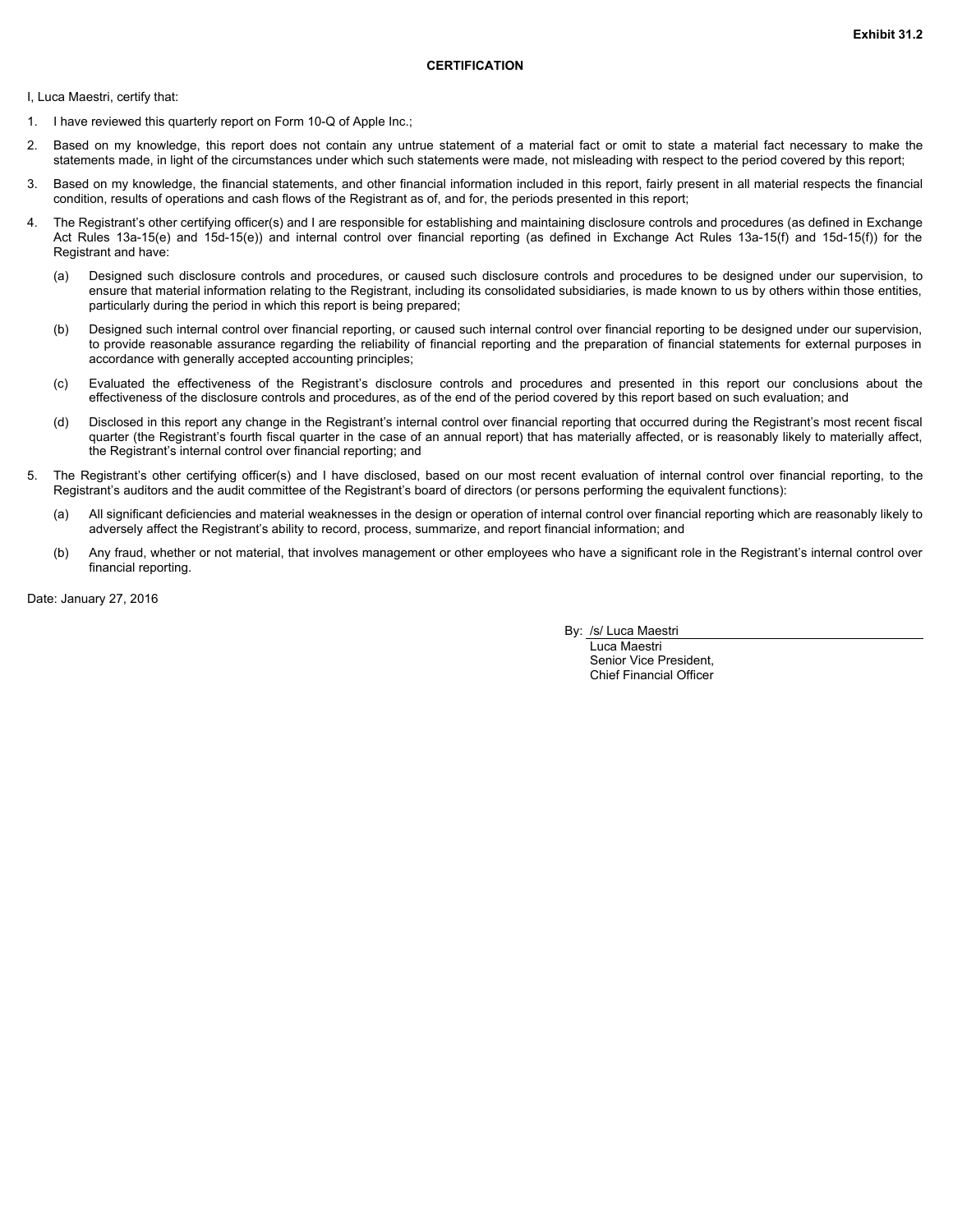**Exhibit 31.2**

**CERTIFICATION**

I, Luca Maestri, certify that:

1. I have reviewed this quarterly report on Form 10-Q of Apple Inc.;
2. Based on my knowledge, this report does not contain any untrue statement of a material fact or omit to state a material fact necessary to make the statements made, in light of the circumstances under which such statements were made, not misleading with respect to the period covered by this report;
3. Based on my knowledge, the financial statements, and other financial information included in this report, fairly present in all material respects the financial condition, results of operations and cash flows of the Registrant as of, and for, the periods presented in this report;
4. The Registrant's other certifying officer(s) and I are responsible for establishing and maintaining disclosure controls and procedures (as defined in Exchange Act Rules 13a-15(e) and 15d-15(e)) and internal control over financial reporting (as defined in Exchange Act Rules 13a-15(f) and 15d-15(f)) for the Registrant and have:
   (a) Designed such disclosure controls and procedures, or caused such disclosure controls and procedures to be designed under our supervision, to ensure that material information relating to the Registrant, including its consolidated subsidiaries, is made known to us by others within those entities, particularly during the period in which this report is being prepared;
   (b) Designed such internal control over financial reporting, or caused such internal control over financial reporting to be designed under our supervision, to provide reasonable assurance regarding the reliability of financial reporting and the preparation of financial statements for external purposes in accordance with generally accepted accounting principles;
   (c) Evaluated the effectiveness of the Registrant's disclosure controls and procedures and presented in this report our conclusions about the effectiveness of the disclosure controls and procedures, as of the end of the period covered by this report based on such evaluation; and
   (d) Disclosed in this report any change in the Registrant's internal control over financial reporting that occurred during the Registrant's most recent fiscal quarter (the Registrant's fourth fiscal quarter in the case of an annual report) that has materially affected, or is reasonably likely to materially affect, the Registrant's internal control over financial reporting; and
5. The Registrant's other certifying officer(s) and I have disclosed, based on our most recent evaluation of internal control over financial reporting, to the Registrant's auditors and the audit committee of the Registrant's board of directors (or persons performing the equivalent functions):
   (a) All significant deficiencies and material weaknesses in the design or operation of internal control over financial reporting which are reasonably likely to adversely affect the Registrant's ability to record, process, summarize, and report financial information; and
   (b) Any fraud, whether or not material, that involves management or other employees who have a significant role in the Registrant's internal control over financial reporting.

Date: January 27, 2016

By: /s/ Luca Maestri
Luca Maestri
Senior Vice President,
Chief Financial Officer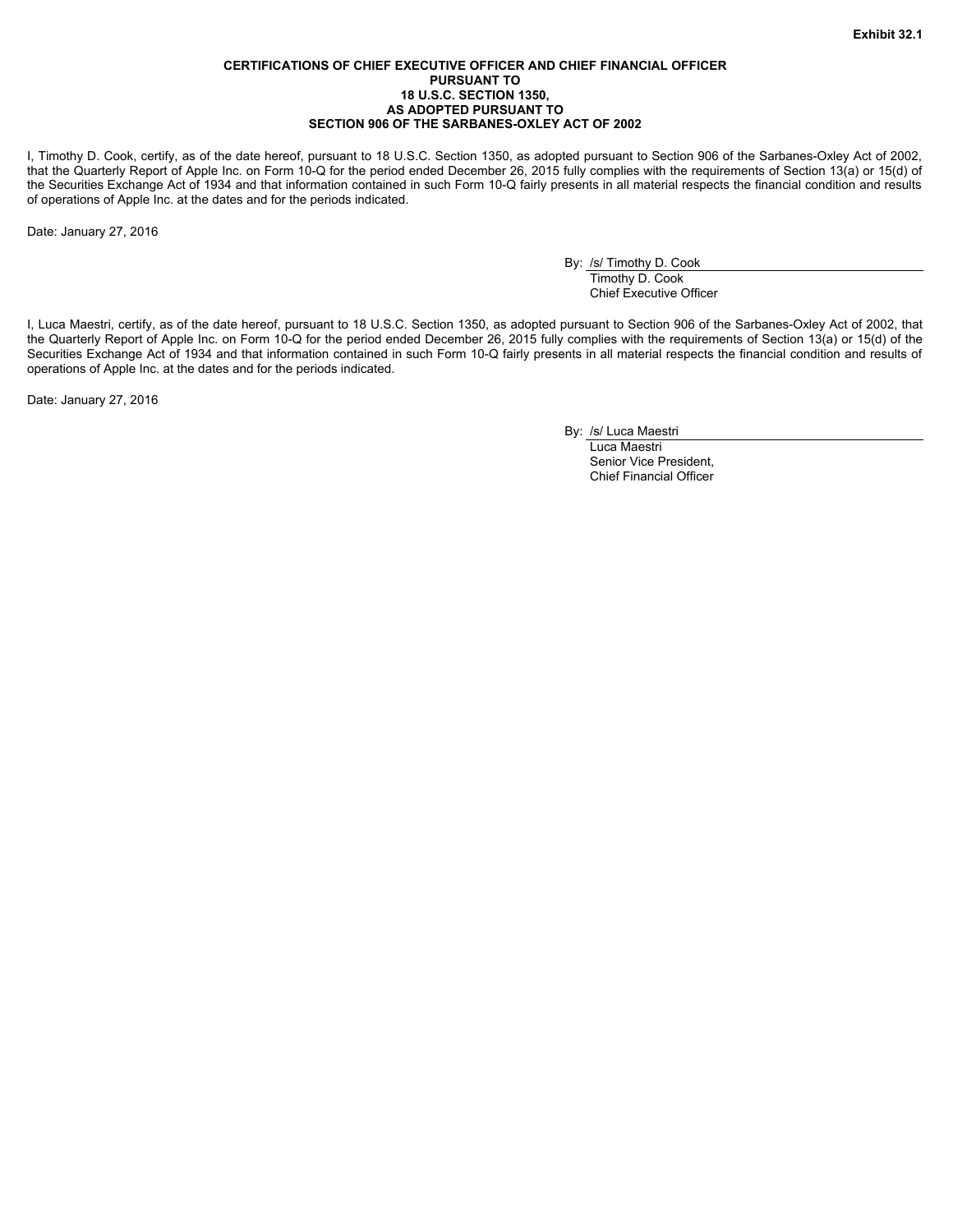**Exhibit 32.1**

**CERTIFICATIONS OF CHIEF EXECUTIVE OFFICER AND CHIEF FINANCIAL OFFICER PURSUANT TO 18 U.S.C. SECTION 1350, AS ADOPTED PURSUANT TO SECTION 906 OF THE SARBANES-OXLEY ACT OF 2002**

I, Timothy D. Cook, certify, as of the date hereof, pursuant to 18 U.S.C. Section 1350, as adopted pursuant to Section 906 of the Sarbanes-Oxley Act of 2002, that the Quarterly Report of Apple Inc. on Form 10-Q for the period ended December 26, 2015 fully complies with the requirements of Section 13(a) or 15(d) of the Securities Exchange Act of 1934 and that information contained in such Form 10-Q fairly presents in all material respects the financial condition and results of operations of Apple Inc. at the dates and for the periods indicated.

Date: January 27, 2016

By: /s/ Timothy D. Cook
Timothy D. Cook
Chief Executive Officer

I, Luca Maestri, certify, as of the date hereof, pursuant to 18 U.S.C. Section 1350, as adopted pursuant to Section 906 of the Sarbanes-Oxley Act of 2002, that the Quarterly Report of Apple Inc. on Form 10-Q for the period ended December 26, 2015 fully complies with the requirements of Section 13(a) or 15(d) of the Securities Exchange Act of 1934 and that information contained in such Form 10-Q fairly presents in all material respects the financial condition and results of operations of Apple Inc. at the dates and for the periods indicated.

Date: January 27, 2016

By: /s/ Luca Maestri
Luca Maestri
Senior Vice President,
Chief Financial Officer